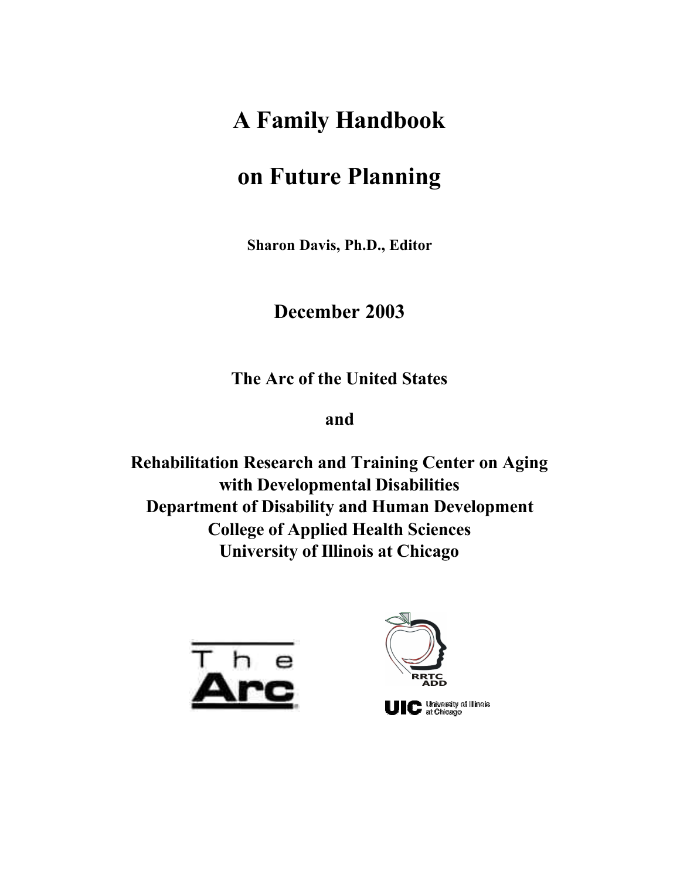# A Family Handbook on Future Planning

**Sharon Davis, Ph.D., Editor**

**December 2003**

**The Arc of the United States**

**and**

**Rehabilitation Research and Training Center on Aging with Developmental Disabilities**
**Department of Disability and Human Development**
**College of Applied Health Sciences**
**University of Illinois at Chicago**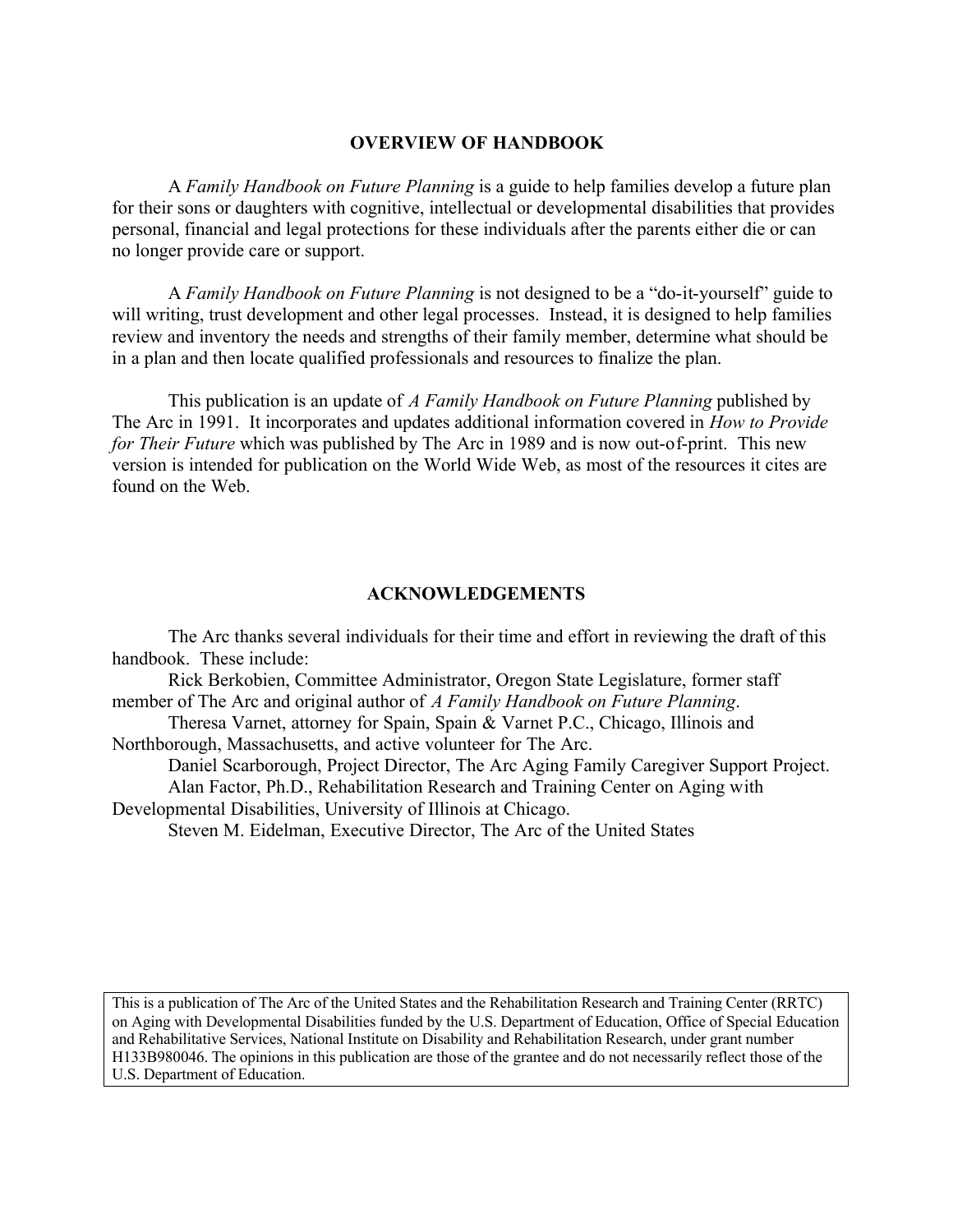## OVERVIEW OF HANDBOOK

A *Family Handbook on Future Planning* is a guide to help families develop a future plan for their sons or daughters with cognitive, intellectual or developmental disabilities that provides personal, financial and legal protections for these individuals after the parents either die or can no longer provide care or support.

A *Family Handbook on Future Planning* is not designed to be a "do-it-yourself" guide to will writing, trust development and other legal processes. Instead, it is designed to help families review and inventory the needs and strengths of their family member, determine what should be in a plan and then locate qualified professionals and resources to finalize the plan.

This publication is an update of *A Family Handbook on Future Planning* published by The Arc in 1991. It incorporates and updates additional information covered in *How to Provide for Their Future* which was published by The Arc in 1989 and is now out-of-print. This new version is intended for publication on the World Wide Web, as most of the resources it cites are found on the Web.

## ACKNOWLEDGEMENTS

The Arc thanks several individuals for their time and effort in reviewing the draft of this handbook. These include:

Rick Berkobien, Committee Administrator, Oregon State Legislature, former staff member of The Arc and original author of *A Family Handbook on Future Planning*.

Theresa Varnet, attorney for Spain, Spain & Varnet P.C., Chicago, Illinois and Northborough, Massachusetts, and active volunteer for The Arc.

Daniel Scarborough, Project Director, The Arc Aging Family Caregiver Support Project.

Alan Factor, Ph.D., Rehabilitation Research and Training Center on Aging with Developmental Disabilities, University of Illinois at Chicago.

Steven M. Eidelman, Executive Director, The Arc of the United States

This is a publication of The Arc of the United States and the Rehabilitation Research and Training Center (RRTC) on Aging with Developmental Disabilities funded by the U.S. Department of Education, Office of Special Education and Rehabilitative Services, National Institute on Disability and Rehabilitation Research, under grant number H133B980046. The opinions in this publication are those of the grantee and do not necessarily reflect those of the U.S. Department of Education.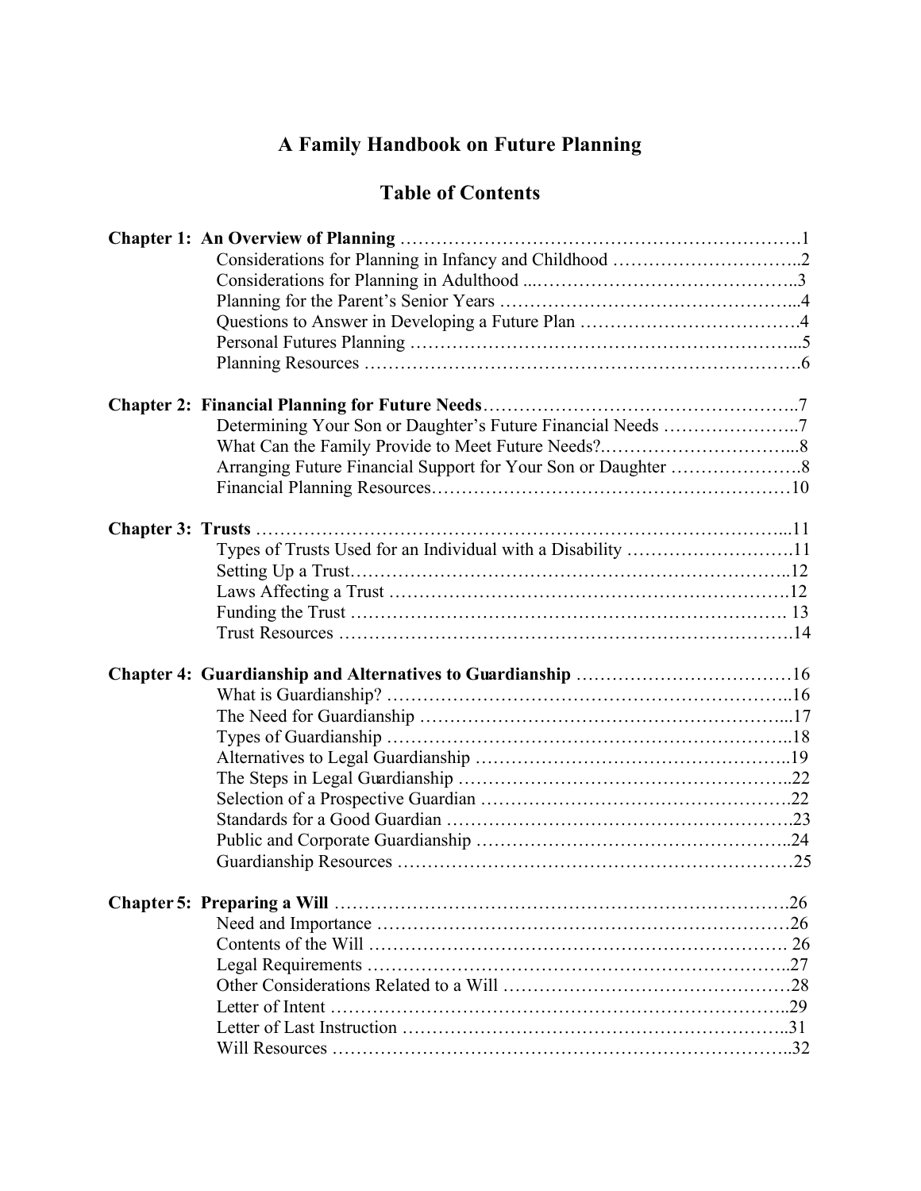# A Family Handbook on Future Planning

## Table of Contents

**Chapter 1: An Overview of Planning** ……………………………………………………………1
- Considerations for Planning in Infancy and Childhood …………………………..2
- Considerations for Planning in Adulthood ...……………………………………..3
- Planning for the Parent's Senior Years …………………………………………...4
- Questions to Answer in Developing a Future Plan ………………………………4
- Personal Futures Planning ……………………………………………………...5
- Planning Resources …………………………………………………………….6

**Chapter 2: Financial Planning for Future Needs**……………………………………………..7
- Determining Your Son or Daughter's Future Financial Needs …………………...7
- What Can the Family Provide to Meet Future Needs?…………………………...8
- Arranging Future Financial Support for Your Son or Daughter …………………8
- Financial Planning Resources……………………………………………………10

**Chapter 3: Trusts** …………………………………………………………………………...11
- Types of Trusts Used for an Individual with a Disability ……………………….11
- Setting Up a Trust……………………………………………………………..12
- Laws Affecting a Trust …………………………………………………………12
- Funding the Trust ……………………………………………………………. 13
- Trust Resources ………………………………………………………………….14

**Chapter 4: Guardianship and Alternatives to Guardianship** ………………………………16
- What is Guardianship? …………………………………………………………..16
- The Need for Guardianship ……………………………………………………...17
- Types of Guardianship …………………………………………………………..18
- Alternatives to Legal Guardianship ……………………………………………..19
- The Steps in Legal Guardianship ………………………………………………..22
- Selection of a Prospective Guardian ……………………………………………..22
- Standards for a Good Guardian ………………………………………………….23
- Public and Corporate Guardianship ……………………………………………..24
- Guardianship Resources …………………………………………………………25

**Chapter 5: Preparing a Will** …………………………………………………………………26
- Need and Importance ……………………………………………………………26
- Contents of the Will ……………………………………………………………. 26
- Legal Requirements ……………………………………………………………..27
- Other Considerations Related to a Will ………………………………………….28
- Letter of Intent …………………………………………………………………..29
- Letter of Last Instruction ………………………………………………………..31
- Will Resources …………………………………………………………………..32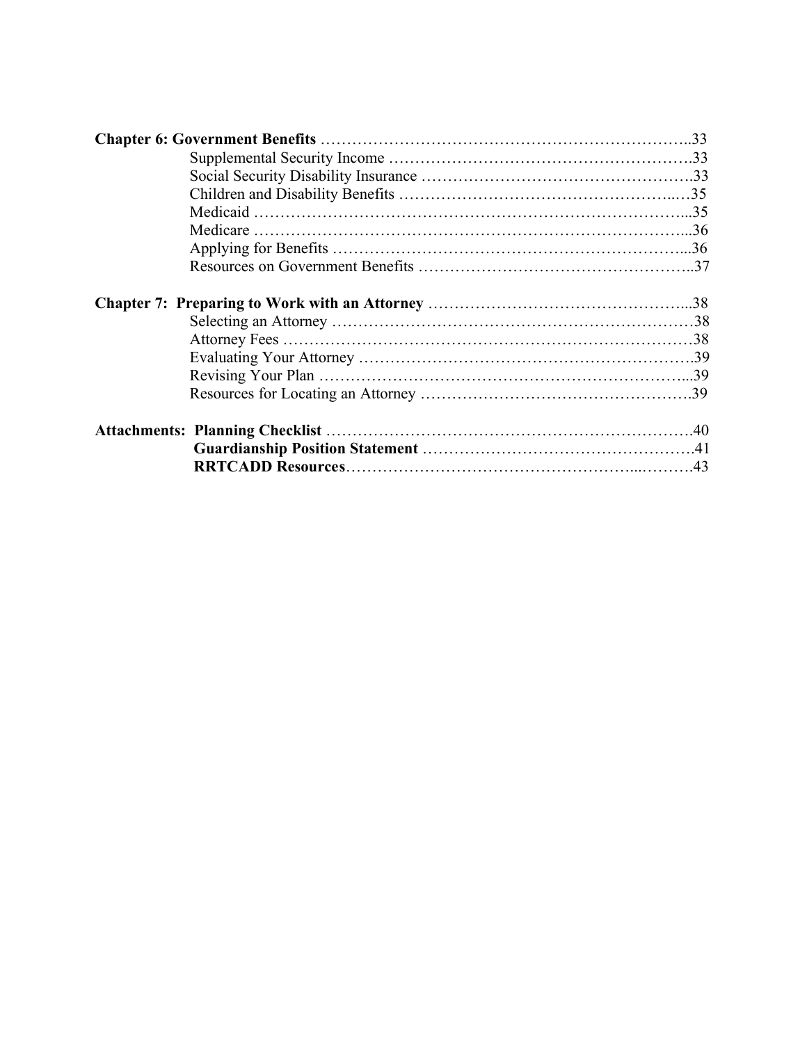**Chapter 6: Government Benefits** ……………………………………………………………..33

- Supplemental Security Income ………………………………………………….33
- Social Security Disability Insurance …………………………………………….33
- Children and Disability Benefits ……………………………………………..…35
- Medicaid ……………………………………………………………………...35
- Medicare ……………………………………………………………………...36
- Applying for Benefits ………………………………………………………...36
- Resources on Government Benefits ……………………………………………..37

**Chapter 7: Preparing to Work with an Attorney** …………………………………………...38

- Selecting an Attorney ……………………………………………………………38
- Attorney Fees ……………………………………………………………………38
- Evaluating Your Attorney ……………………………………………………….39
- Revising Your Plan …………………………………………………………...39
- Resources for Locating an Attorney …………………………………………….39

**Attachments: Planning Checklist** ……………………………………………………………..40

- **Guardianship Position Statement** …………………………………………….41
- **RRTCADD Resources**…………………………………………...……….43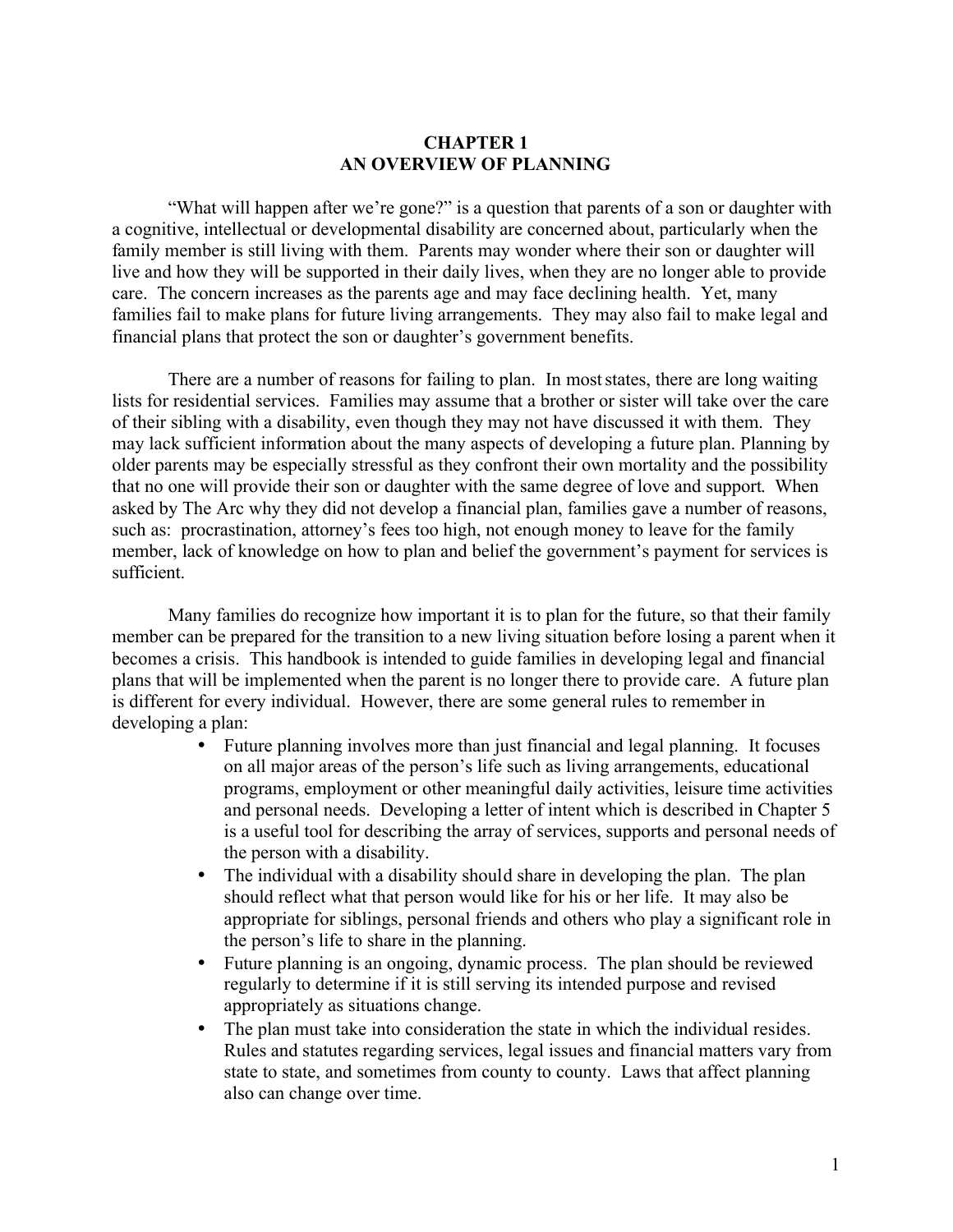# CHAPTER 1
# AN OVERVIEW OF PLANNING

"What will happen after we're gone?" is a question that parents of a son or daughter with a cognitive, intellectual or developmental disability are concerned about, particularly when the family member is still living with them. Parents may wonder where their son or daughter will live and how they will be supported in their daily lives, when they are no longer able to provide care. The concern increases as the parents age and may face declining health. Yet, many families fail to make plans for future living arrangements. They may also fail to make legal and financial plans that protect the son or daughter's government benefits.

There are a number of reasons for failing to plan. In most states, there are long waiting lists for residential services. Families may assume that a brother or sister will take over the care of their sibling with a disability, even though they may not have discussed it with them. They may lack sufficient information about the many aspects of developing a future plan. Planning by older parents may be especially stressful as they confront their own mortality and the possibility that no one will provide their son or daughter with the same degree of love and support. When asked by The Arc why they did not develop a financial plan, families gave a number of reasons, such as: procrastination, attorney's fees too high, not enough money to leave for the family member, lack of knowledge on how to plan and belief the government's payment for services is sufficient.

Many families do recognize how important it is to plan for the future, so that their family member can be prepared for the transition to a new living situation before losing a parent when it becomes a crisis. This handbook is intended to guide families in developing legal and financial plans that will be implemented when the parent is no longer there to provide care. A future plan is different for every individual. However, there are some general rules to remember in developing a plan:

- Future planning involves more than just financial and legal planning. It focuses on all major areas of the person's life such as living arrangements, educational programs, employment or other meaningful daily activities, leisure time activities and personal needs. Developing a letter of intent which is described in Chapter 5 is a useful tool for describing the array of services, supports and personal needs of the person with a disability.
- The individual with a disability should share in developing the plan. The plan should reflect what that person would like for his or her life. It may also be appropriate for siblings, personal friends and others who play a significant role in the person's life to share in the planning.
- Future planning is an ongoing, dynamic process. The plan should be reviewed regularly to determine if it is still serving its intended purpose and revised appropriately as situations change.
- The plan must take into consideration the state in which the individual resides. Rules and statutes regarding services, legal issues and financial matters vary from state to state, and sometimes from county to county. Laws that affect planning also can change over time.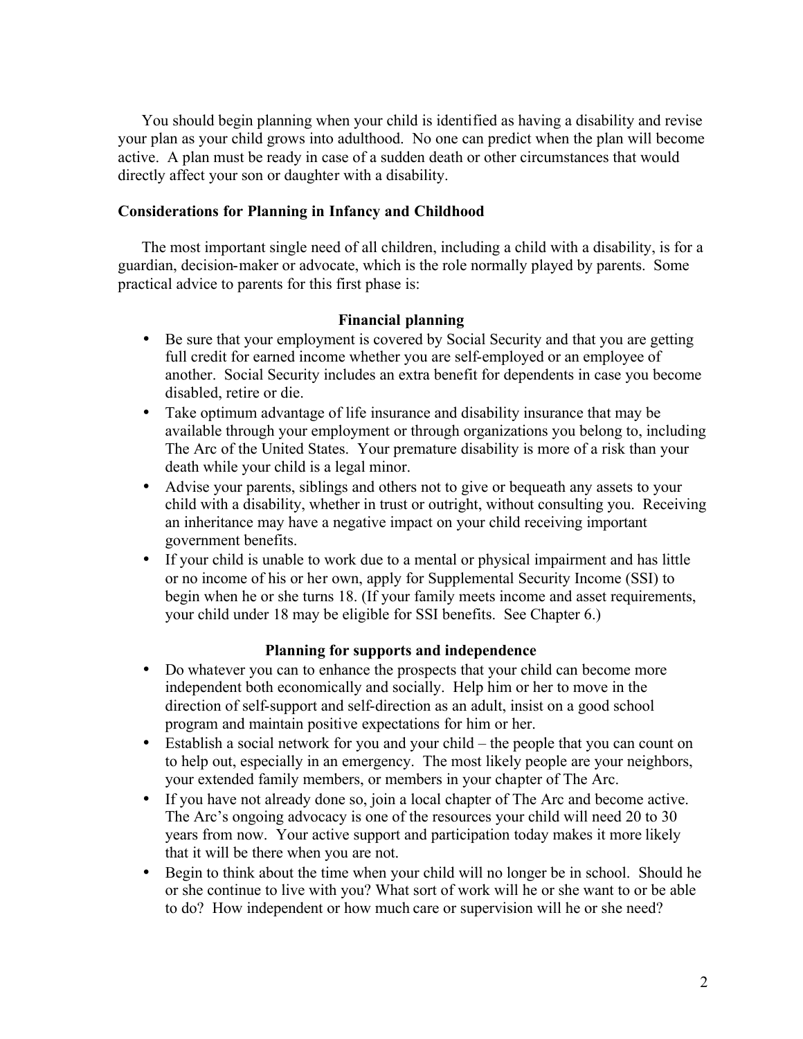You should begin planning when your child is identified as having a disability and revise your plan as your child grows into adulthood. No one can predict when the plan will become active. A plan must be ready in case of a sudden death or other circumstances that would directly affect your son or daughter with a disability.

### Considerations for Planning in Infancy and Childhood

The most important single need of all children, including a child with a disability, is for a guardian, decision-maker or advocate, which is the role normally played by parents. Some practical advice to parents for this first phase is:

**Financial planning**

- Be sure that your employment is covered by Social Security and that you are getting full credit for earned income whether you are self-employed or an employee of another. Social Security includes an extra benefit for dependents in case you become disabled, retire or die.
- Take optimum advantage of life insurance and disability insurance that may be available through your employment or through organizations you belong to, including The Arc of the United States. Your premature disability is more of a risk than your death while your child is a legal minor.
- Advise your parents, siblings and others not to give or bequeath any assets to your child with a disability, whether in trust or outright, without consulting you. Receiving an inheritance may have a negative impact on your child receiving important government benefits.
- If your child is unable to work due to a mental or physical impairment and has little or no income of his or her own, apply for Supplemental Security Income (SSI) to begin when he or she turns 18. (If your family meets income and asset requirements, your child under 18 may be eligible for SSI benefits. See Chapter 6.)

**Planning for supports and independence**

- Do whatever you can to enhance the prospects that your child can become more independent both economically and socially. Help him or her to move in the direction of self-support and self-direction as an adult, insist on a good school program and maintain positive expectations for him or her.
- Establish a social network for you and your child – the people that you can count on to help out, especially in an emergency. The most likely people are your neighbors, your extended family members, or members in your chapter of The Arc.
- If you have not already done so, join a local chapter of The Arc and become active. The Arc's ongoing advocacy is one of the resources your child will need 20 to 30 years from now. Your active support and participation today makes it more likely that it will be there when you are not.
- Begin to think about the time when your child will no longer be in school. Should he or she continue to live with you? What sort of work will he or she want to or be able to do? How independent or how much care or supervision will he or she need?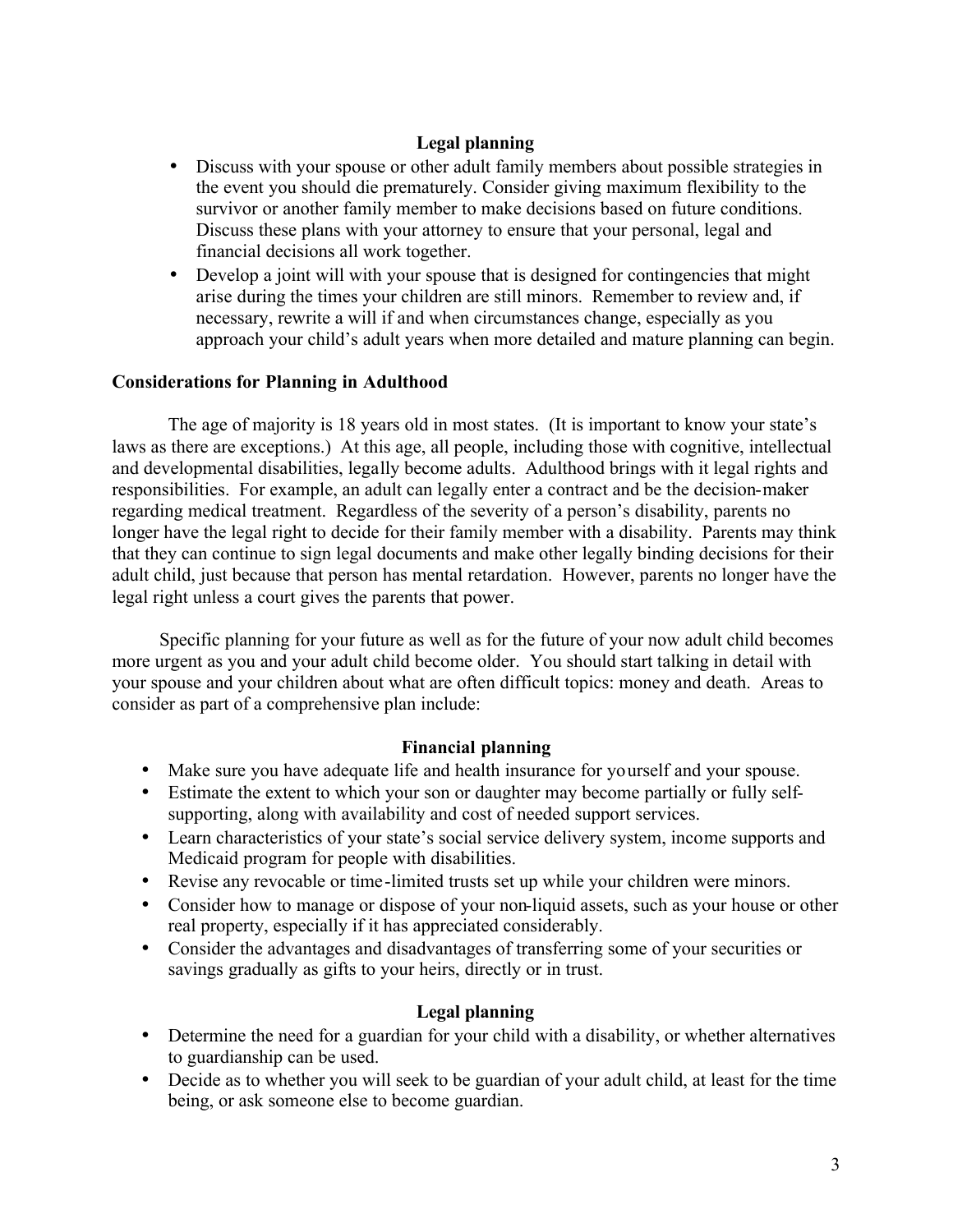#### Legal planning

- Discuss with your spouse or other adult family members about possible strategies in the event you should die prematurely. Consider giving maximum flexibility to the survivor or another family member to make decisions based on future conditions. Discuss these plans with your attorney to ensure that your personal, legal and financial decisions all work together.
- Develop a joint will with your spouse that is designed for contingencies that might arise during the times your children are still minors. Remember to review and, if necessary, rewrite a will if and when circumstances change, especially as you approach your child's adult years when more detailed and mature planning can begin.

### Considerations for Planning in Adulthood

The age of majority is 18 years old in most states. (It is important to know your state's laws as there are exceptions.) At this age, all people, including those with cognitive, intellectual and developmental disabilities, legally become adults. Adulthood brings with it legal rights and responsibilities. For example, an adult can legally enter a contract and be the decision-maker regarding medical treatment. Regardless of the severity of a person's disability, parents no longer have the legal right to decide for their family member with a disability. Parents may think that they can continue to sign legal documents and make other legally binding decisions for their adult child, just because that person has mental retardation. However, parents no longer have the legal right unless a court gives the parents that power.

Specific planning for your future as well as for the future of your now adult child becomes more urgent as you and your adult child become older. You should start talking in detail with your spouse and your children about what are often difficult topics: money and death. Areas to consider as part of a comprehensive plan include:

#### Financial planning

- Make sure you have adequate life and health insurance for yourself and your spouse.
- Estimate the extent to which your son or daughter may become partially or fully self-supporting, along with availability and cost of needed support services.
- Learn characteristics of your state's social service delivery system, income supports and Medicaid program for people with disabilities.
- Revise any revocable or time-limited trusts set up while your children were minors.
- Consider how to manage or dispose of your non-liquid assets, such as your house or other real property, especially if it has appreciated considerably.
- Consider the advantages and disadvantages of transferring some of your securities or savings gradually as gifts to your heirs, directly or in trust.

#### Legal planning

- Determine the need for a guardian for your child with a disability, or whether alternatives to guardianship can be used.
- Decide as to whether you will seek to be guardian of your adult child, at least for the time being, or ask someone else to become guardian.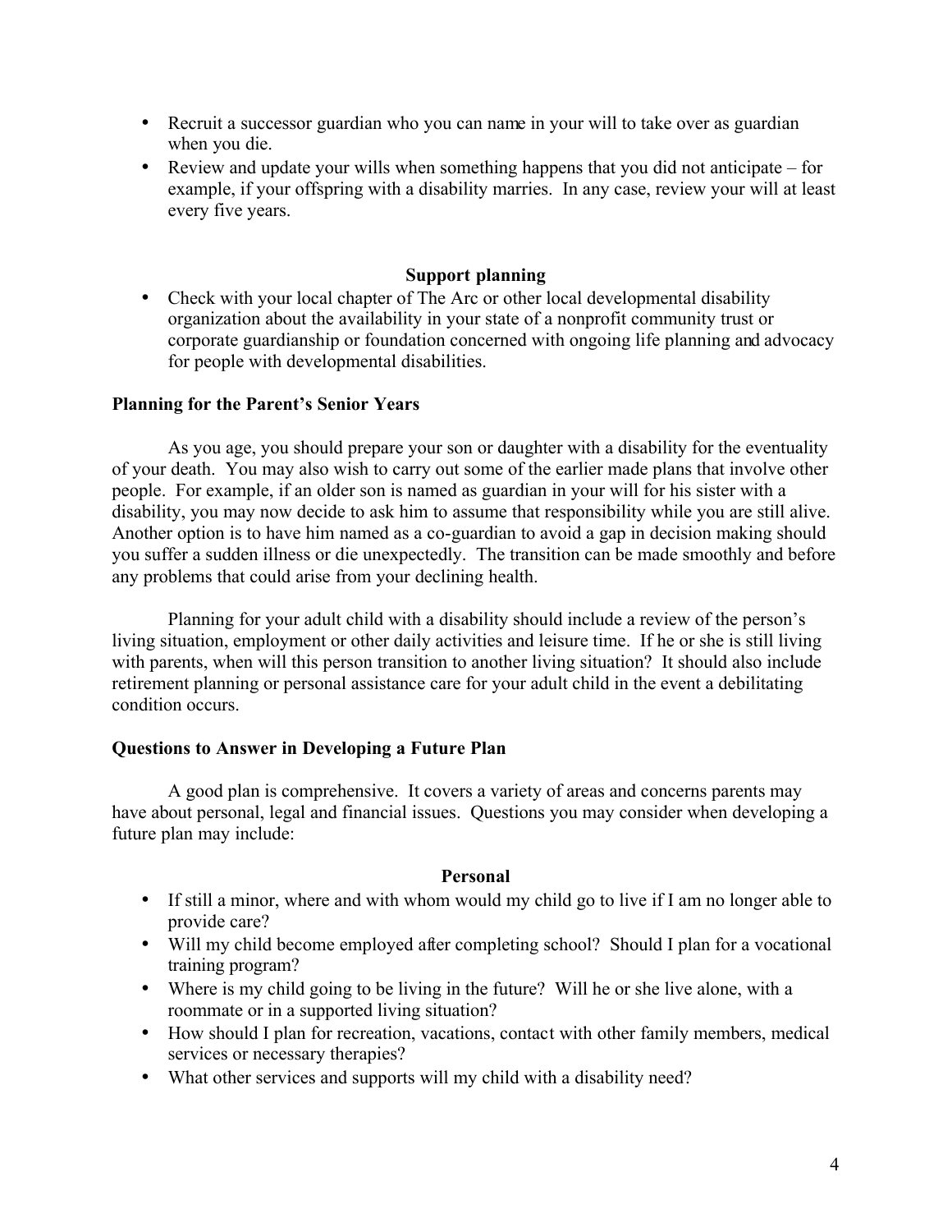- Recruit a successor guardian who you can name in your will to take over as guardian when you die.
- Review and update your wills when something happens that you did not anticipate – for example, if your offspring with a disability marries. In any case, review your will at least every five years.

**Support planning**

- Check with your local chapter of The Arc or other local developmental disability organization about the availability in your state of a nonprofit community trust or corporate guardianship or foundation concerned with ongoing life planning and advocacy for people with developmental disabilities.

### Planning for the Parent's Senior Years

As you age, you should prepare your son or daughter with a disability for the eventuality of your death. You may also wish to carry out some of the earlier made plans that involve other people. For example, if an older son is named as guardian in your will for his sister with a disability, you may now decide to ask him to assume that responsibility while you are still alive. Another option is to have him named as a co-guardian to avoid a gap in decision making should you suffer a sudden illness or die unexpectedly. The transition can be made smoothly and before any problems that could arise from your declining health.

Planning for your adult child with a disability should include a review of the person's living situation, employment or other daily activities and leisure time. If he or she is still living with parents, when will this person transition to another living situation? It should also include retirement planning or personal assistance care for your adult child in the event a debilitating condition occurs.

### Questions to Answer in Developing a Future Plan

A good plan is comprehensive. It covers a variety of areas and concerns parents may have about personal, legal and financial issues. Questions you may consider when developing a future plan may include:

**Personal**

- If still a minor, where and with whom would my child go to live if I am no longer able to provide care?
- Will my child become employed after completing school? Should I plan for a vocational training program?
- Where is my child going to be living in the future? Will he or she live alone, with a roommate or in a supported living situation?
- How should I plan for recreation, vacations, contact with other family members, medical services or necessary therapies?
- What other services and supports will my child with a disability need?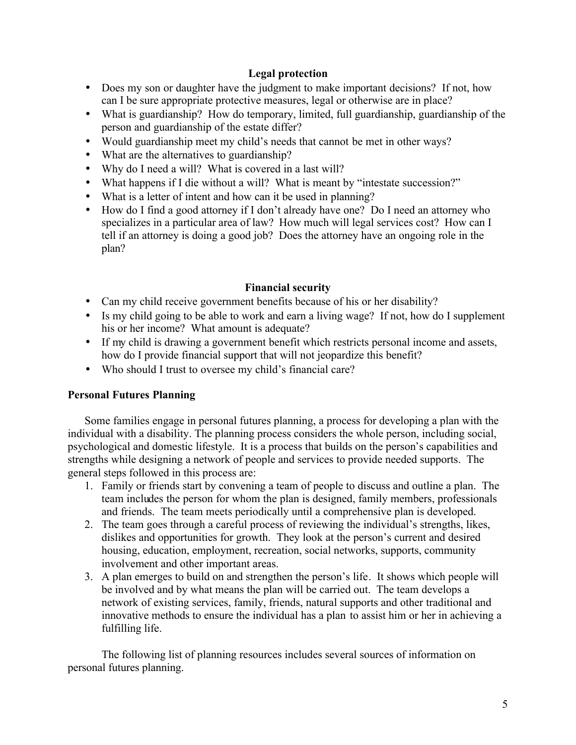### Legal protection

- Does my son or daughter have the judgment to make important decisions? If not, how can I be sure appropriate protective measures, legal or otherwise are in place?
- What is guardianship? How do temporary, limited, full guardianship, guardianship of the person and guardianship of the estate differ?
- Would guardianship meet my child's needs that cannot be met in other ways?
- What are the alternatives to guardianship?
- Why do I need a will? What is covered in a last will?
- What happens if I die without a will? What is meant by "intestate succession?"
- What is a letter of intent and how can it be used in planning?
- How do I find a good attorney if I don't already have one? Do I need an attorney who specializes in a particular area of law? How much will legal services cost? How can I tell if an attorney is doing a good job? Does the attorney have an ongoing role in the plan?

### Financial security

- Can my child receive government benefits because of his or her disability?
- Is my child going to be able to work and earn a living wage? If not, how do I supplement his or her income? What amount is adequate?
- If my child is drawing a government benefit which restricts personal income and assets, how do I provide financial support that will not jeopardize this benefit?
- Who should I trust to oversee my child's financial care?

## Personal Futures Planning

Some families engage in personal futures planning, a process for developing a plan with the individual with a disability. The planning process considers the whole person, including social, psychological and domestic lifestyle. It is a process that builds on the person's capabilities and strengths while designing a network of people and services to provide needed supports. The general steps followed in this process are:

1. Family or friends start by convening a team of people to discuss and outline a plan. The team includes the person for whom the plan is designed, family members, professionals and friends. The team meets periodically until a comprehensive plan is developed.
2. The team goes through a careful process of reviewing the individual's strengths, likes, dislikes and opportunities for growth. They look at the person's current and desired housing, education, employment, recreation, social networks, supports, community involvement and other important areas.
3. A plan emerges to build on and strengthen the person's life. It shows which people will be involved and by what means the plan will be carried out. The team develops a network of existing services, family, friends, natural supports and other traditional and innovative methods to ensure the individual has a plan to assist him or her in achieving a fulfilling life.

The following list of planning resources includes several sources of information on personal futures planning.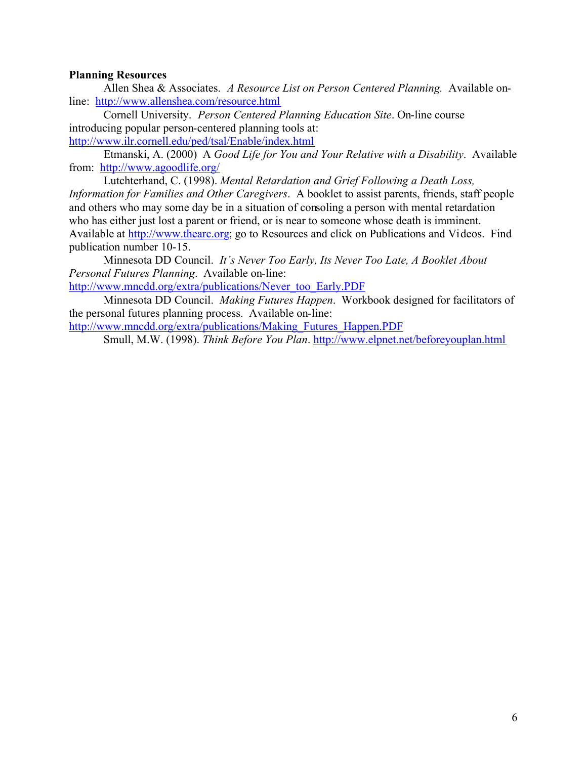**Planning Resources**

Allen Shea & Associates. *A Resource List on Person Centered Planning.* Available on-line: http://www.allenshea.com/resource.html

Cornell University. *Person Centered Planning Education Site*. On-line course introducing popular person-centered planning tools at: http://www.ilr.cornell.edu/ped/tsal/Enable/index.html

Etmanski, A. (2000) A *Good Life for You and Your Relative with a Disability*. Available from: http://www.agoodlife.org/

Lutchterhand, C. (1998). *Mental Retardation and Grief Following a Death Loss, Information for Families and Other Caregivers*. A booklet to assist parents, friends, staff people and others who may some day be in a situation of consoling a person with mental retardation who has either just lost a parent or friend, or is near to someone whose death is imminent. Available at http://www.thearc.org; go to Resources and click on Publications and Videos. Find publication number 10-15.

Minnesota DD Council. *It's Never Too Early, Its Never Too Late, A Booklet About Personal Futures Planning*. Available on-line: http://www.mncdd.org/extra/publications/Never_too_Early.PDF

Minnesota DD Council. *Making Futures Happen*. Workbook designed for facilitators of the personal futures planning process. Available on-line: http://www.mncdd.org/extra/publications/Making_Futures_Happen.PDF

Smull, M.W. (1998). *Think Before You Plan*. http://www.elpnet.net/beforeyouplan.html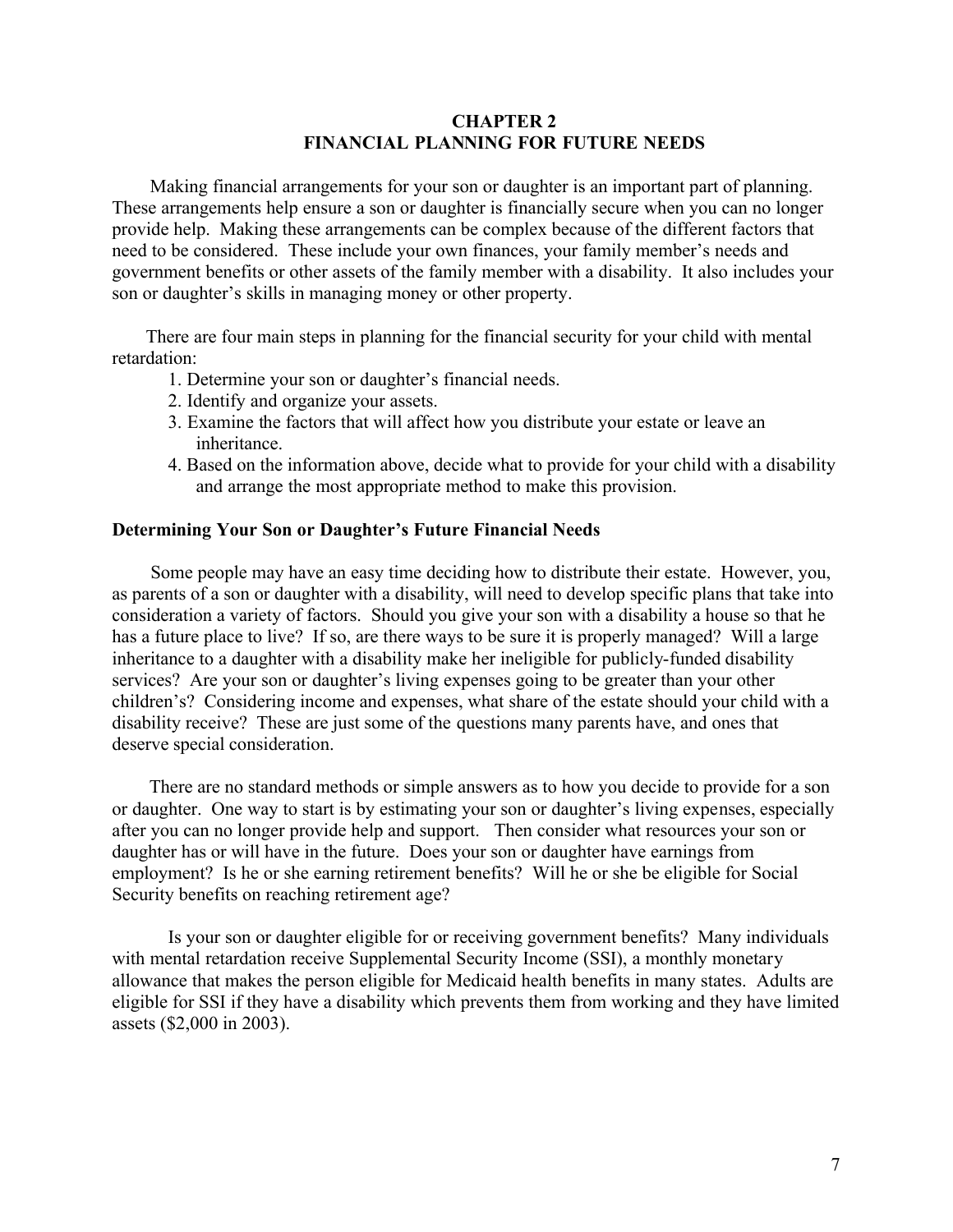## CHAPTER 2
## FINANCIAL PLANNING FOR FUTURE NEEDS

Making financial arrangements for your son or daughter is an important part of planning. These arrangements help ensure a son or daughter is financially secure when you can no longer provide help. Making these arrangements can be complex because of the different factors that need to be considered. These include your own finances, your family member's needs and government benefits or other assets of the family member with a disability. It also includes your son or daughter's skills in managing money or other property.

There are four main steps in planning for the financial security for your child with mental retardation:

1. Determine your son or daughter's financial needs.
2. Identify and organize your assets.
3. Examine the factors that will affect how you distribute your estate or leave an inheritance.
4. Based on the information above, decide what to provide for your child with a disability and arrange the most appropriate method to make this provision.

### Determining Your Son or Daughter's Future Financial Needs

Some people may have an easy time deciding how to distribute their estate. However, you, as parents of a son or daughter with a disability, will need to develop specific plans that take into consideration a variety of factors. Should you give your son with a disability a house so that he has a future place to live? If so, are there ways to be sure it is properly managed? Will a large inheritance to a daughter with a disability make her ineligible for publicly-funded disability services? Are your son or daughter's living expenses going to be greater than your other children's? Considering income and expenses, what share of the estate should your child with a disability receive? These are just some of the questions many parents have, and ones that deserve special consideration.

There are no standard methods or simple answers as to how you decide to provide for a son or daughter. One way to start is by estimating your son or daughter's living expenses, especially after you can no longer provide help and support. Then consider what resources your son or daughter has or will have in the future. Does your son or daughter have earnings from employment? Is he or she earning retirement benefits? Will he or she be eligible for Social Security benefits on reaching retirement age?

Is your son or daughter eligible for or receiving government benefits? Many individuals with mental retardation receive Supplemental Security Income (SSI), a monthly monetary allowance that makes the person eligible for Medicaid health benefits in many states. Adults are eligible for SSI if they have a disability which prevents them from working and they have limited assets ($2,000 in 2003).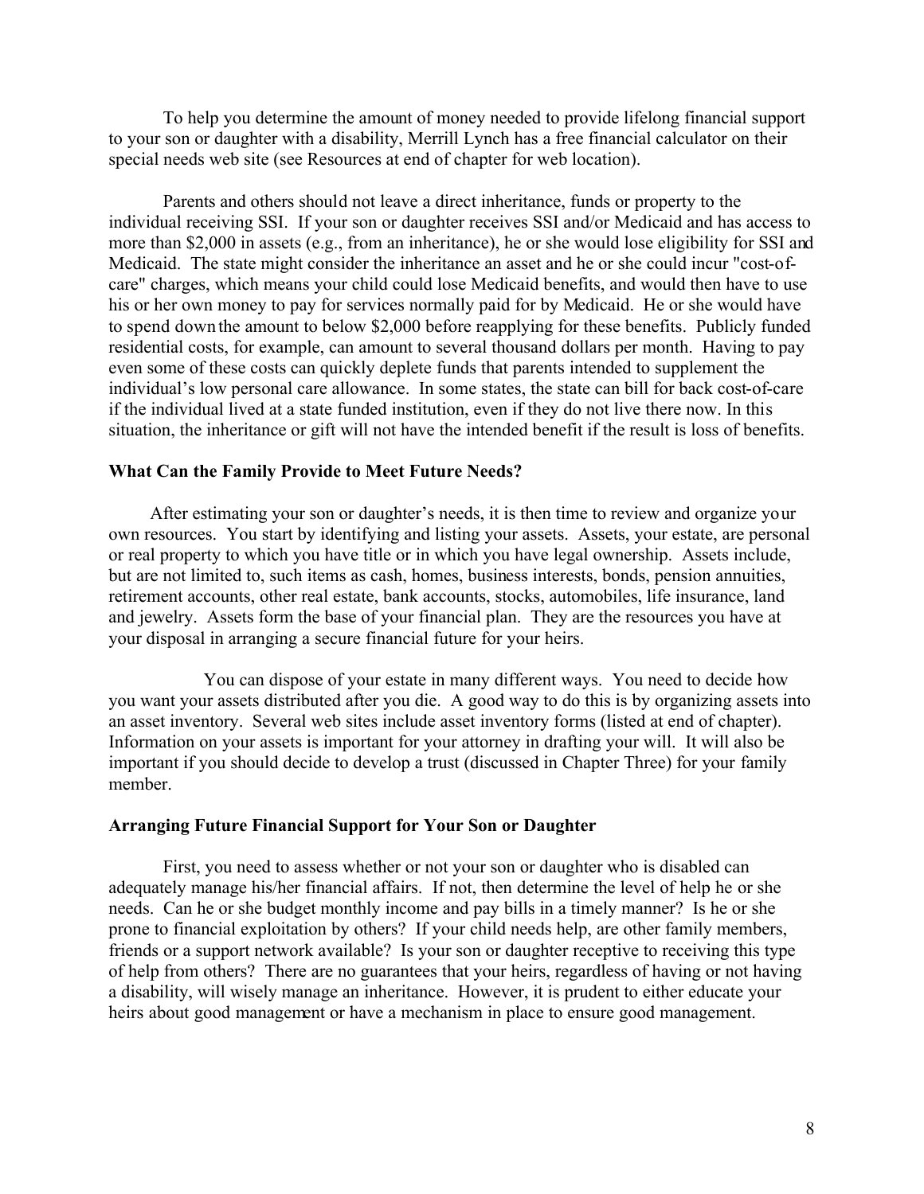To help you determine the amount of money needed to provide lifelong financial support to your son or daughter with a disability, Merrill Lynch has a free financial calculator on their special needs web site (see Resources at end of chapter for web location).

Parents and others should not leave a direct inheritance, funds or property to the individual receiving SSI. If your son or daughter receives SSI and/or Medicaid and has access to more than $2,000 in assets (e.g., from an inheritance), he or she would lose eligibility for SSI and Medicaid. The state might consider the inheritance an asset and he or she could incur "cost-of-care" charges, which means your child could lose Medicaid benefits, and would then have to use his or her own money to pay for services normally paid for by Medicaid. He or she would have to spend down the amount to below $2,000 before reapplying for these benefits. Publicly funded residential costs, for example, can amount to several thousand dollars per month. Having to pay even some of these costs can quickly deplete funds that parents intended to supplement the individual's low personal care allowance. In some states, the state can bill for back cost-of-care if the individual lived at a state funded institution, even if they do not live there now. In this situation, the inheritance or gift will not have the intended benefit if the result is loss of benefits.

### What Can the Family Provide to Meet Future Needs?

After estimating your son or daughter's needs, it is then time to review and organize your own resources. You start by identifying and listing your assets. Assets, your estate, are personal or real property to which you have title or in which you have legal ownership. Assets include, but are not limited to, such items as cash, homes, business interests, bonds, pension annuities, retirement accounts, other real estate, bank accounts, stocks, automobiles, life insurance, land and jewelry. Assets form the base of your financial plan. They are the resources you have at your disposal in arranging a secure financial future for your heirs.

You can dispose of your estate in many different ways. You need to decide how you want your assets distributed after you die. A good way to do this is by organizing assets into an asset inventory. Several web sites include asset inventory forms (listed at end of chapter). Information on your assets is important for your attorney in drafting your will. It will also be important if you should decide to develop a trust (discussed in Chapter Three) for your family member.

### Arranging Future Financial Support for Your Son or Daughter

First, you need to assess whether or not your son or daughter who is disabled can adequately manage his/her financial affairs. If not, then determine the level of help he or she needs. Can he or she budget monthly income and pay bills in a timely manner? Is he or she prone to financial exploitation by others? If your child needs help, are other family members, friends or a support network available? Is your son or daughter receptive to receiving this type of help from others? There are no guarantees that your heirs, regardless of having or not having a disability, will wisely manage an inheritance. However, it is prudent to either educate your heirs about good management or have a mechanism in place to ensure good management.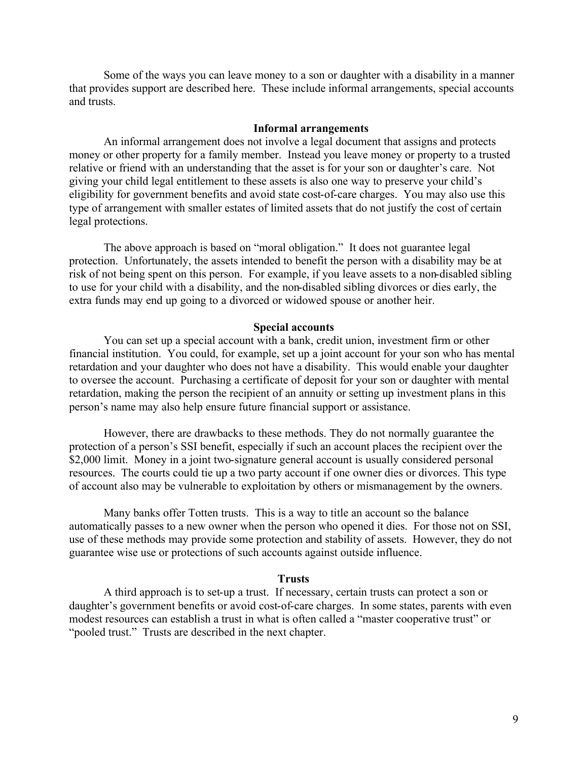Some of the ways you can leave money to a son or daughter with a disability in a manner that provides support are described here. These include informal arrangements, special accounts and trusts.

### Informal arrangements

An informal arrangement does not involve a legal document that assigns and protects money or other property for a family member. Instead you leave money or property to a trusted relative or friend with an understanding that the asset is for your son or daughter's care. Not giving your child legal entitlement to these assets is also one way to preserve your child's eligibility for government benefits and avoid state cost-of-care charges. You may also use this type of arrangement with smaller estates of limited assets that do not justify the cost of certain legal protections.

The above approach is based on "moral obligation." It does not guarantee legal protection. Unfortunately, the assets intended to benefit the person with a disability may be at risk of not being spent on this person. For example, if you leave assets to a non-disabled sibling to use for your child with a disability, and the non-disabled sibling divorces or dies early, the extra funds may end up going to a divorced or widowed spouse or another heir.

### Special accounts

You can set up a special account with a bank, credit union, investment firm or other financial institution. You could, for example, set up a joint account for your son who has mental retardation and your daughter who does not have a disability. This would enable your daughter to oversee the account. Purchasing a certificate of deposit for your son or daughter with mental retardation, making the person the recipient of an annuity or setting up investment plans in this person's name may also help ensure future financial support or assistance.

However, there are drawbacks to these methods. They do not normally guarantee the protection of a person's SSI benefit, especially if such an account places the recipient over the $2,000 limit. Money in a joint two-signature general account is usually considered personal resources. The courts could tie up a two party account if one owner dies or divorces. This type of account also may be vulnerable to exploitation by others or mismanagement by the owners.

Many banks offer Totten trusts. This is a way to title an account so the balance automatically passes to a new owner when the person who opened it dies. For those not on SSI, use of these methods may provide some protection and stability of assets. However, they do not guarantee wise use or protections of such accounts against outside influence.

### Trusts

A third approach is to set-up a trust. If necessary, certain trusts can protect a son or daughter's government benefits or avoid cost-of-care charges. In some states, parents with even modest resources can establish a trust in what is often called a "master cooperative trust" or "pooled trust." Trusts are described in the next chapter.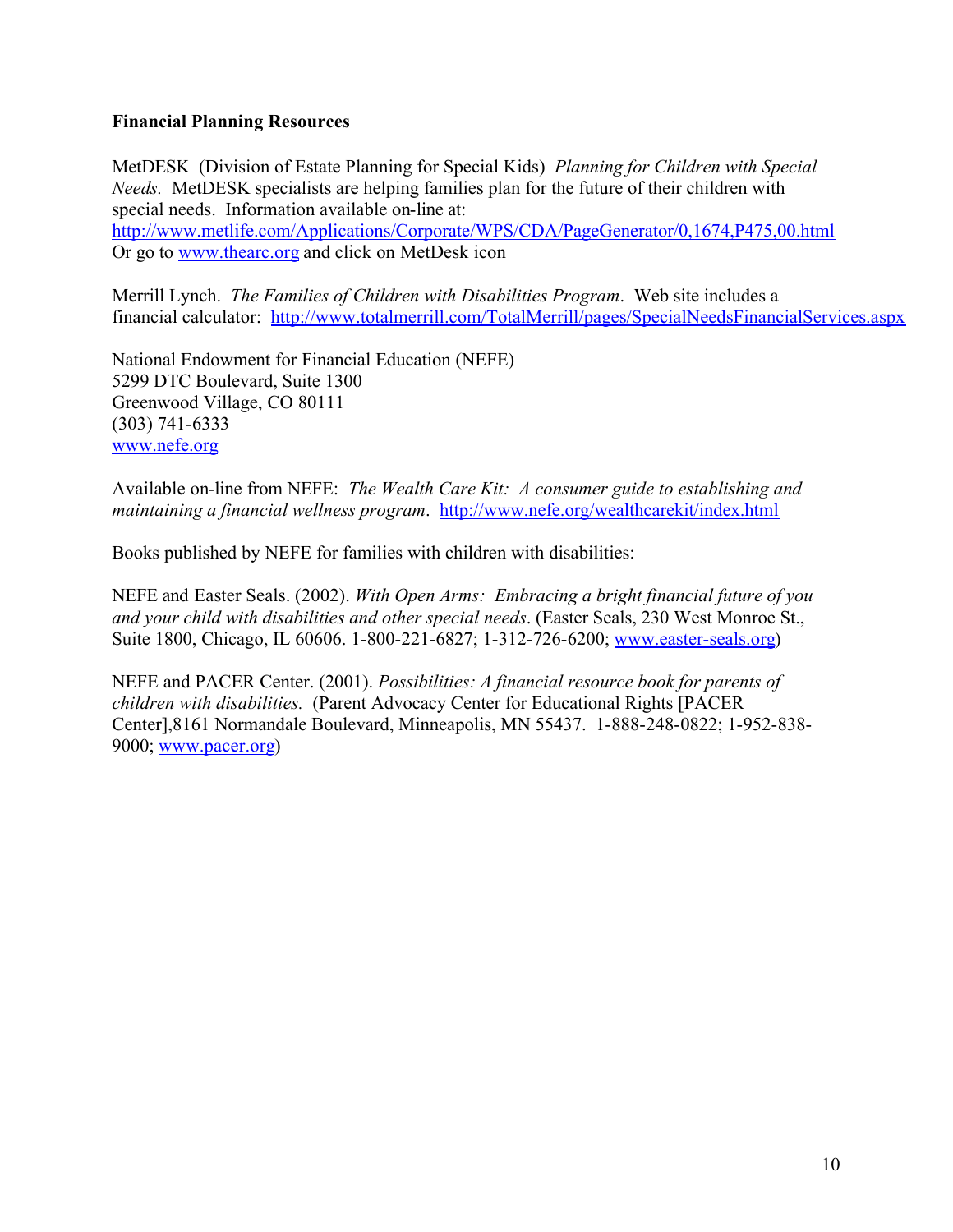**Financial Planning Resources**

MetDESK (Division of Estate Planning for Special Kids) *Planning for Children with Special Needs.* MetDESK specialists are helping families plan for the future of their children with special needs. Information available on-line at:
http://www.metlife.com/Applications/Corporate/WPS/CDA/PageGenerator/0,1674,P475,00.html
Or go to www.thearc.org and click on MetDesk icon

Merrill Lynch. *The Families of Children with Disabilities Program*. Web site includes a financial calculator: http://www.totalmerrill.com/TotalMerrill/pages/SpecialNeedsFinancialServices.aspx

National Endowment for Financial Education (NEFE)
5299 DTC Boulevard, Suite 1300
Greenwood Village, CO 80111
(303) 741-6333
www.nefe.org

Available on-line from NEFE: *The Wealth Care Kit: A consumer guide to establishing and maintaining a financial wellness program*. http://www.nefe.org/wealthcarekit/index.html

Books published by NEFE for families with children with disabilities:

NEFE and Easter Seals. (2002). *With Open Arms: Embracing a bright financial future of you and your child with disabilities and other special needs*. (Easter Seals, 230 West Monroe St., Suite 1800, Chicago, IL 60606. 1-800-221-6827; 1-312-726-6200; www.easter-seals.org)

NEFE and PACER Center. (2001). *Possibilities: A financial resource book for parents of children with disabilities.* (Parent Advocacy Center for Educational Rights [PACER Center],8161 Normandale Boulevard, Minneapolis, MN 55437. 1-888-248-0822; 1-952-838-9000; www.pacer.org)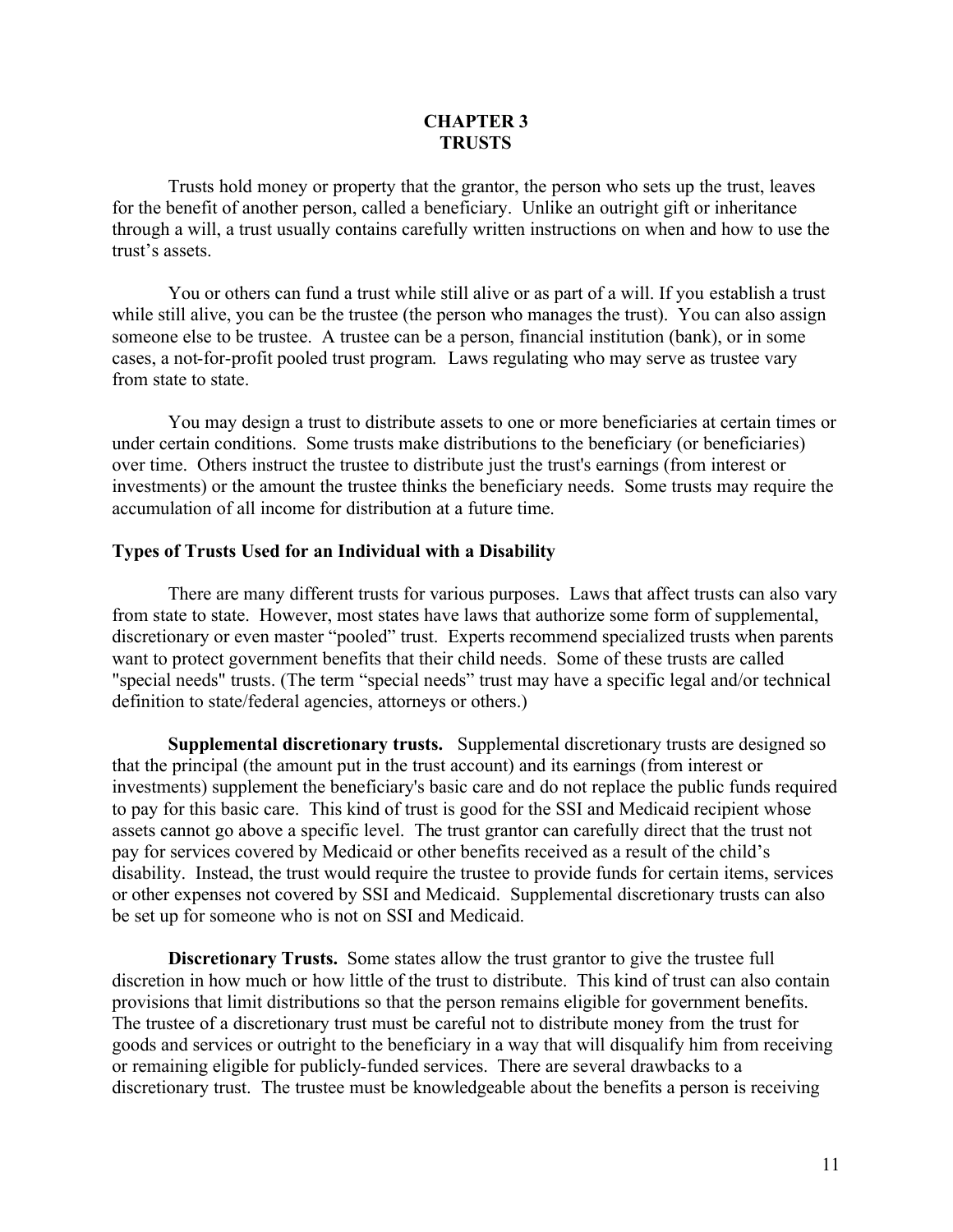# CHAPTER 3
# TRUSTS

Trusts hold money or property that the grantor, the person who sets up the trust, leaves for the benefit of another person, called a beneficiary. Unlike an outright gift or inheritance through a will, a trust usually contains carefully written instructions on when and how to use the trust's assets.

You or others can fund a trust while still alive or as part of a will. If you establish a trust while still alive, you can be the trustee (the person who manages the trust). You can also assign someone else to be trustee. A trustee can be a person, financial institution (bank), or in some cases, a not-for-profit pooled trust program. Laws regulating who may serve as trustee vary from state to state.

You may design a trust to distribute assets to one or more beneficiaries at certain times or under certain conditions. Some trusts make distributions to the beneficiary (or beneficiaries) over time. Others instruct the trustee to distribute just the trust's earnings (from interest or investments) or the amount the trustee thinks the beneficiary needs. Some trusts may require the accumulation of all income for distribution at a future time.

## Types of Trusts Used for an Individual with a Disability

There are many different trusts for various purposes. Laws that affect trusts can also vary from state to state. However, most states have laws that authorize some form of supplemental, discretionary or even master "pooled" trust. Experts recommend specialized trusts when parents want to protect government benefits that their child needs. Some of these trusts are called "special needs" trusts. (The term "special needs" trust may have a specific legal and/or technical definition to state/federal agencies, attorneys or others.)

**Supplemental discretionary trusts.** Supplemental discretionary trusts are designed so that the principal (the amount put in the trust account) and its earnings (from interest or investments) supplement the beneficiary's basic care and do not replace the public funds required to pay for this basic care. This kind of trust is good for the SSI and Medicaid recipient whose assets cannot go above a specific level. The trust grantor can carefully direct that the trust not pay for services covered by Medicaid or other benefits received as a result of the child's disability. Instead, the trust would require the trustee to provide funds for certain items, services or other expenses not covered by SSI and Medicaid. Supplemental discretionary trusts can also be set up for someone who is not on SSI and Medicaid.

**Discretionary Trusts.** Some states allow the trust grantor to give the trustee full discretion in how much or how little of the trust to distribute. This kind of trust can also contain provisions that limit distributions so that the person remains eligible for government benefits. The trustee of a discretionary trust must be careful not to distribute money from the trust for goods and services or outright to the beneficiary in a way that will disqualify him from receiving or remaining eligible for publicly-funded services. There are several drawbacks to a discretionary trust. The trustee must be knowledgeable about the benefits a person is receiving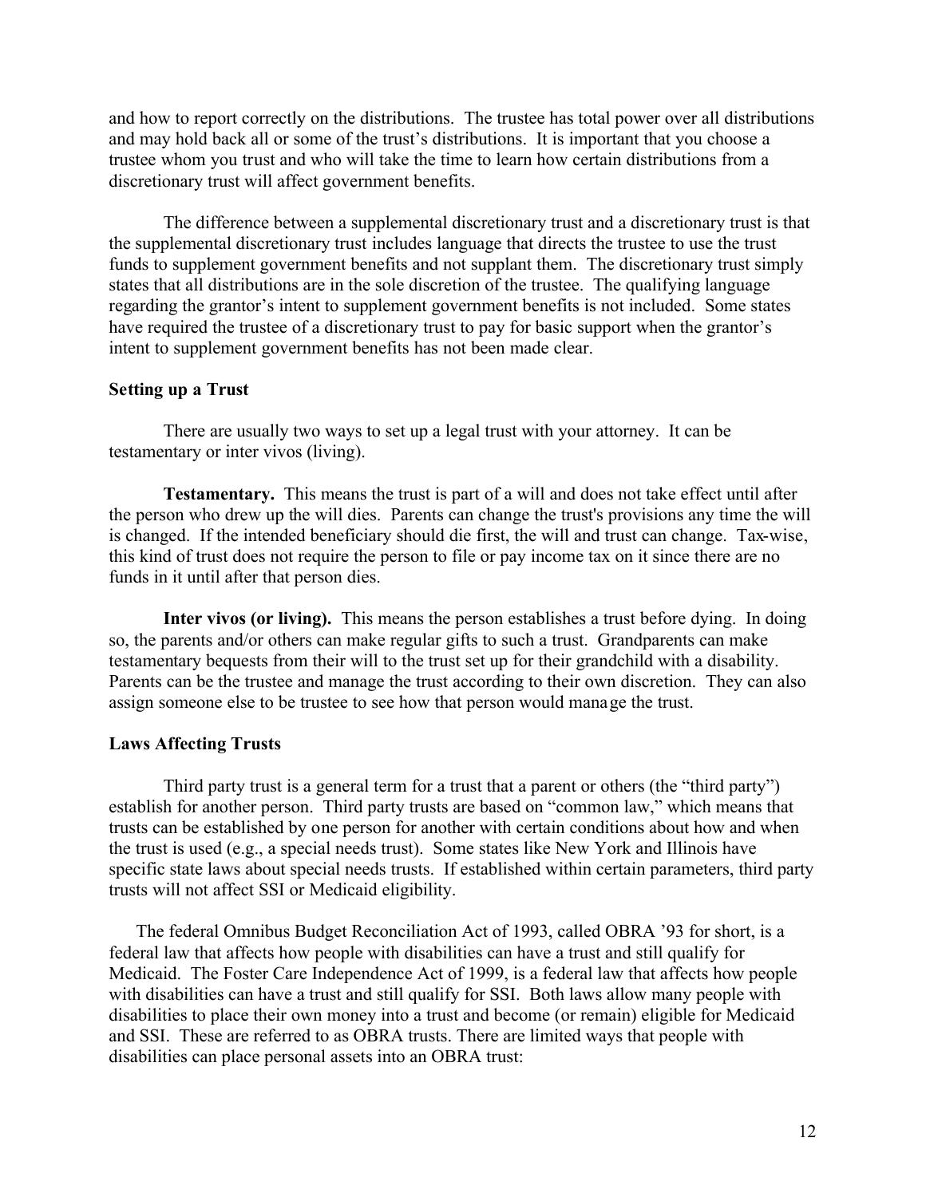and how to report correctly on the distributions. The trustee has total power over all distributions and may hold back all or some of the trust's distributions. It is important that you choose a trustee whom you trust and who will take the time to learn how certain distributions from a discretionary trust will affect government benefits.

The difference between a supplemental discretionary trust and a discretionary trust is that the supplemental discretionary trust includes language that directs the trustee to use the trust funds to supplement government benefits and not supplant them. The discretionary trust simply states that all distributions are in the sole discretion of the trustee. The qualifying language regarding the grantor's intent to supplement government benefits is not included. Some states have required the trustee of a discretionary trust to pay for basic support when the grantor's intent to supplement government benefits has not been made clear.

**Setting up a Trust**

There are usually two ways to set up a legal trust with your attorney. It can be testamentary or inter vivos (living).

**Testamentary.** This means the trust is part of a will and does not take effect until after the person who drew up the will dies. Parents can change the trust's provisions any time the will is changed. If the intended beneficiary should die first, the will and trust can change. Tax-wise, this kind of trust does not require the person to file or pay income tax on it since there are no funds in it until after that person dies.

**Inter vivos (or living).** This means the person establishes a trust before dying. In doing so, the parents and/or others can make regular gifts to such a trust. Grandparents can make testamentary bequests from their will to the trust set up for their grandchild with a disability. Parents can be the trustee and manage the trust according to their own discretion. They can also assign someone else to be trustee to see how that person would manage the trust.

**Laws Affecting Trusts**

Third party trust is a general term for a trust that a parent or others (the "third party") establish for another person. Third party trusts are based on "common law," which means that trusts can be established by one person for another with certain conditions about how and when the trust is used (e.g., a special needs trust). Some states like New York and Illinois have specific state laws about special needs trusts. If established within certain parameters, third party trusts will not affect SSI or Medicaid eligibility.

The federal Omnibus Budget Reconciliation Act of 1993, called OBRA '93 for short, is a federal law that affects how people with disabilities can have a trust and still qualify for Medicaid. The Foster Care Independence Act of 1999, is a federal law that affects how people with disabilities can have a trust and still qualify for SSI. Both laws allow many people with disabilities to place their own money into a trust and become (or remain) eligible for Medicaid and SSI. These are referred to as OBRA trusts. There are limited ways that people with disabilities can place personal assets into an OBRA trust: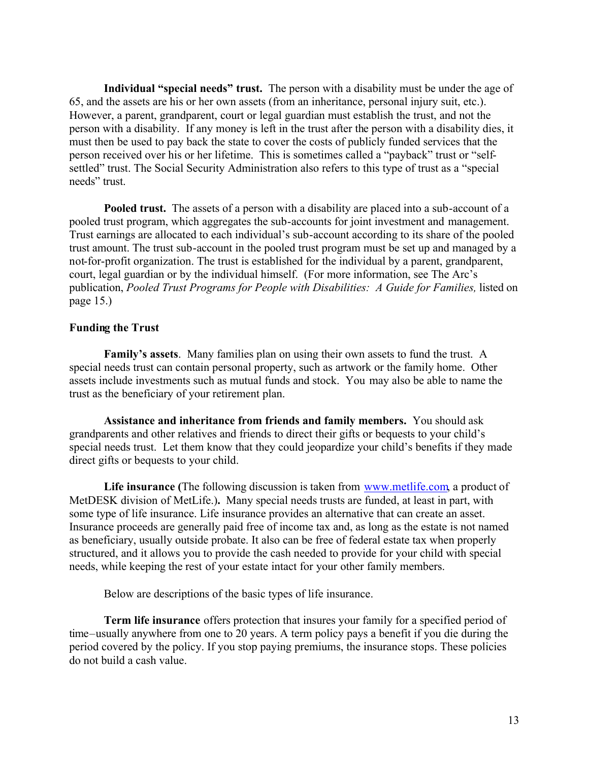**Individual "special needs" trust.** The person with a disability must be under the age of 65, and the assets are his or her own assets (from an inheritance, personal injury suit, etc.). However, a parent, grandparent, court or legal guardian must establish the trust, and not the person with a disability. If any money is left in the trust after the person with a disability dies, it must then be used to pay back the state to cover the costs of publicly funded services that the person received over his or her lifetime. This is sometimes called a "payback" trust or "self-settled" trust. The Social Security Administration also refers to this type of trust as a "special needs" trust.

**Pooled trust.** The assets of a person with a disability are placed into a sub-account of a pooled trust program, which aggregates the sub-accounts for joint investment and management. Trust earnings are allocated to each individual's sub-account according to its share of the pooled trust amount. The trust sub-account in the pooled trust program must be set up and managed by a not-for-profit organization. The trust is established for the individual by a parent, grandparent, court, legal guardian or by the individual himself. (For more information, see The Arc's publication, *Pooled Trust Programs for People with Disabilities: A Guide for Families,* listed on page 15.)

**Funding the Trust**

**Family's assets**. Many families plan on using their own assets to fund the trust. A special needs trust can contain personal property, such as artwork or the family home. Other assets include investments such as mutual funds and stock. You may also be able to name the trust as the beneficiary of your retirement plan.

**Assistance and inheritance from friends and family members.** You should ask grandparents and other relatives and friends to direct their gifts or bequests to your child's special needs trust. Let them know that they could jeopardize your child's benefits if they made direct gifts or bequests to your child.

**Life insurance (**The following discussion is taken from www.metlife.com, a product of MetDESK division of MetLife.)**.** Many special needs trusts are funded, at least in part, with some type of life insurance. Life insurance provides an alternative that can create an asset. Insurance proceeds are generally paid free of income tax and, as long as the estate is not named as beneficiary, usually outside probate. It also can be free of federal estate tax when properly structured, and it allows you to provide the cash needed to provide for your child with special needs, while keeping the rest of your estate intact for your other family members.

Below are descriptions of the basic types of life insurance.

**Term life insurance** offers protection that insures your family for a specified period of time–usually anywhere from one to 20 years. A term policy pays a benefit if you die during the period covered by the policy. If you stop paying premiums, the insurance stops. These policies do not build a cash value.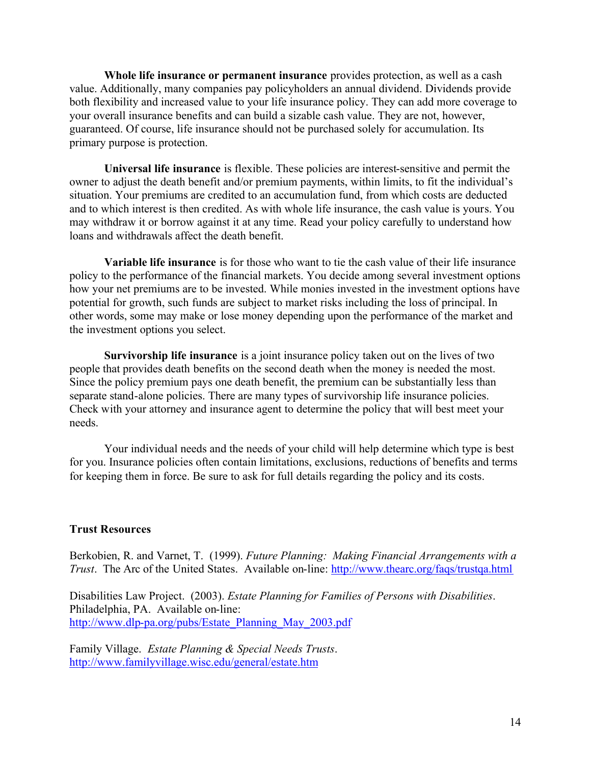**Whole life insurance or permanent insurance** provides protection, as well as a cash value. Additionally, many companies pay policyholders an annual dividend. Dividends provide both flexibility and increased value to your life insurance policy. They can add more coverage to your overall insurance benefits and can build a sizable cash value. They are not, however, guaranteed. Of course, life insurance should not be purchased solely for accumulation. Its primary purpose is protection.

**Universal life insurance** is flexible. These policies are interest-sensitive and permit the owner to adjust the death benefit and/or premium payments, within limits, to fit the individual's situation. Your premiums are credited to an accumulation fund, from which costs are deducted and to which interest is then credited. As with whole life insurance, the cash value is yours. You may withdraw it or borrow against it at any time. Read your policy carefully to understand how loans and withdrawals affect the death benefit.

**Variable life insurance** is for those who want to tie the cash value of their life insurance policy to the performance of the financial markets. You decide among several investment options how your net premiums are to be invested. While monies invested in the investment options have potential for growth, such funds are subject to market risks including the loss of principal. In other words, some may make or lose money depending upon the performance of the market and the investment options you select.

**Survivorship life insurance** is a joint insurance policy taken out on the lives of two people that provides death benefits on the second death when the money is needed the most. Since the policy premium pays one death benefit, the premium can be substantially less than separate stand-alone policies. There are many types of survivorship life insurance policies. Check with your attorney and insurance agent to determine the policy that will best meet your needs.

Your individual needs and the needs of your child will help determine which type is best for you. Insurance policies often contain limitations, exclusions, reductions of benefits and terms for keeping them in force. Be sure to ask for full details regarding the policy and its costs.

**Trust Resources**

Berkobien, R. and Varnet, T. (1999). *Future Planning: Making Financial Arrangements with a Trust*. The Arc of the United States. Available on-line: http://www.thearc.org/faqs/trustqa.html

Disabilities Law Project. (2003). *Estate Planning for Families of Persons with Disabilities*. Philadelphia, PA. Available on-line: http://www.dlp-pa.org/pubs/Estate_Planning_May_2003.pdf

Family Village. *Estate Planning & Special Needs Trusts*. http://www.familyvillage.wisc.edu/general/estate.htm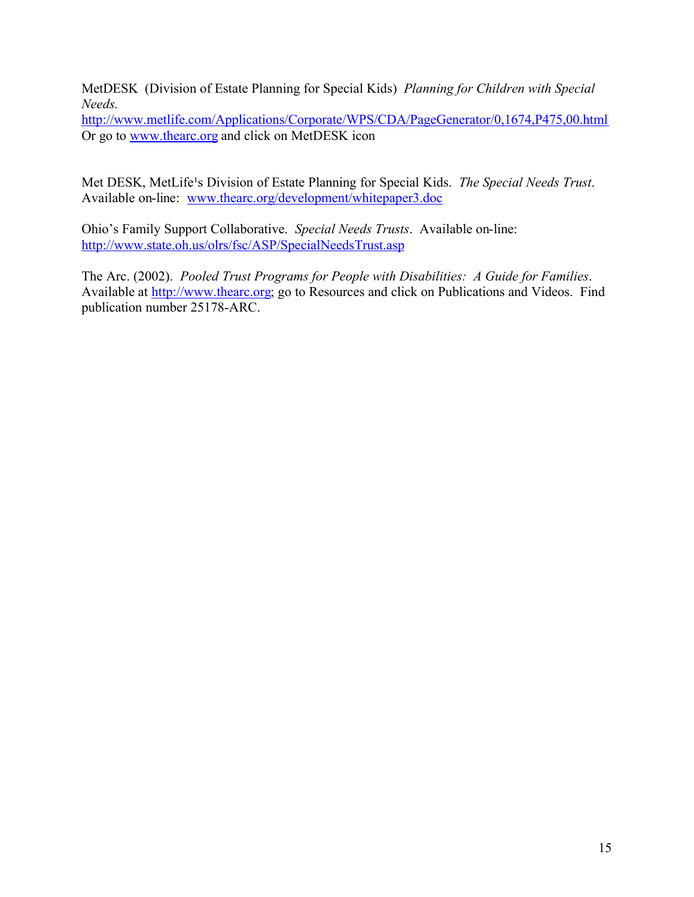MetDESK (Division of Estate Planning for Special Kids) *Planning for Children with Special Needs.*
http://www.metlife.com/Applications/Corporate/WPS/CDA/PageGenerator/0,1674,P475,00.html
Or go to www.thearc.org and click on MetDESK icon

Met DESK, MetLife¹s Division of Estate Planning for Special Kids. *The Special Needs Trust*. Available on-line: www.thearc.org/development/whitepaper3.doc

Ohio's Family Support Collaborative. *Special Needs Trusts*. Available on-line: http://www.state.oh.us/olrs/fsc/ASP/SpecialNeedsTrust.asp

The Arc. (2002). *Pooled Trust Programs for People with Disabilities: A Guide for Families*. Available at http://www.thearc.org; go to Resources and click on Publications and Videos. Find publication number 25178-ARC.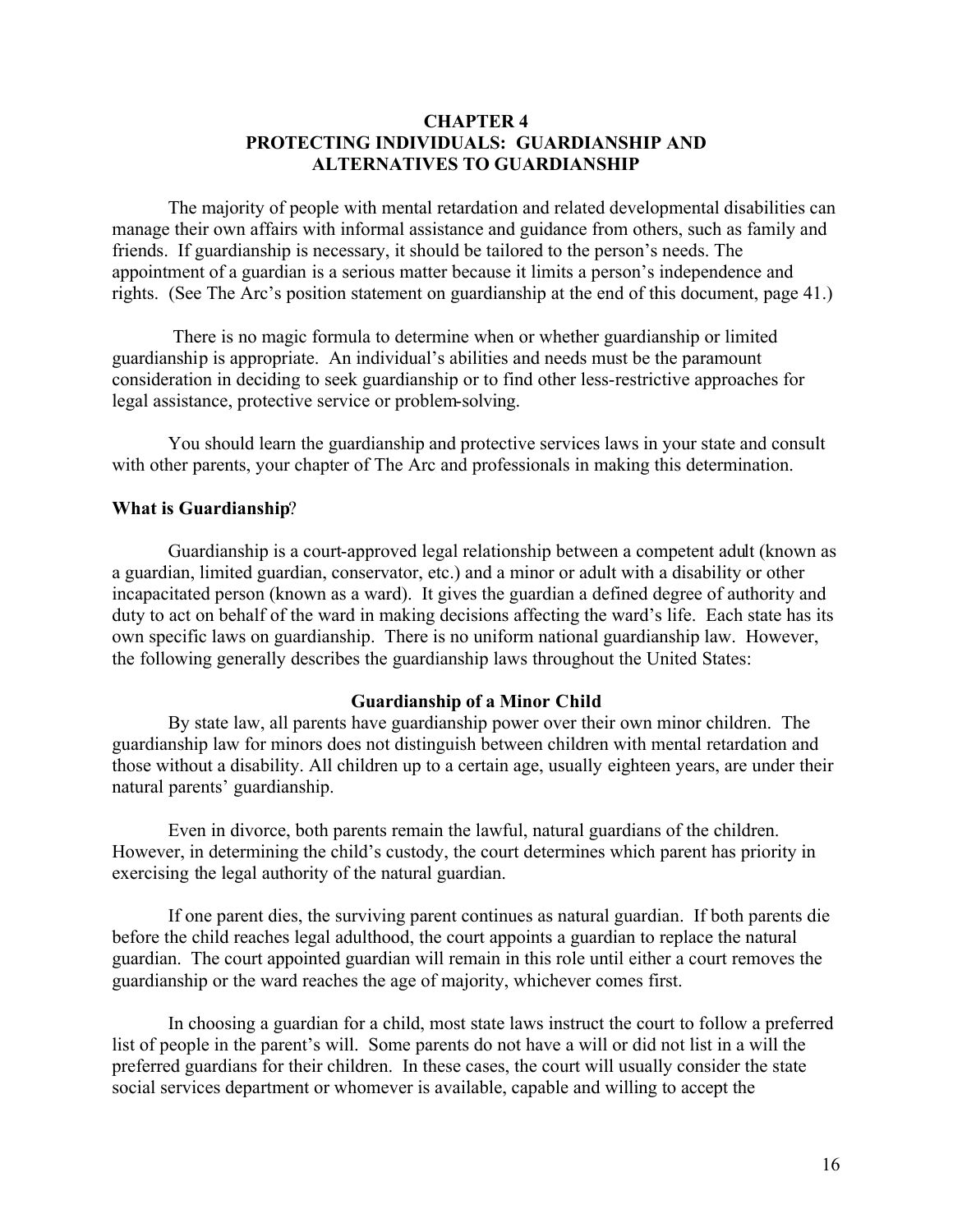# CHAPTER 4
# PROTECTING INDIVIDUALS: GUARDIANSHIP AND ALTERNATIVES TO GUARDIANSHIP

The majority of people with mental retardation and related developmental disabilities can manage their own affairs with informal assistance and guidance from others, such as family and friends. If guardianship is necessary, it should be tailored to the person's needs. The appointment of a guardian is a serious matter because it limits a person's independence and rights. (See The Arc's position statement on guardianship at the end of this document, page 41.)

There is no magic formula to determine when or whether guardianship or limited guardianship is appropriate. An individual's abilities and needs must be the paramount consideration in deciding to seek guardianship or to find other less-restrictive approaches for legal assistance, protective service or problem-solving.

You should learn the guardianship and protective services laws in your state and consult with other parents, your chapter of The Arc and professionals in making this determination.

## What is Guardianship?

Guardianship is a court-approved legal relationship between a competent adult (known as a guardian, limited guardian, conservator, etc.) and a minor or adult with a disability or other incapacitated person (known as a ward). It gives the guardian a defined degree of authority and duty to act on behalf of the ward in making decisions affecting the ward's life. Each state has its own specific laws on guardianship. There is no uniform national guardianship law. However, the following generally describes the guardianship laws throughout the United States:

### Guardianship of a Minor Child

By state law, all parents have guardianship power over their own minor children. The guardianship law for minors does not distinguish between children with mental retardation and those without a disability. All children up to a certain age, usually eighteen years, are under their natural parents' guardianship.

Even in divorce, both parents remain the lawful, natural guardians of the children. However, in determining the child's custody, the court determines which parent has priority in exercising the legal authority of the natural guardian.

If one parent dies, the surviving parent continues as natural guardian. If both parents die before the child reaches legal adulthood, the court appoints a guardian to replace the natural guardian. The court appointed guardian will remain in this role until either a court removes the guardianship or the ward reaches the age of majority, whichever comes first.

In choosing a guardian for a child, most state laws instruct the court to follow a preferred list of people in the parent's will. Some parents do not have a will or did not list in a will the preferred guardians for their children. In these cases, the court will usually consider the state social services department or whomever is available, capable and willing to accept the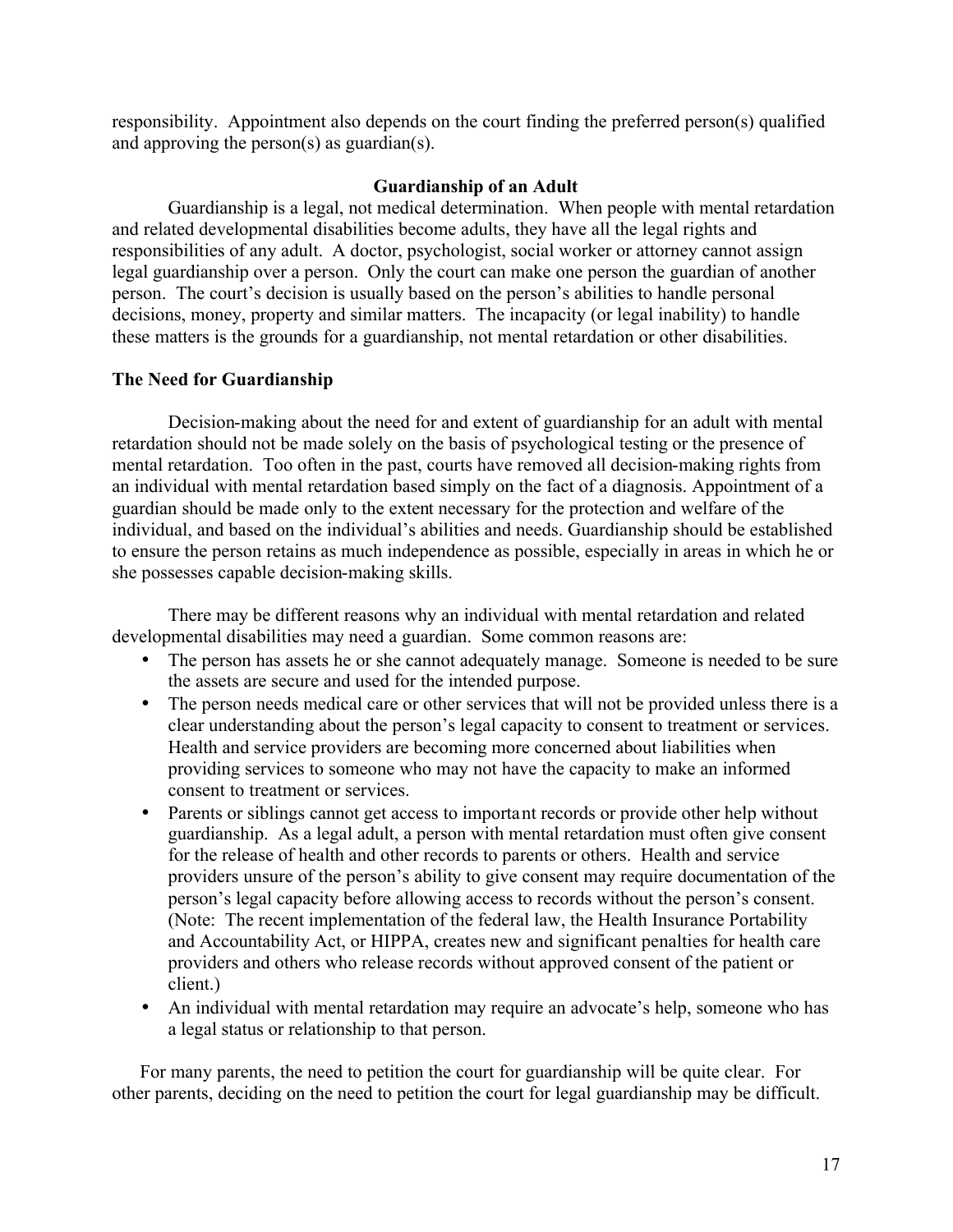responsibility. Appointment also depends on the court finding the preferred person(s) qualified and approving the person(s) as guardian(s).

## Guardianship of an Adult

Guardianship is a legal, not medical determination. When people with mental retardation and related developmental disabilities become adults, they have all the legal rights and responsibilities of any adult. A doctor, psychologist, social worker or attorney cannot assign legal guardianship over a person. Only the court can make one person the guardian of another person. The court's decision is usually based on the person's abilities to handle personal decisions, money, property and similar matters. The incapacity (or legal inability) to handle these matters is the grounds for a guardianship, not mental retardation or other disabilities.

### The Need for Guardianship

Decision-making about the need for and extent of guardianship for an adult with mental retardation should not be made solely on the basis of psychological testing or the presence of mental retardation. Too often in the past, courts have removed all decision-making rights from an individual with mental retardation based simply on the fact of a diagnosis. Appointment of a guardian should be made only to the extent necessary for the protection and welfare of the individual, and based on the individual's abilities and needs. Guardianship should be established to ensure the person retains as much independence as possible, especially in areas in which he or she possesses capable decision-making skills.

There may be different reasons why an individual with mental retardation and related developmental disabilities may need a guardian. Some common reasons are:

- The person has assets he or she cannot adequately manage. Someone is needed to be sure the assets are secure and used for the intended purpose.
- The person needs medical care or other services that will not be provided unless there is a clear understanding about the person's legal capacity to consent to treatment or services. Health and service providers are becoming more concerned about liabilities when providing services to someone who may not have the capacity to make an informed consent to treatment or services.
- Parents or siblings cannot get access to important records or provide other help without guardianship. As a legal adult, a person with mental retardation must often give consent for the release of health and other records to parents or others. Health and service providers unsure of the person's ability to give consent may require documentation of the person's legal capacity before allowing access to records without the person's consent. (Note: The recent implementation of the federal law, the Health Insurance Portability and Accountability Act, or HIPPA, creates new and significant penalties for health care providers and others who release records without approved consent of the patient or client.)
- An individual with mental retardation may require an advocate's help, someone who has a legal status or relationship to that person.

For many parents, the need to petition the court for guardianship will be quite clear. For other parents, deciding on the need to petition the court for legal guardianship may be difficult.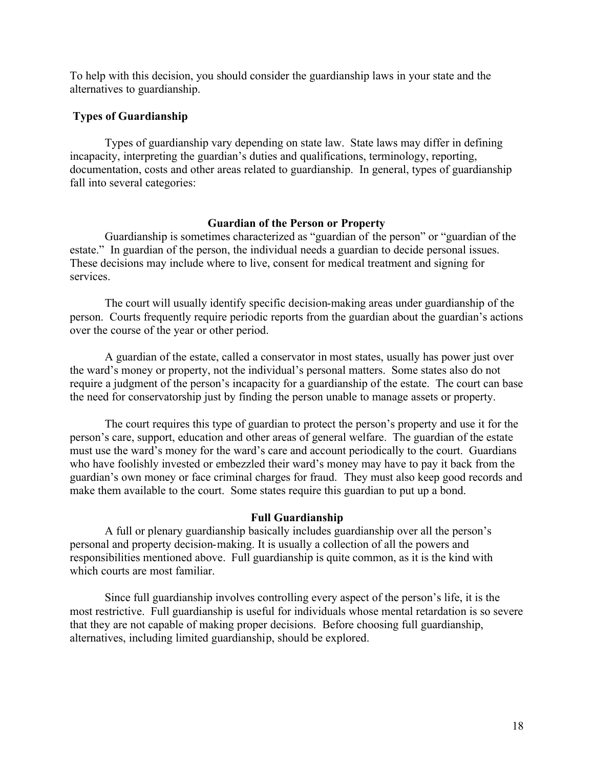To help with this decision, you should consider the guardianship laws in your state and the alternatives to guardianship.

## Types of Guardianship

Types of guardianship vary depending on state law. State laws may differ in defining incapacity, interpreting the guardian's duties and qualifications, terminology, reporting, documentation, costs and other areas related to guardianship. In general, types of guardianship fall into several categories:

### Guardian of the Person or Property

Guardianship is sometimes characterized as "guardian of the person" or "guardian of the estate." In guardian of the person, the individual needs a guardian to decide personal issues. These decisions may include where to live, consent for medical treatment and signing for services.

The court will usually identify specific decision-making areas under guardianship of the person. Courts frequently require periodic reports from the guardian about the guardian's actions over the course of the year or other period.

A guardian of the estate, called a conservator in most states, usually has power just over the ward's money or property, not the individual's personal matters. Some states also do not require a judgment of the person's incapacity for a guardianship of the estate. The court can base the need for conservatorship just by finding the person unable to manage assets or property.

The court requires this type of guardian to protect the person's property and use it for the person's care, support, education and other areas of general welfare. The guardian of the estate must use the ward's money for the ward's care and account periodically to the court. Guardians who have foolishly invested or embezzled their ward's money may have to pay it back from the guardian's own money or face criminal charges for fraud. They must also keep good records and make them available to the court. Some states require this guardian to put up a bond.

### Full Guardianship

A full or plenary guardianship basically includes guardianship over all the person's personal and property decision-making. It is usually a collection of all the powers and responsibilities mentioned above. Full guardianship is quite common, as it is the kind with which courts are most familiar.

Since full guardianship involves controlling every aspect of the person's life, it is the most restrictive. Full guardianship is useful for individuals whose mental retardation is so severe that they are not capable of making proper decisions. Before choosing full guardianship, alternatives, including limited guardianship, should be explored.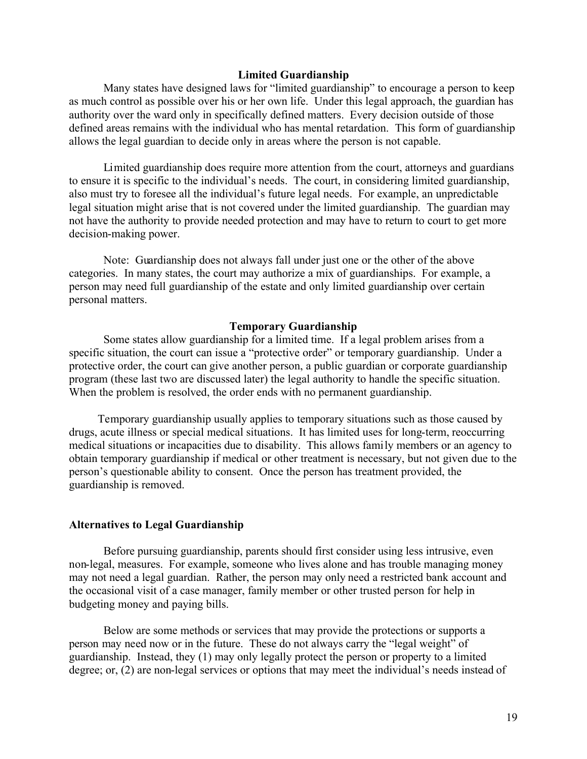### Limited Guardianship

Many states have designed laws for "limited guardianship" to encourage a person to keep as much control as possible over his or her own life. Under this legal approach, the guardian has authority over the ward only in specifically defined matters. Every decision outside of those defined areas remains with the individual who has mental retardation. This form of guardianship allows the legal guardian to decide only in areas where the person is not capable.

Limited guardianship does require more attention from the court, attorneys and guardians to ensure it is specific to the individual's needs. The court, in considering limited guardianship, also must try to foresee all the individual's future legal needs. For example, an unpredictable legal situation might arise that is not covered under the limited guardianship. The guardian may not have the authority to provide needed protection and may have to return to court to get more decision-making power.

Note: Guardianship does not always fall under just one or the other of the above categories. In many states, the court may authorize a mix of guardianships. For example, a person may need full guardianship of the estate and only limited guardianship over certain personal matters.

### Temporary Guardianship

Some states allow guardianship for a limited time. If a legal problem arises from a specific situation, the court can issue a "protective order" or temporary guardianship. Under a protective order, the court can give another person, a public guardian or corporate guardianship program (these last two are discussed later) the legal authority to handle the specific situation. When the problem is resolved, the order ends with no permanent guardianship.

Temporary guardianship usually applies to temporary situations such as those caused by drugs, acute illness or special medical situations. It has limited uses for long-term, reoccurring medical situations or incapacities due to disability. This allows family members or an agency to obtain temporary guardianship if medical or other treatment is necessary, but not given due to the person's questionable ability to consent. Once the person has treatment provided, the guardianship is removed.

## Alternatives to Legal Guardianship

Before pursuing guardianship, parents should first consider using less intrusive, even non-legal, measures. For example, someone who lives alone and has trouble managing money may not need a legal guardian. Rather, the person may only need a restricted bank account and the occasional visit of a case manager, family member or other trusted person for help in budgeting money and paying bills.

Below are some methods or services that may provide the protections or supports a person may need now or in the future. These do not always carry the "legal weight" of guardianship. Instead, they (1) may only legally protect the person or property to a limited degree; or, (2) are non-legal services or options that may meet the individual's needs instead of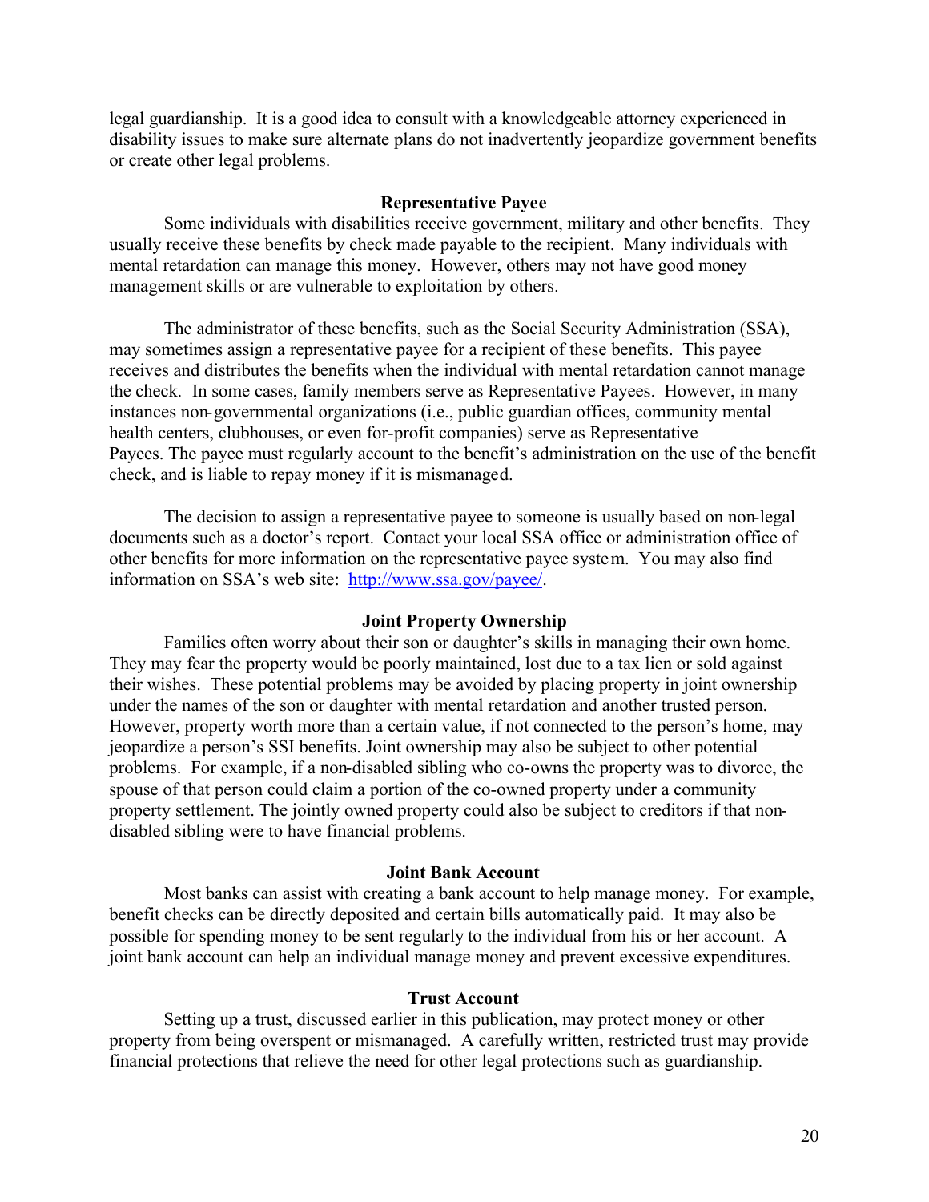legal guardianship. It is a good idea to consult with a knowledgeable attorney experienced in disability issues to make sure alternate plans do not inadvertently jeopardize government benefits or create other legal problems.

### Representative Payee

Some individuals with disabilities receive government, military and other benefits. They usually receive these benefits by check made payable to the recipient. Many individuals with mental retardation can manage this money. However, others may not have good money management skills or are vulnerable to exploitation by others.

The administrator of these benefits, such as the Social Security Administration (SSA), may sometimes assign a representative payee for a recipient of these benefits. This payee receives and distributes the benefits when the individual with mental retardation cannot manage the check. In some cases, family members serve as Representative Payees. However, in many instances non-governmental organizations (i.e., public guardian offices, community mental health centers, clubhouses, or even for-profit companies) serve as Representative Payees. The payee must regularly account to the benefit's administration on the use of the benefit check, and is liable to repay money if it is mismanaged.

The decision to assign a representative payee to someone is usually based on non-legal documents such as a doctor's report. Contact your local SSA office or administration office of other benefits for more information on the representative payee system. You may also find information on SSA's web site: [http://www.ssa.gov/payee/](http://www.ssa.gov/payee/).

### Joint Property Ownership

Families often worry about their son or daughter's skills in managing their own home. They may fear the property would be poorly maintained, lost due to a tax lien or sold against their wishes. These potential problems may be avoided by placing property in joint ownership under the names of the son or daughter with mental retardation and another trusted person. However, property worth more than a certain value, if not connected to the person's home, may jeopardize a person's SSI benefits. Joint ownership may also be subject to other potential problems. For example, if a non-disabled sibling who co-owns the property was to divorce, the spouse of that person could claim a portion of the co-owned property under a community property settlement. The jointly owned property could also be subject to creditors if that non-disabled sibling were to have financial problems.

### Joint Bank Account

Most banks can assist with creating a bank account to help manage money. For example, benefit checks can be directly deposited and certain bills automatically paid. It may also be possible for spending money to be sent regularly to the individual from his or her account. A joint bank account can help an individual manage money and prevent excessive expenditures.

### Trust Account

Setting up a trust, discussed earlier in this publication, may protect money or other property from being overspent or mismanaged. A carefully written, restricted trust may provide financial protections that relieve the need for other legal protections such as guardianship.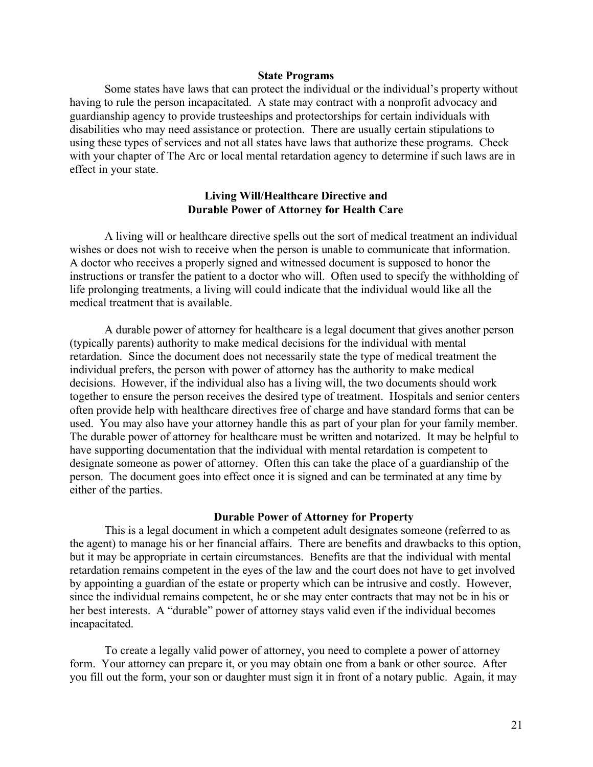### State Programs

Some states have laws that can protect the individual or the individual's property without having to rule the person incapacitated. A state may contract with a nonprofit advocacy and guardianship agency to provide trusteeships and protectorships for certain individuals with disabilities who may need assistance or protection. There are usually certain stipulations to using these types of services and not all states have laws that authorize these programs. Check with your chapter of The Arc or local mental retardation agency to determine if such laws are in effect in your state.

### Living Will/Healthcare Directive and Durable Power of Attorney for Health Care

A living will or healthcare directive spells out the sort of medical treatment an individual wishes or does not wish to receive when the person is unable to communicate that information. A doctor who receives a properly signed and witnessed document is supposed to honor the instructions or transfer the patient to a doctor who will. Often used to specify the withholding of life prolonging treatments, a living will could indicate that the individual would like all the medical treatment that is available.

A durable power of attorney for healthcare is a legal document that gives another person (typically parents) authority to make medical decisions for the individual with mental retardation. Since the document does not necessarily state the type of medical treatment the individual prefers, the person with power of attorney has the authority to make medical decisions. However, if the individual also has a living will, the two documents should work together to ensure the person receives the desired type of treatment. Hospitals and senior centers often provide help with healthcare directives free of charge and have standard forms that can be used. You may also have your attorney handle this as part of your plan for your family member. The durable power of attorney for healthcare must be written and notarized. It may be helpful to have supporting documentation that the individual with mental retardation is competent to designate someone as power of attorney. Often this can take the place of a guardianship of the person. The document goes into effect once it is signed and can be terminated at any time by either of the parties.

### Durable Power of Attorney for Property

This is a legal document in which a competent adult designates someone (referred to as the agent) to manage his or her financial affairs. There are benefits and drawbacks to this option, but it may be appropriate in certain circumstances. Benefits are that the individual with mental retardation remains competent in the eyes of the law and the court does not have to get involved by appointing a guardian of the estate or property which can be intrusive and costly. However, since the individual remains competent, he or she may enter contracts that may not be in his or her best interests. A "durable" power of attorney stays valid even if the individual becomes incapacitated.

To create a legally valid power of attorney, you need to complete a power of attorney form. Your attorney can prepare it, or you may obtain one from a bank or other source. After you fill out the form, your son or daughter must sign it in front of a notary public. Again, it may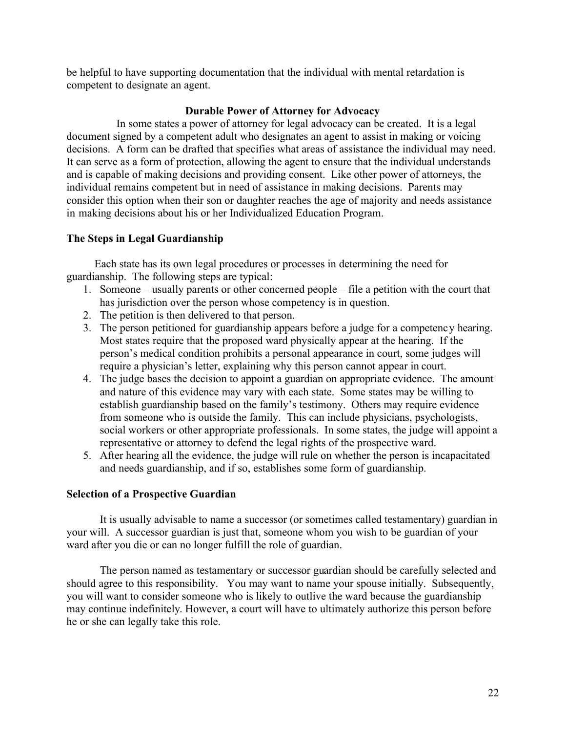be helpful to have supporting documentation that the individual with mental retardation is competent to designate an agent.

### Durable Power of Attorney for Advocacy

In some states a power of attorney for legal advocacy can be created. It is a legal document signed by a competent adult who designates an agent to assist in making or voicing decisions. A form can be drafted that specifies what areas of assistance the individual may need. It can serve as a form of protection, allowing the agent to ensure that the individual understands and is capable of making decisions and providing consent. Like other power of attorneys, the individual remains competent but in need of assistance in making decisions. Parents may consider this option when their son or daughter reaches the age of majority and needs assistance in making decisions about his or her Individualized Education Program.

## The Steps in Legal Guardianship

Each state has its own legal procedures or processes in determining the need for guardianship. The following steps are typical:

1. Someone – usually parents or other concerned people – file a petition with the court that has jurisdiction over the person whose competency is in question.
2. The petition is then delivered to that person.
3. The person petitioned for guardianship appears before a judge for a competency hearing. Most states require that the proposed ward physically appear at the hearing. If the person's medical condition prohibits a personal appearance in court, some judges will require a physician's letter, explaining why this person cannot appear in court.
4. The judge bases the decision to appoint a guardian on appropriate evidence. The amount and nature of this evidence may vary with each state. Some states may be willing to establish guardianship based on the family's testimony. Others may require evidence from someone who is outside the family. This can include physicians, psychologists, social workers or other appropriate professionals. In some states, the judge will appoint a representative or attorney to defend the legal rights of the prospective ward.
5. After hearing all the evidence, the judge will rule on whether the person is incapacitated and needs guardianship, and if so, establishes some form of guardianship.

## Selection of a Prospective Guardian

It is usually advisable to name a successor (or sometimes called testamentary) guardian in your will. A successor guardian is just that, someone whom you wish to be guardian of your ward after you die or can no longer fulfill the role of guardian.

The person named as testamentary or successor guardian should be carefully selected and should agree to this responsibility. You may want to name your spouse initially. Subsequently, you will want to consider someone who is likely to outlive the ward because the guardianship may continue indefinitely. However, a court will have to ultimately authorize this person before he or she can legally take this role.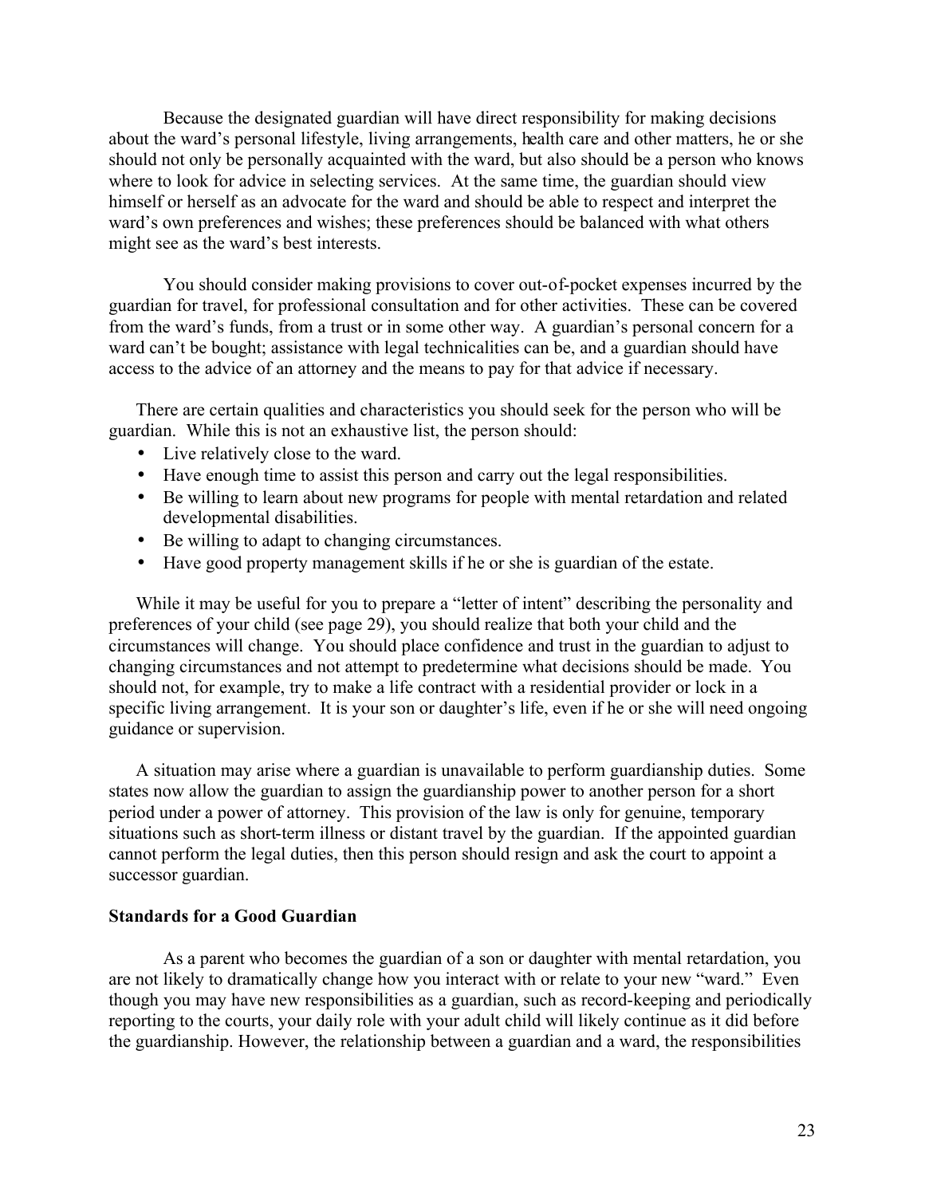Because the designated guardian will have direct responsibility for making decisions about the ward's personal lifestyle, living arrangements, health care and other matters, he or she should not only be personally acquainted with the ward, but also should be a person who knows where to look for advice in selecting services. At the same time, the guardian should view himself or herself as an advocate for the ward and should be able to respect and interpret the ward's own preferences and wishes; these preferences should be balanced with what others might see as the ward's best interests.

You should consider making provisions to cover out-of-pocket expenses incurred by the guardian for travel, for professional consultation and for other activities. These can be covered from the ward's funds, from a trust or in some other way. A guardian's personal concern for a ward can't be bought; assistance with legal technicalities can be, and a guardian should have access to the advice of an attorney and the means to pay for that advice if necessary.

There are certain qualities and characteristics you should seek for the person who will be guardian. While this is not an exhaustive list, the person should:

- Live relatively close to the ward.
- Have enough time to assist this person and carry out the legal responsibilities.
- Be willing to learn about new programs for people with mental retardation and related developmental disabilities.
- Be willing to adapt to changing circumstances.
- Have good property management skills if he or she is guardian of the estate.

While it may be useful for you to prepare a "letter of intent" describing the personality and preferences of your child (see page 29), you should realize that both your child and the circumstances will change. You should place confidence and trust in the guardian to adjust to changing circumstances and not attempt to predetermine what decisions should be made. You should not, for example, try to make a life contract with a residential provider or lock in a specific living arrangement. It is your son or daughter's life, even if he or she will need ongoing guidance or supervision.

A situation may arise where a guardian is unavailable to perform guardianship duties. Some states now allow the guardian to assign the guardianship power to another person for a short period under a power of attorney. This provision of the law is only for genuine, temporary situations such as short-term illness or distant travel by the guardian. If the appointed guardian cannot perform the legal duties, then this person should resign and ask the court to appoint a successor guardian.

**Standards for a Good Guardian**

As a parent who becomes the guardian of a son or daughter with mental retardation, you are not likely to dramatically change how you interact with or relate to your new "ward." Even though you may have new responsibilities as a guardian, such as record-keeping and periodically reporting to the courts, your daily role with your adult child will likely continue as it did before the guardianship. However, the relationship between a guardian and a ward, the responsibilities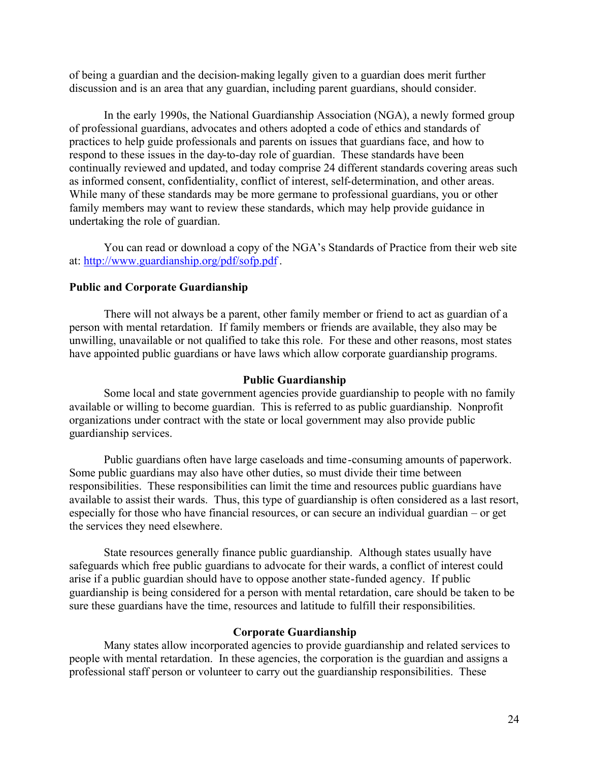of being a guardian and the decision-making legally given to a guardian does merit further discussion and is an area that any guardian, including parent guardians, should consider.

In the early 1990s, the National Guardianship Association (NGA), a newly formed group of professional guardians, advocates and others adopted a code of ethics and standards of practices to help guide professionals and parents on issues that guardians face, and how to respond to these issues in the day-to-day role of guardian. These standards have been continually reviewed and updated, and today comprise 24 different standards covering areas such as informed consent, confidentiality, conflict of interest, self-determination, and other areas. While many of these standards may be more germane to professional guardians, you or other family members may want to review these standards, which may help provide guidance in undertaking the role of guardian.

You can read or download a copy of the NGA's Standards of Practice from their web site at: http://www.guardianship.org/pdf/sofp.pdf .

**Public and Corporate Guardianship**

There will not always be a parent, other family member or friend to act as guardian of a person with mental retardation. If family members or friends are available, they also may be unwilling, unavailable or not qualified to take this role. For these and other reasons, most states have appointed public guardians or have laws which allow corporate guardianship programs.

**Public Guardianship**

Some local and state government agencies provide guardianship to people with no family available or willing to become guardian. This is referred to as public guardianship. Nonprofit organizations under contract with the state or local government may also provide public guardianship services.

Public guardians often have large caseloads and time-consuming amounts of paperwork. Some public guardians may also have other duties, so must divide their time between responsibilities. These responsibilities can limit the time and resources public guardians have available to assist their wards. Thus, this type of guardianship is often considered as a last resort, especially for those who have financial resources, or can secure an individual guardian – or get the services they need elsewhere.

State resources generally finance public guardianship. Although states usually have safeguards which free public guardians to advocate for their wards, a conflict of interest could arise if a public guardian should have to oppose another state-funded agency. If public guardianship is being considered for a person with mental retardation, care should be taken to be sure these guardians have the time, resources and latitude to fulfill their responsibilities.

**Corporate Guardianship**

Many states allow incorporated agencies to provide guardianship and related services to people with mental retardation. In these agencies, the corporation is the guardian and assigns a professional staff person or volunteer to carry out the guardianship responsibilities. These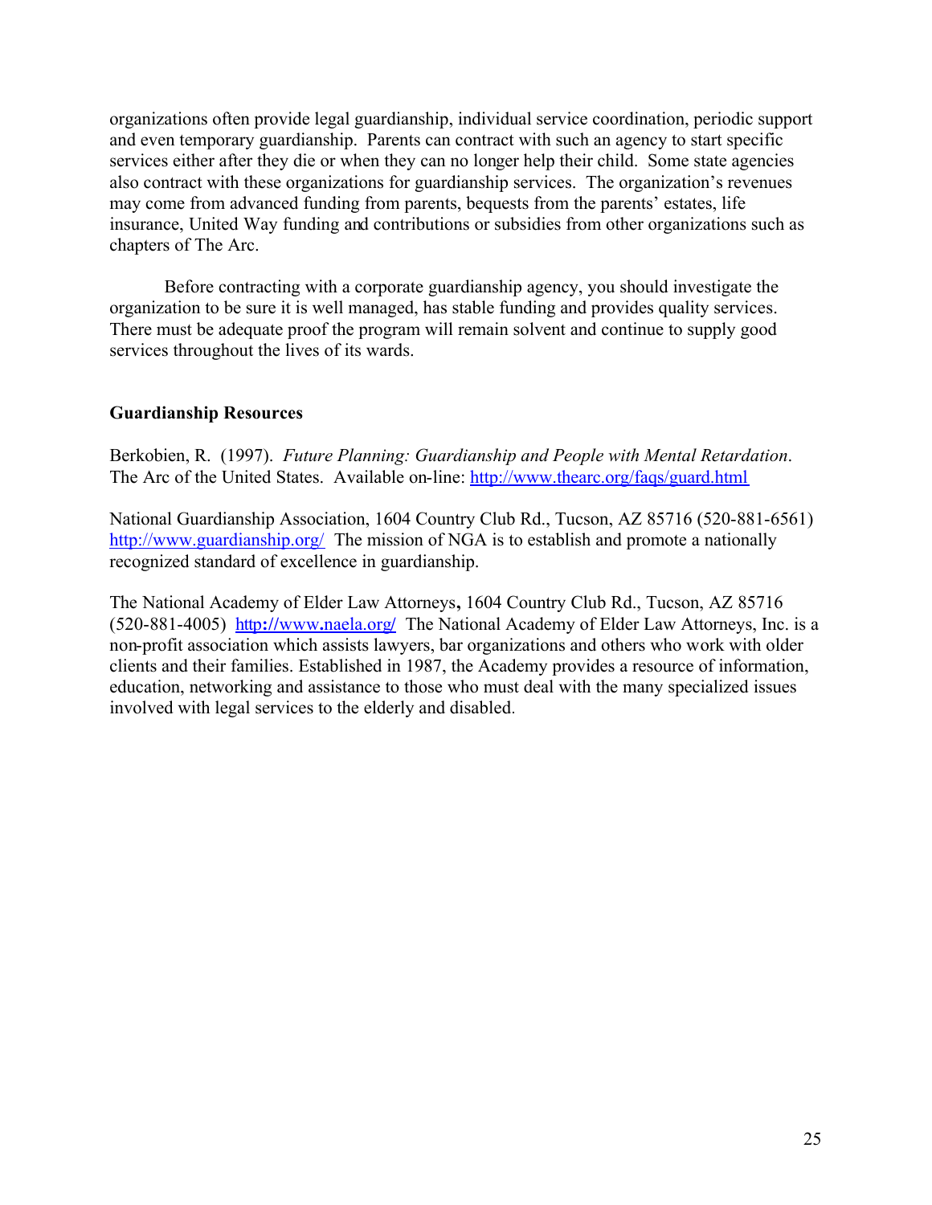organizations often provide legal guardianship, individual service coordination, periodic support and even temporary guardianship. Parents can contract with such an agency to start specific services either after they die or when they can no longer help their child. Some state agencies also contract with these organizations for guardianship services. The organization's revenues may come from advanced funding from parents, bequests from the parents' estates, life insurance, United Way funding and contributions or subsidies from other organizations such as chapters of The Arc.

Before contracting with a corporate guardianship agency, you should investigate the organization to be sure it is well managed, has stable funding and provides quality services. There must be adequate proof the program will remain solvent and continue to supply good services throughout the lives of its wards.

**Guardianship Resources**

Berkobien, R. (1997). *Future Planning: Guardianship and People with Mental Retardation*. The Arc of the United States. Available on-line: http://www.thearc.org/faqs/guard.html

National Guardianship Association, 1604 Country Club Rd., Tucson, AZ 85716 (520-881-6561) http://www.guardianship.org/ The mission of NGA is to establish and promote a nationally recognized standard of excellence in guardianship.

The National Academy of Elder Law Attorneys, 1604 Country Club Rd., Tucson, AZ 85716 (520-881-4005) http://www.naela.org/ The National Academy of Elder Law Attorneys, Inc. is a non-profit association which assists lawyers, bar organizations and others who work with older clients and their families. Established in 1987, the Academy provides a resource of information, education, networking and assistance to those who must deal with the many specialized issues involved with legal services to the elderly and disabled.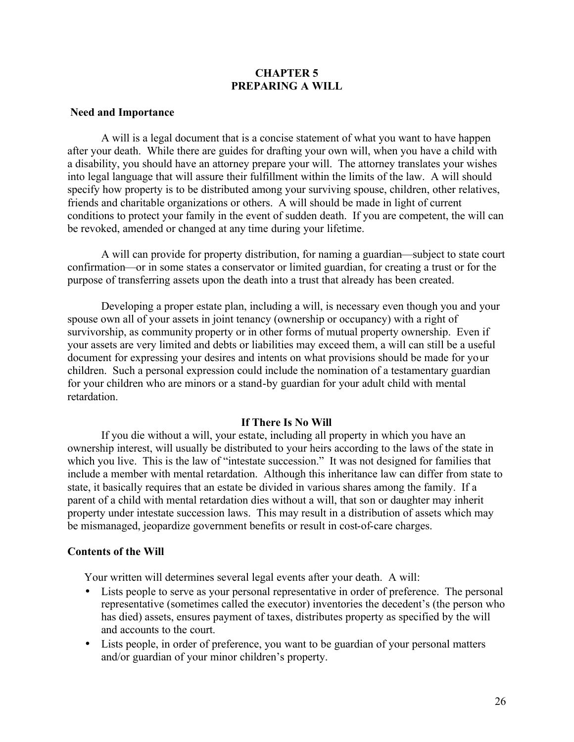# CHAPTER 5
# PREPARING A WILL

## Need and Importance

A will is a legal document that is a concise statement of what you want to have happen after your death. While there are guides for drafting your own will, when you have a child with a disability, you should have an attorney prepare your will. The attorney translates your wishes into legal language that will assure their fulfillment within the limits of the law. A will should specify how property is to be distributed among your surviving spouse, children, other relatives, friends and charitable organizations or others. A will should be made in light of current conditions to protect your family in the event of sudden death. If you are competent, the will can be revoked, amended or changed at any time during your lifetime.

A will can provide for property distribution, for naming a guardian—subject to state court confirmation—or in some states a conservator or limited guardian, for creating a trust or for the purpose of transferring assets upon the death into a trust that already has been created.

Developing a proper estate plan, including a will, is necessary even though you and your spouse own all of your assets in joint tenancy (ownership or occupancy) with a right of survivorship, as community property or in other forms of mutual property ownership. Even if your assets are very limited and debts or liabilities may exceed them, a will can still be a useful document for expressing your desires and intents on what provisions should be made for your children. Such a personal expression could include the nomination of a testamentary guardian for your children who are minors or a stand-by guardian for your adult child with mental retardation.

## If There Is No Will

If you die without a will, your estate, including all property in which you have an ownership interest, will usually be distributed to your heirs according to the laws of the state in which you live. This is the law of "intestate succession." It was not designed for families that include a member with mental retardation. Although this inheritance law can differ from state to state, it basically requires that an estate be divided in various shares among the family. If a parent of a child with mental retardation dies without a will, that son or daughter may inherit property under intestate succession laws. This may result in a distribution of assets which may be mismanaged, jeopardize government benefits or result in cost-of-care charges.

## Contents of the Will

Your written will determines several legal events after your death. A will:

- Lists people to serve as your personal representative in order of preference. The personal representative (sometimes called the executor) inventories the decedent's (the person who has died) assets, ensures payment of taxes, distributes property as specified by the will and accounts to the court.
- Lists people, in order of preference, you want to be guardian of your personal matters and/or guardian of your minor children's property.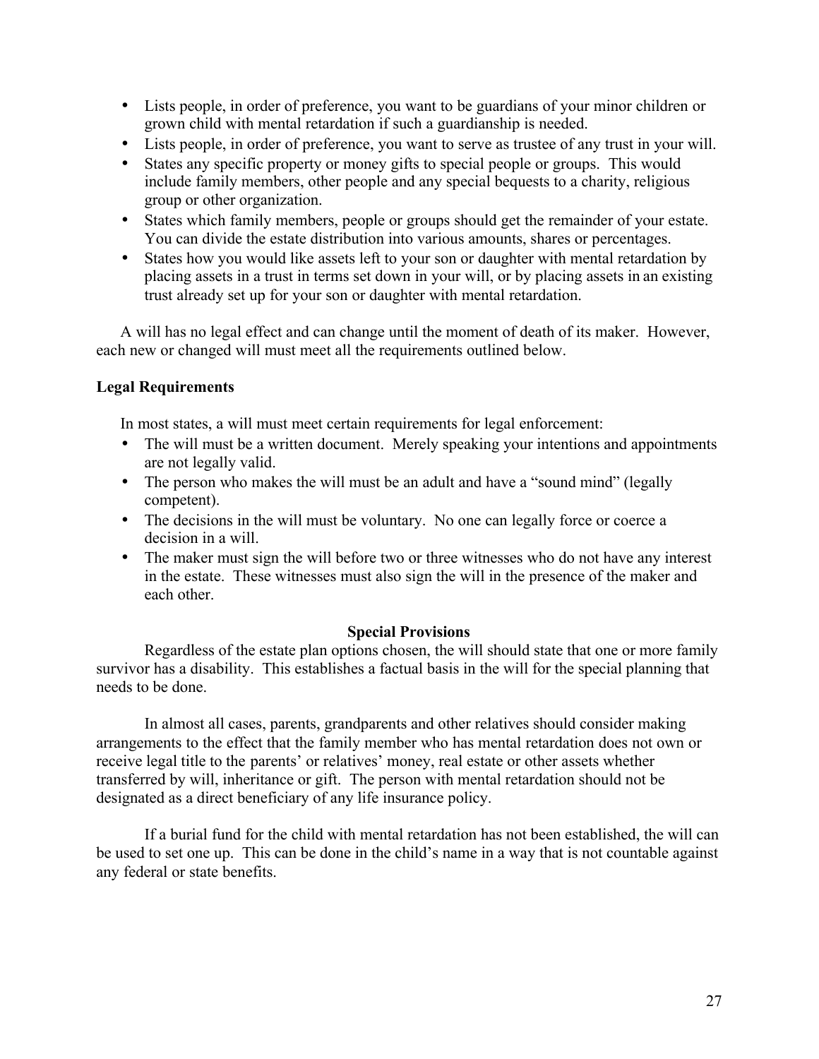- Lists people, in order of preference, you want to be guardians of your minor children or grown child with mental retardation if such a guardianship is needed.
- Lists people, in order of preference, you want to serve as trustee of any trust in your will.
- States any specific property or money gifts to special people or groups. This would include family members, other people and any special bequests to a charity, religious group or other organization.
- States which family members, people or groups should get the remainder of your estate. You can divide the estate distribution into various amounts, shares or percentages.
- States how you would like assets left to your son or daughter with mental retardation by placing assets in a trust in terms set down in your will, or by placing assets in an existing trust already set up for your son or daughter with mental retardation.

A will has no legal effect and can change until the moment of death of its maker. However, each new or changed will must meet all the requirements outlined below.

**Legal Requirements**

In most states, a will must meet certain requirements for legal enforcement:

- The will must be a written document. Merely speaking your intentions and appointments are not legally valid.
- The person who makes the will must be an adult and have a "sound mind" (legally competent).
- The decisions in the will must be voluntary. No one can legally force or coerce a decision in a will.
- The maker must sign the will before two or three witnesses who do not have any interest in the estate. These witnesses must also sign the will in the presence of the maker and each other.

**Special Provisions**

Regardless of the estate plan options chosen, the will should state that one or more family survivor has a disability. This establishes a factual basis in the will for the special planning that needs to be done.

In almost all cases, parents, grandparents and other relatives should consider making arrangements to the effect that the family member who has mental retardation does not own or receive legal title to the parents' or relatives' money, real estate or other assets whether transferred by will, inheritance or gift. The person with mental retardation should not be designated as a direct beneficiary of any life insurance policy.

If a burial fund for the child with mental retardation has not been established, the will can be used to set one up. This can be done in the child's name in a way that is not countable against any federal or state benefits.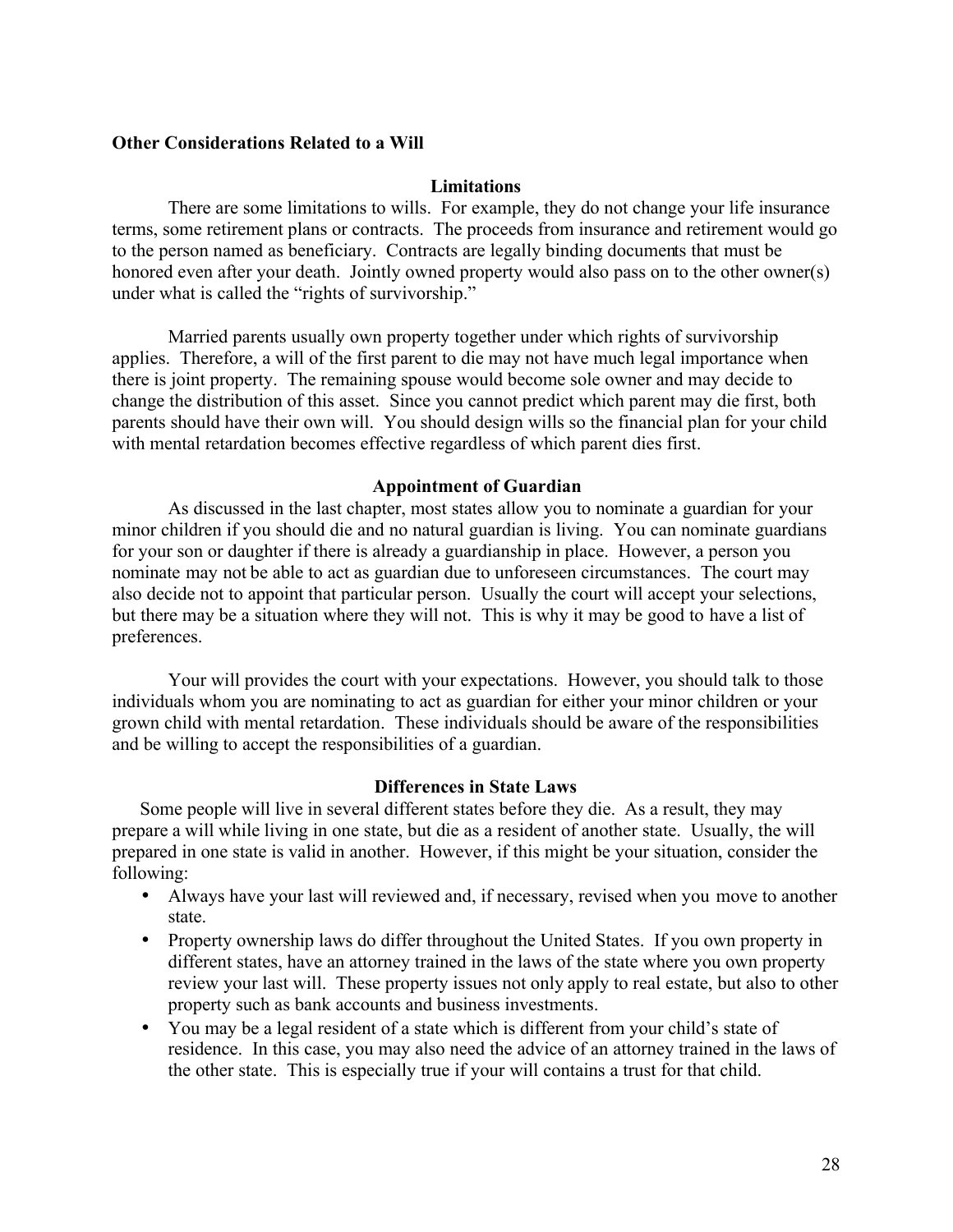**Other Considerations Related to a Will**

### Limitations

There are some limitations to wills. For example, they do not change your life insurance terms, some retirement plans or contracts. The proceeds from insurance and retirement would go to the person named as beneficiary. Contracts are legally binding documents that must be honored even after your death. Jointly owned property would also pass on to the other owner(s) under what is called the "rights of survivorship."

Married parents usually own property together under which rights of survivorship applies. Therefore, a will of the first parent to die may not have much legal importance when there is joint property. The remaining spouse would become sole owner and may decide to change the distribution of this asset. Since you cannot predict which parent may die first, both parents should have their own will. You should design wills so the financial plan for your child with mental retardation becomes effective regardless of which parent dies first.

### Appointment of Guardian

As discussed in the last chapter, most states allow you to nominate a guardian for your minor children if you should die and no natural guardian is living. You can nominate guardians for your son or daughter if there is already a guardianship in place. However, a person you nominate may not be able to act as guardian due to unforeseen circumstances. The court may also decide not to appoint that particular person. Usually the court will accept your selections, but there may be a situation where they will not. This is why it may be good to have a list of preferences.

Your will provides the court with your expectations. However, you should talk to those individuals whom you are nominating to act as guardian for either your minor children or your grown child with mental retardation. These individuals should be aware of the responsibilities and be willing to accept the responsibilities of a guardian.

### Differences in State Laws

Some people will live in several different states before they die. As a result, they may prepare a will while living in one state, but die as a resident of another state. Usually, the will prepared in one state is valid in another. However, if this might be your situation, consider the following:

- Always have your last will reviewed and, if necessary, revised when you move to another state.
- Property ownership laws do differ throughout the United States. If you own property in different states, have an attorney trained in the laws of the state where you own property review your last will. These property issues not only apply to real estate, but also to other property such as bank accounts and business investments.
- You may be a legal resident of a state which is different from your child's state of residence. In this case, you may also need the advice of an attorney trained in the laws of the other state. This is especially true if your will contains a trust for that child.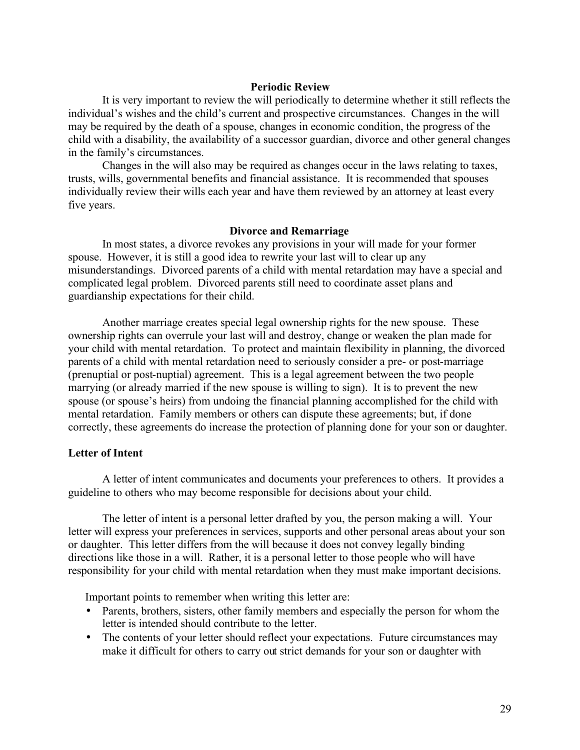### Periodic Review

It is very important to review the will periodically to determine whether it still reflects the individual's wishes and the child's current and prospective circumstances. Changes in the will may be required by the death of a spouse, changes in economic condition, the progress of the child with a disability, the availability of a successor guardian, divorce and other general changes in the family's circumstances.

Changes in the will also may be required as changes occur in the laws relating to taxes, trusts, wills, governmental benefits and financial assistance. It is recommended that spouses individually review their wills each year and have them reviewed by an attorney at least every five years.

### Divorce and Remarriage

In most states, a divorce revokes any provisions in your will made for your former spouse. However, it is still a good idea to rewrite your last will to clear up any misunderstandings. Divorced parents of a child with mental retardation may have a special and complicated legal problem. Divorced parents still need to coordinate asset plans and guardianship expectations for their child.

Another marriage creates special legal ownership rights for the new spouse. These ownership rights can overrule your last will and destroy, change or weaken the plan made for your child with mental retardation. To protect and maintain flexibility in planning, the divorced parents of a child with mental retardation need to seriously consider a pre- or post-marriage (prenuptial or post-nuptial) agreement. This is a legal agreement between the two people marrying (or already married if the new spouse is willing to sign). It is to prevent the new spouse (or spouse's heirs) from undoing the financial planning accomplished for the child with mental retardation. Family members or others can dispute these agreements; but, if done correctly, these agreements do increase the protection of planning done for your son or daughter.

## Letter of Intent

A letter of intent communicates and documents your preferences to others. It provides a guideline to others who may become responsible for decisions about your child.

The letter of intent is a personal letter drafted by you, the person making a will. Your letter will express your preferences in services, supports and other personal areas about your son or daughter. This letter differs from the will because it does not convey legally binding directions like those in a will. Rather, it is a personal letter to those people who will have responsibility for your child with mental retardation when they must make important decisions.

Important points to remember when writing this letter are:

- Parents, brothers, sisters, other family members and especially the person for whom the letter is intended should contribute to the letter.
- The contents of your letter should reflect your expectations. Future circumstances may make it difficult for others to carry out strict demands for your son or daughter with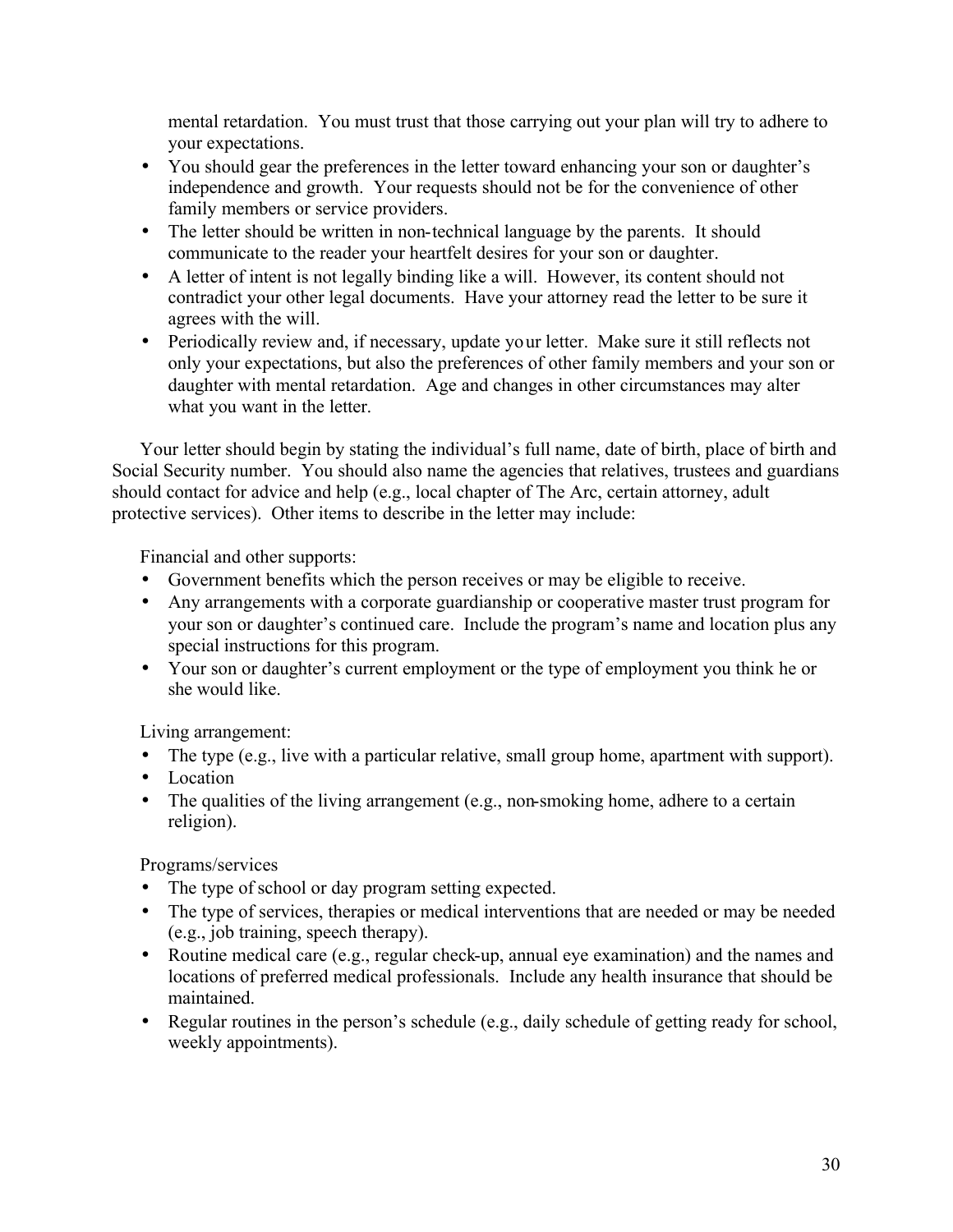mental retardation. You must trust that those carrying out your plan will try to adhere to your expectations.

- You should gear the preferences in the letter toward enhancing your son or daughter's independence and growth. Your requests should not be for the convenience of other family members or service providers.
- The letter should be written in non-technical language by the parents. It should communicate to the reader your heartfelt desires for your son or daughter.
- A letter of intent is not legally binding like a will. However, its content should not contradict your other legal documents. Have your attorney read the letter to be sure it agrees with the will.
- Periodically review and, if necessary, update your letter. Make sure it still reflects not only your expectations, but also the preferences of other family members and your son or daughter with mental retardation. Age and changes in other circumstances may alter what you want in the letter.

Your letter should begin by stating the individual's full name, date of birth, place of birth and Social Security number. You should also name the agencies that relatives, trustees and guardians should contact for advice and help (e.g., local chapter of The Arc, certain attorney, adult protective services). Other items to describe in the letter may include:

Financial and other supports:

- Government benefits which the person receives or may be eligible to receive.
- Any arrangements with a corporate guardianship or cooperative master trust program for your son or daughter's continued care. Include the program's name and location plus any special instructions for this program.
- Your son or daughter's current employment or the type of employment you think he or she would like.

Living arrangement:

- The type (e.g., live with a particular relative, small group home, apartment with support).
- Location
- The qualities of the living arrangement (e.g., non-smoking home, adhere to a certain religion).

Programs/services

- The type of school or day program setting expected.
- The type of services, therapies or medical interventions that are needed or may be needed (e.g., job training, speech therapy).
- Routine medical care (e.g., regular check-up, annual eye examination) and the names and locations of preferred medical professionals. Include any health insurance that should be maintained.
- Regular routines in the person's schedule (e.g., daily schedule of getting ready for school, weekly appointments).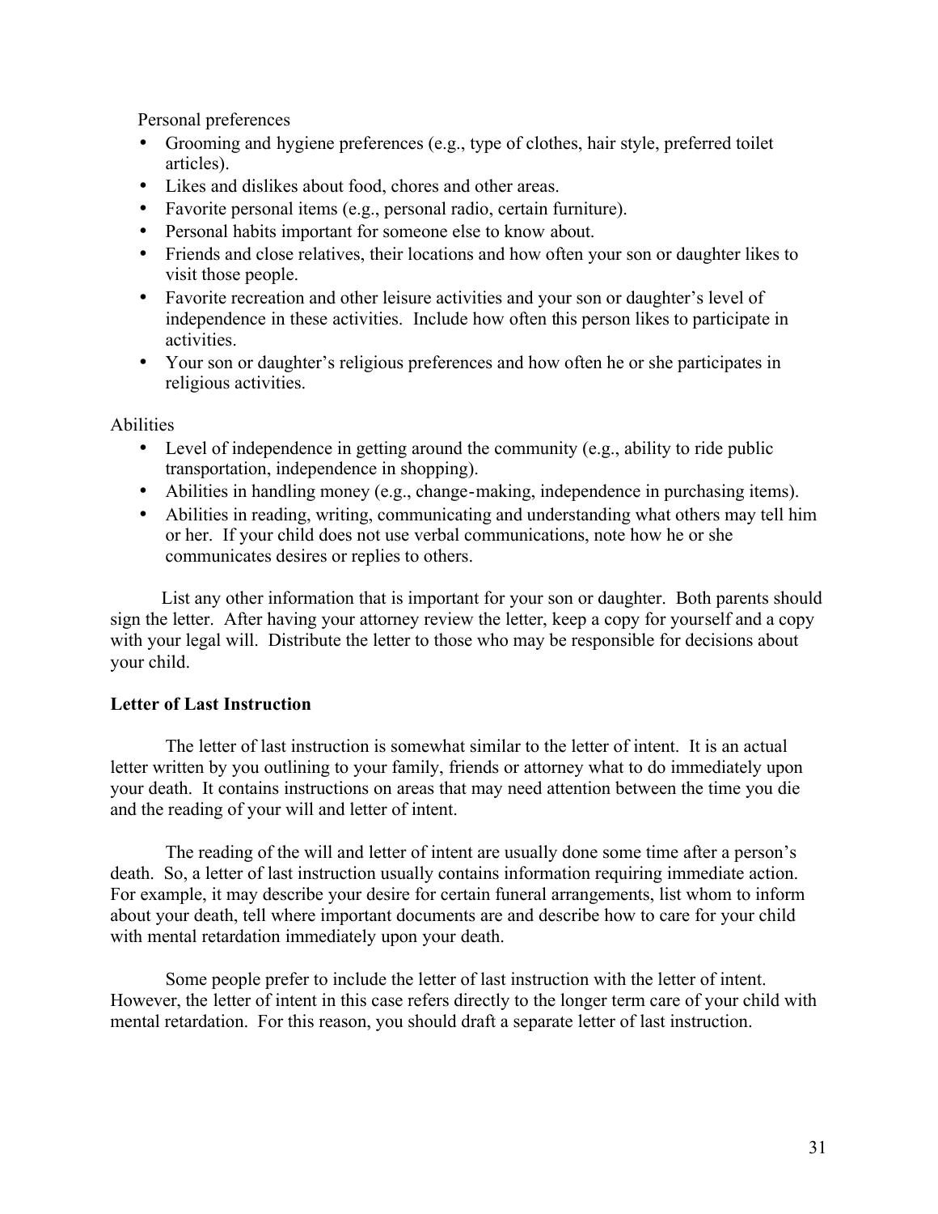Personal preferences

- Grooming and hygiene preferences (e.g., type of clothes, hair style, preferred toilet articles).
- Likes and dislikes about food, chores and other areas.
- Favorite personal items (e.g., personal radio, certain furniture).
- Personal habits important for someone else to know about.
- Friends and close relatives, their locations and how often your son or daughter likes to visit those people.
- Favorite recreation and other leisure activities and your son or daughter's level of independence in these activities. Include how often this person likes to participate in activities.
- Your son or daughter's religious preferences and how often he or she participates in religious activities.

Abilities

- Level of independence in getting around the community (e.g., ability to ride public transportation, independence in shopping).
- Abilities in handling money (e.g., change-making, independence in purchasing items).
- Abilities in reading, writing, communicating and understanding what others may tell him or her. If your child does not use verbal communications, note how he or she communicates desires or replies to others.

List any other information that is important for your son or daughter. Both parents should sign the letter. After having your attorney review the letter, keep a copy for yourself and a copy with your legal will. Distribute the letter to those who may be responsible for decisions about your child.

**Letter of Last Instruction**

The letter of last instruction is somewhat similar to the letter of intent. It is an actual letter written by you outlining to your family, friends or attorney what to do immediately upon your death. It contains instructions on areas that may need attention between the time you die and the reading of your will and letter of intent.

The reading of the will and letter of intent are usually done some time after a person's death. So, a letter of last instruction usually contains information requiring immediate action. For example, it may describe your desire for certain funeral arrangements, list whom to inform about your death, tell where important documents are and describe how to care for your child with mental retardation immediately upon your death.

Some people prefer to include the letter of last instruction with the letter of intent. However, the letter of intent in this case refers directly to the longer term care of your child with mental retardation. For this reason, you should draft a separate letter of last instruction.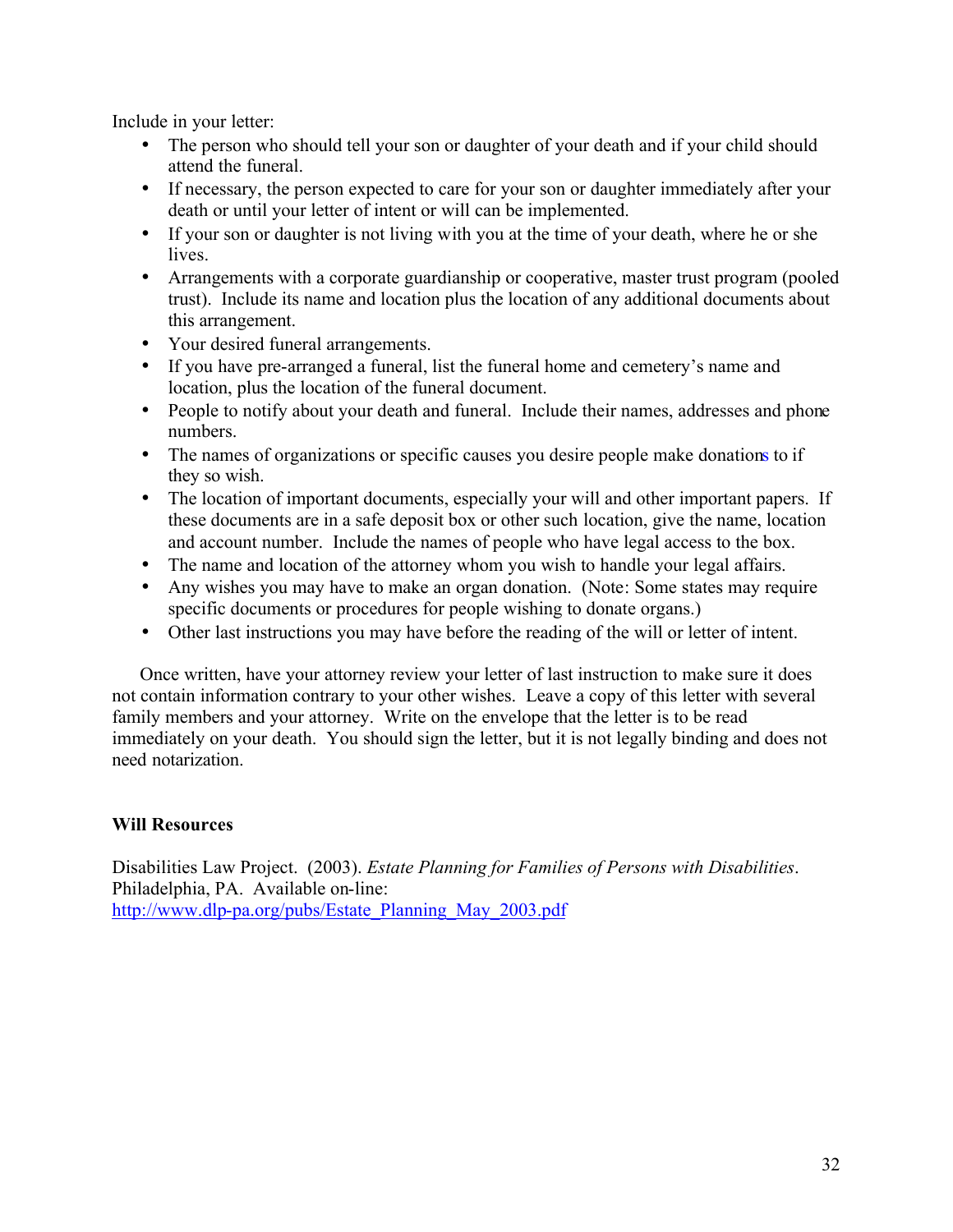Include in your letter:

- The person who should tell your son or daughter of your death and if your child should attend the funeral.
- If necessary, the person expected to care for your son or daughter immediately after your death or until your letter of intent or will can be implemented.
- If your son or daughter is not living with you at the time of your death, where he or she lives.
- Arrangements with a corporate guardianship or cooperative, master trust program (pooled trust). Include its name and location plus the location of any additional documents about this arrangement.
- Your desired funeral arrangements.
- If you have pre-arranged a funeral, list the funeral home and cemetery's name and location, plus the location of the funeral document.
- People to notify about your death and funeral. Include their names, addresses and phone numbers.
- The names of organizations or specific causes you desire people make donations to if they so wish.
- The location of important documents, especially your will and other important papers. If these documents are in a safe deposit box or other such location, give the name, location and account number. Include the names of people who have legal access to the box.
- The name and location of the attorney whom you wish to handle your legal affairs.
- Any wishes you may have to make an organ donation. (Note: Some states may require specific documents or procedures for people wishing to donate organs.)
- Other last instructions you may have before the reading of the will or letter of intent.

Once written, have your attorney review your letter of last instruction to make sure it does not contain information contrary to your other wishes. Leave a copy of this letter with several family members and your attorney. Write on the envelope that the letter is to be read immediately on your death. You should sign the letter, but it is not legally binding and does not need notarization.

**Will Resources**

Disabilities Law Project. (2003). *Estate Planning for Families of Persons with Disabilities*. Philadelphia, PA. Available on-line: http://www.dlp-pa.org/pubs/Estate_Planning_May_2003.pdf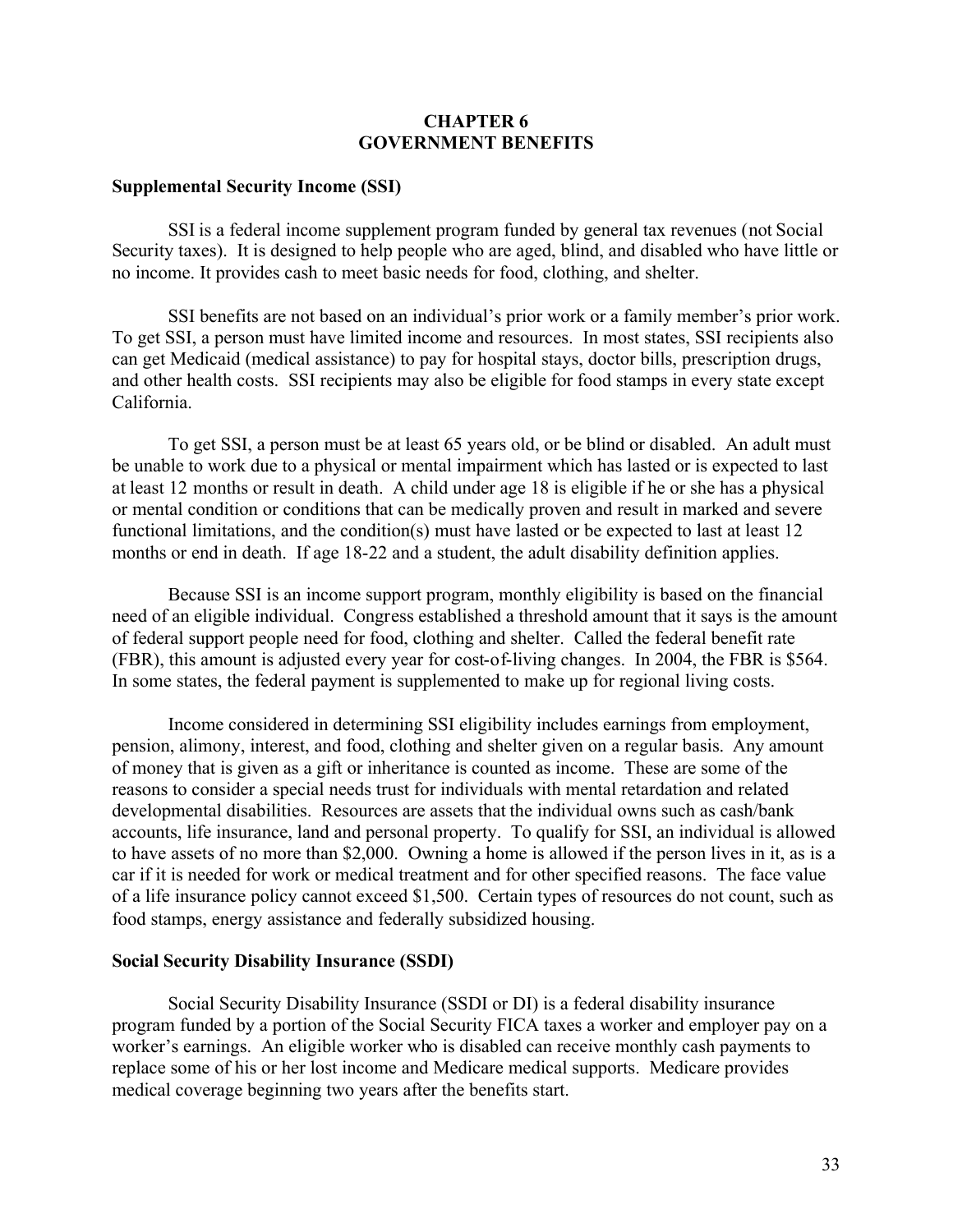# CHAPTER 6
# GOVERNMENT BENEFITS

## Supplemental Security Income (SSI)

SSI is a federal income supplement program funded by general tax revenues (not Social Security taxes). It is designed to help people who are aged, blind, and disabled who have little or no income. It provides cash to meet basic needs for food, clothing, and shelter.

SSI benefits are not based on an individual's prior work or a family member's prior work. To get SSI, a person must have limited income and resources. In most states, SSI recipients also can get Medicaid (medical assistance) to pay for hospital stays, doctor bills, prescription drugs, and other health costs. SSI recipients may also be eligible for food stamps in every state except California.

To get SSI, a person must be at least 65 years old, or be blind or disabled. An adult must be unable to work due to a physical or mental impairment which has lasted or is expected to last at least 12 months or result in death. A child under age 18 is eligible if he or she has a physical or mental condition or conditions that can be medically proven and result in marked and severe functional limitations, and the condition(s) must have lasted or be expected to last at least 12 months or end in death. If age 18-22 and a student, the adult disability definition applies.

Because SSI is an income support program, monthly eligibility is based on the financial need of an eligible individual. Congress established a threshold amount that it says is the amount of federal support people need for food, clothing and shelter. Called the federal benefit rate (FBR), this amount is adjusted every year for cost-of-living changes. In 2004, the FBR is $564. In some states, the federal payment is supplemented to make up for regional living costs.

Income considered in determining SSI eligibility includes earnings from employment, pension, alimony, interest, and food, clothing and shelter given on a regular basis. Any amount of money that is given as a gift or inheritance is counted as income. These are some of the reasons to consider a special needs trust for individuals with mental retardation and related developmental disabilities. Resources are assets that the individual owns such as cash/bank accounts, life insurance, land and personal property. To qualify for SSI, an individual is allowed to have assets of no more than $2,000. Owning a home is allowed if the person lives in it, as is a car if it is needed for work or medical treatment and for other specified reasons. The face value of a life insurance policy cannot exceed $1,500. Certain types of resources do not count, such as food stamps, energy assistance and federally subsidized housing.

## Social Security Disability Insurance (SSDI)

Social Security Disability Insurance (SSDI or DI) is a federal disability insurance program funded by a portion of the Social Security FICA taxes a worker and employer pay on a worker's earnings. An eligible worker who is disabled can receive monthly cash payments to replace some of his or her lost income and Medicare medical supports. Medicare provides medical coverage beginning two years after the benefits start.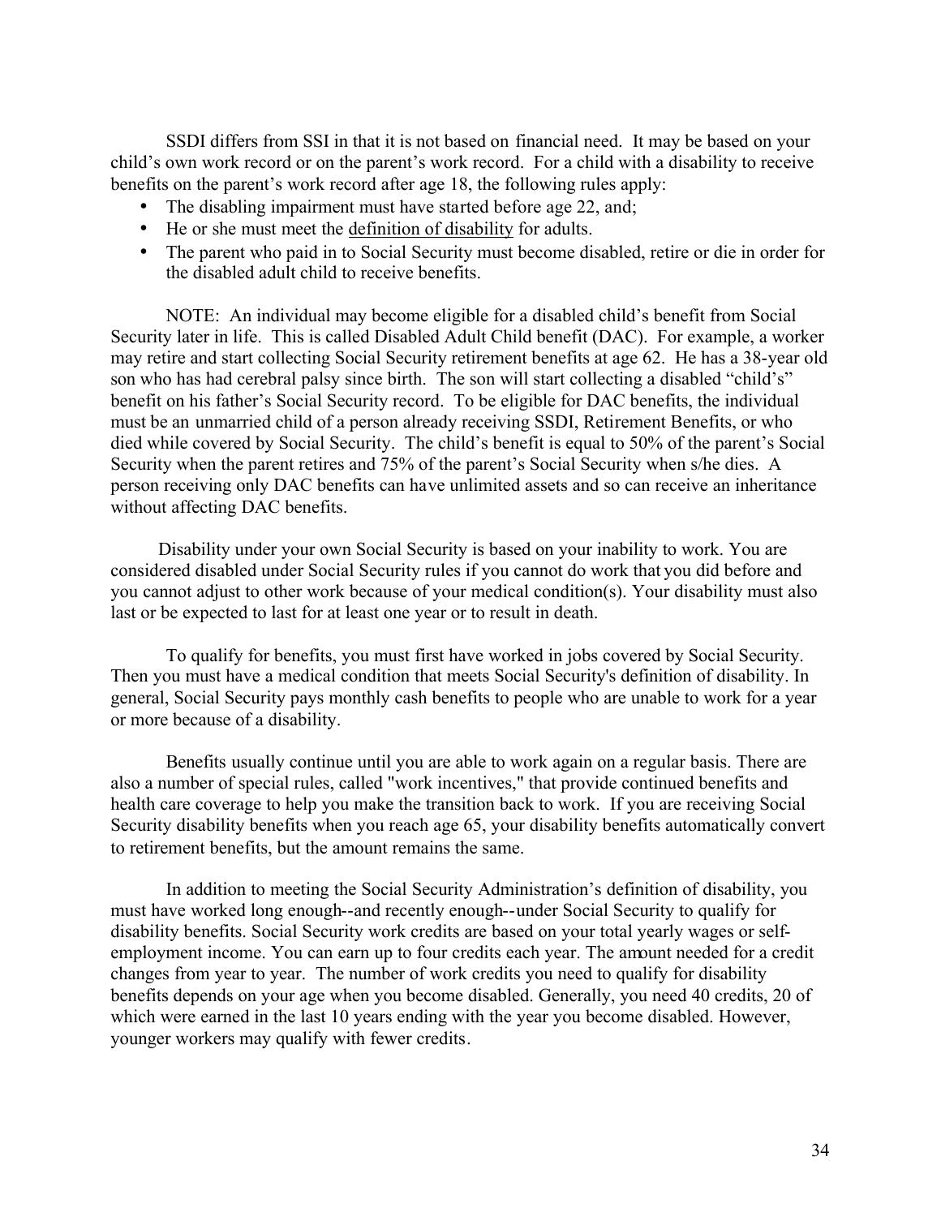SSDI differs from SSI in that it is not based on financial need. It may be based on your child's own work record or on the parent's work record. For a child with a disability to receive benefits on the parent's work record after age 18, the following rules apply:

- The disabling impairment must have started before age 22, and;
- He or she must meet the definition of disability for adults.
- The parent who paid in to Social Security must become disabled, retire or die in order for the disabled adult child to receive benefits.

NOTE: An individual may become eligible for a disabled child's benefit from Social Security later in life. This is called Disabled Adult Child benefit (DAC). For example, a worker may retire and start collecting Social Security retirement benefits at age 62. He has a 38-year old son who has had cerebral palsy since birth. The son will start collecting a disabled "child's" benefit on his father's Social Security record. To be eligible for DAC benefits, the individual must be an unmarried child of a person already receiving SSDI, Retirement Benefits, or who died while covered by Social Security. The child's benefit is equal to 50% of the parent's Social Security when the parent retires and 75% of the parent's Social Security when s/he dies. A person receiving only DAC benefits can have unlimited assets and so can receive an inheritance without affecting DAC benefits.

Disability under your own Social Security is based on your inability to work. You are considered disabled under Social Security rules if you cannot do work that you did before and you cannot adjust to other work because of your medical condition(s). Your disability must also last or be expected to last for at least one year or to result in death.

To qualify for benefits, you must first have worked in jobs covered by Social Security. Then you must have a medical condition that meets Social Security's definition of disability. In general, Social Security pays monthly cash benefits to people who are unable to work for a year or more because of a disability.

Benefits usually continue until you are able to work again on a regular basis. There are also a number of special rules, called "work incentives," that provide continued benefits and health care coverage to help you make the transition back to work. If you are receiving Social Security disability benefits when you reach age 65, your disability benefits automatically convert to retirement benefits, but the amount remains the same.

In addition to meeting the Social Security Administration's definition of disability, you must have worked long enough--and recently enough--under Social Security to qualify for disability benefits. Social Security work credits are based on your total yearly wages or self-employment income. You can earn up to four credits each year. The amount needed for a credit changes from year to year. The number of work credits you need to qualify for disability benefits depends on your age when you become disabled. Generally, you need 40 credits, 20 of which were earned in the last 10 years ending with the year you become disabled. However, younger workers may qualify with fewer credits.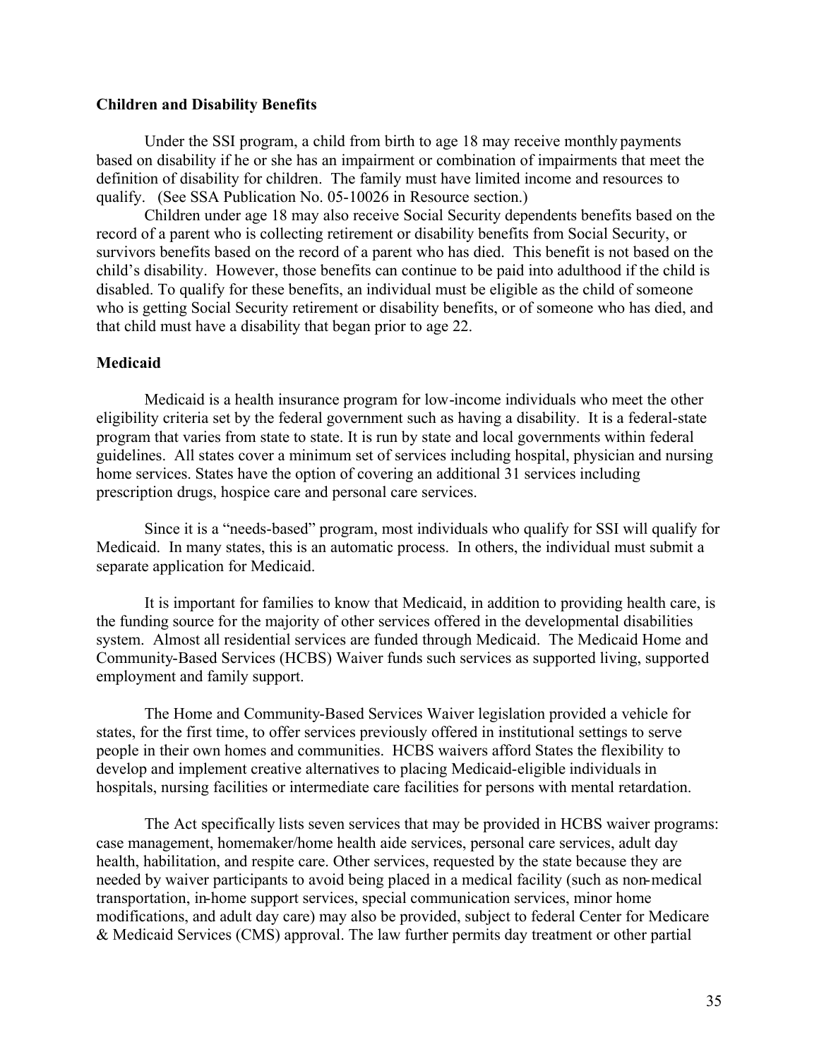**Children and Disability Benefits**

Under the SSI program, a child from birth to age 18 may receive monthly payments based on disability if he or she has an impairment or combination of impairments that meet the definition of disability for children. The family must have limited income and resources to qualify. (See SSA Publication No. 05-10026 in Resource section.)

Children under age 18 may also receive Social Security dependents benefits based on the record of a parent who is collecting retirement or disability benefits from Social Security, or survivors benefits based on the record of a parent who has died. This benefit is not based on the child's disability. However, those benefits can continue to be paid into adulthood if the child is disabled. To qualify for these benefits, an individual must be eligible as the child of someone who is getting Social Security retirement or disability benefits, or of someone who has died, and that child must have a disability that began prior to age 22.

**Medicaid**

Medicaid is a health insurance program for low-income individuals who meet the other eligibility criteria set by the federal government such as having a disability. It is a federal-state program that varies from state to state. It is run by state and local governments within federal guidelines. All states cover a minimum set of services including hospital, physician and nursing home services. States have the option of covering an additional 31 services including prescription drugs, hospice care and personal care services.

Since it is a "needs-based" program, most individuals who qualify for SSI will qualify for Medicaid. In many states, this is an automatic process. In others, the individual must submit a separate application for Medicaid.

It is important for families to know that Medicaid, in addition to providing health care, is the funding source for the majority of other services offered in the developmental disabilities system. Almost all residential services are funded through Medicaid. The Medicaid Home and Community-Based Services (HCBS) Waiver funds such services as supported living, supported employment and family support.

The Home and Community-Based Services Waiver legislation provided a vehicle for states, for the first time, to offer services previously offered in institutional settings to serve people in their own homes and communities. HCBS waivers afford States the flexibility to develop and implement creative alternatives to placing Medicaid-eligible individuals in hospitals, nursing facilities or intermediate care facilities for persons with mental retardation.

The Act specifically lists seven services that may be provided in HCBS waiver programs: case management, homemaker/home health aide services, personal care services, adult day health, habilitation, and respite care. Other services, requested by the state because they are needed by waiver participants to avoid being placed in a medical facility (such as non-medical transportation, in-home support services, special communication services, minor home modifications, and adult day care) may also be provided, subject to federal Center for Medicare & Medicaid Services (CMS) approval. The law further permits day treatment or other partial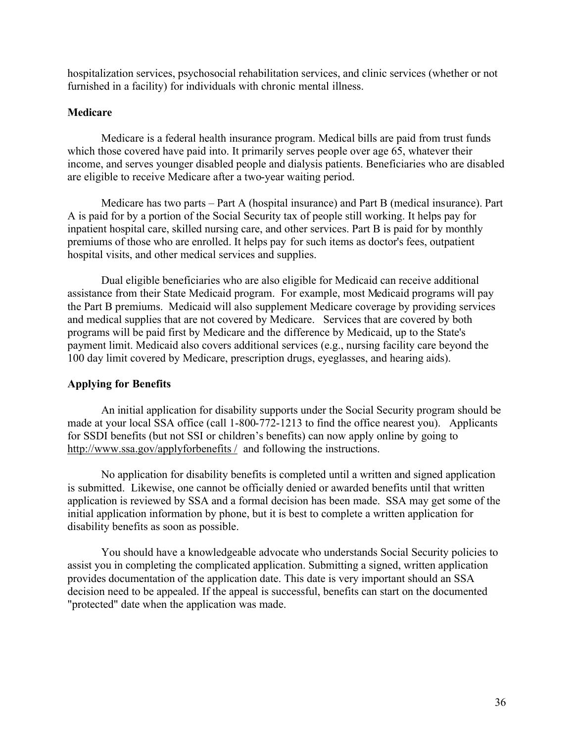hospitalization services, psychosocial rehabilitation services, and clinic services (whether or not furnished in a facility) for individuals with chronic mental illness.

**Medicare**

Medicare is a federal health insurance program. Medical bills are paid from trust funds which those covered have paid into. It primarily serves people over age 65, whatever their income, and serves younger disabled people and dialysis patients. Beneficiaries who are disabled are eligible to receive Medicare after a two-year waiting period.

Medicare has two parts – Part A (hospital insurance) and Part B (medical insurance). Part A is paid for by a portion of the Social Security tax of people still working. It helps pay for inpatient hospital care, skilled nursing care, and other services. Part B is paid for by monthly premiums of those who are enrolled. It helps pay for such items as doctor's fees, outpatient hospital visits, and other medical services and supplies.

Dual eligible beneficiaries who are also eligible for Medicaid can receive additional assistance from their State Medicaid program. For example, most Medicaid programs will pay the Part B premiums. Medicaid will also supplement Medicare coverage by providing services and medical supplies that are not covered by Medicare. Services that are covered by both programs will be paid first by Medicare and the difference by Medicaid, up to the State's payment limit. Medicaid also covers additional services (e.g., nursing facility care beyond the 100 day limit covered by Medicare, prescription drugs, eyeglasses, and hearing aids).

**Applying for Benefits**

An initial application for disability supports under the Social Security program should be made at your local SSA office (call 1-800-772-1213 to find the office nearest you). Applicants for SSDI benefits (but not SSI or children's benefits) can now apply online by going to http://www.ssa.gov/applyforbenefits / and following the instructions.

No application for disability benefits is completed until a written and signed application is submitted. Likewise, one cannot be officially denied or awarded benefits until that written application is reviewed by SSA and a formal decision has been made. SSA may get some of the initial application information by phone, but it is best to complete a written application for disability benefits as soon as possible.

You should have a knowledgeable advocate who understands Social Security policies to assist you in completing the complicated application. Submitting a signed, written application provides documentation of the application date. This date is very important should an SSA decision need to be appealed. If the appeal is successful, benefits can start on the documented "protected" date when the application was made.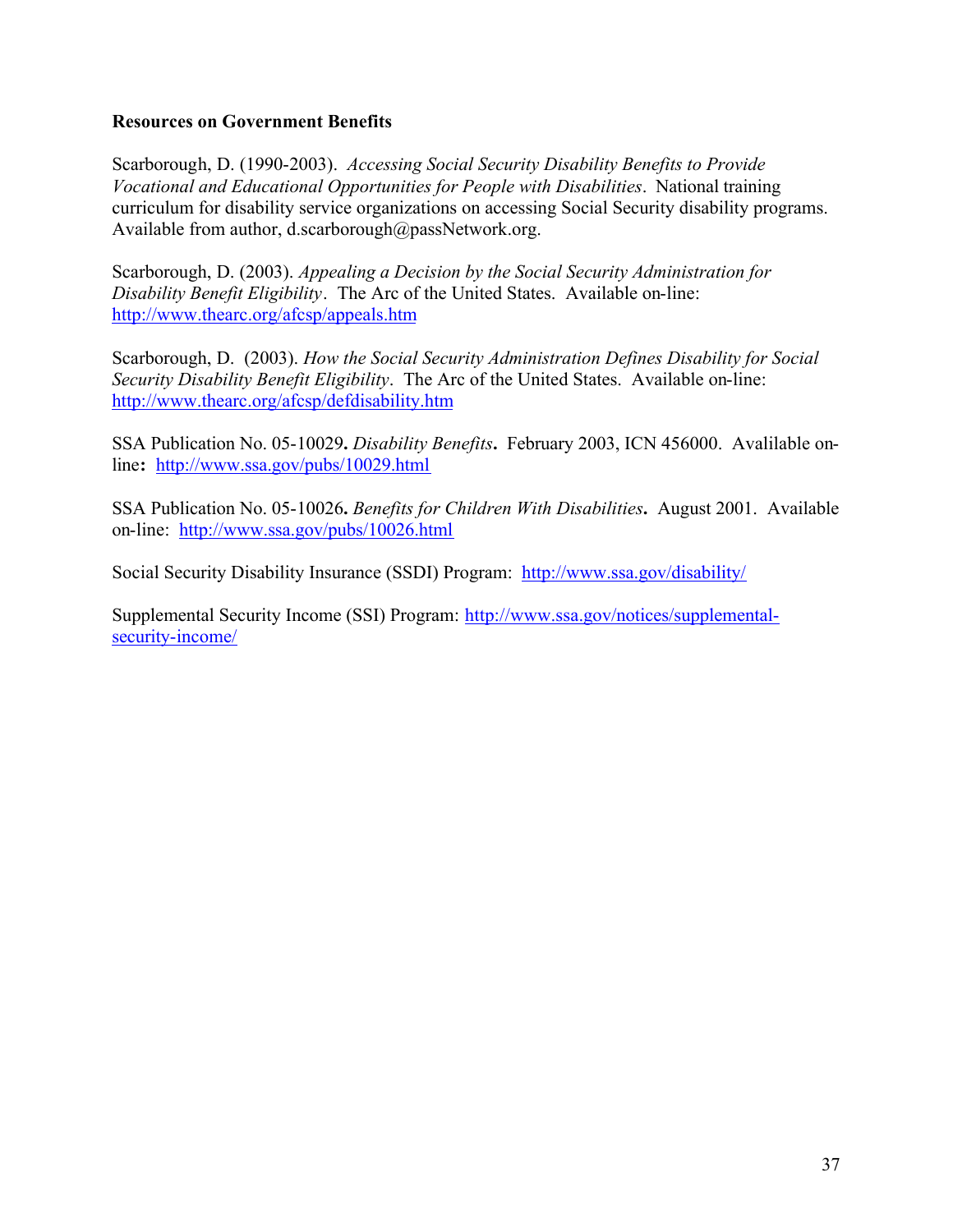**Resources on Government Benefits**

Scarborough, D. (1990-2003). *Accessing Social Security Disability Benefits to Provide Vocational and Educational Opportunities for People with Disabilities*. National training curriculum for disability service organizations on accessing Social Security disability programs. Available from author, d.scarborough@passNetwork.org.

Scarborough, D. (2003). *Appealing a Decision by the Social Security Administration for Disability Benefit Eligibility*. The Arc of the United States. Available on-line: http://www.thearc.org/afcsp/appeals.htm

Scarborough, D. (2003). *How the Social Security Administration Defines Disability for Social Security Disability Benefit Eligibility*. The Arc of the United States. Available on-line: http://www.thearc.org/afcsp/defdisability.htm

SSA Publication No. 05-10029**.** *Disability Benefits***.** February 2003, ICN 456000. Avalilable on-line**:** http://www.ssa.gov/pubs/10029.html

SSA Publication No. 05-10026**.** *Benefits for Children With Disabilities***.** August 2001. Available on-line: http://www.ssa.gov/pubs/10026.html

Social Security Disability Insurance (SSDI) Program: http://www.ssa.gov/disability/

Supplemental Security Income (SSI) Program: http://www.ssa.gov/notices/supplemental-security-income/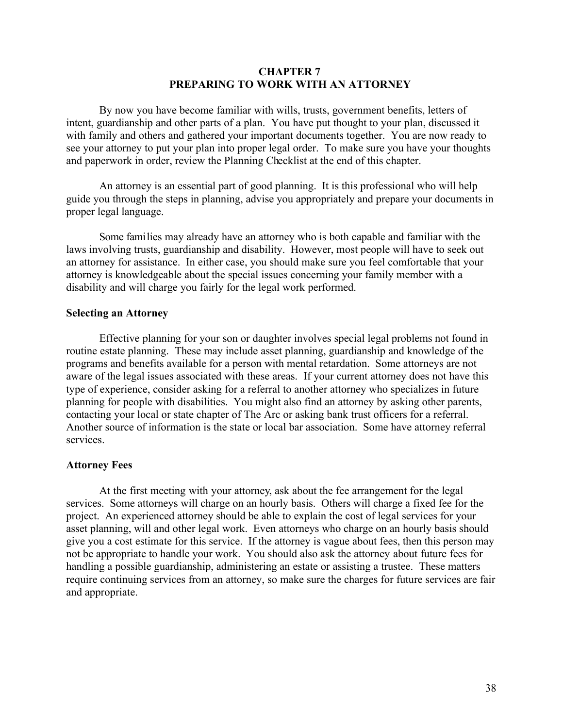# CHAPTER 7
# PREPARING TO WORK WITH AN ATTORNEY

By now you have become familiar with wills, trusts, government benefits, letters of intent, guardianship and other parts of a plan. You have put thought to your plan, discussed it with family and others and gathered your important documents together. You are now ready to see your attorney to put your plan into proper legal order. To make sure you have your thoughts and paperwork in order, review the Planning Checklist at the end of this chapter.

An attorney is an essential part of good planning. It is this professional who will help guide you through the steps in planning, advise you appropriately and prepare your documents in proper legal language.

Some families may already have an attorney who is both capable and familiar with the laws involving trusts, guardianship and disability. However, most people will have to seek out an attorney for assistance. In either case, you should make sure you feel comfortable that your attorney is knowledgeable about the special issues concerning your family member with a disability and will charge you fairly for the legal work performed.

## Selecting an Attorney

Effective planning for your son or daughter involves special legal problems not found in routine estate planning. These may include asset planning, guardianship and knowledge of the programs and benefits available for a person with mental retardation. Some attorneys are not aware of the legal issues associated with these areas. If your current attorney does not have this type of experience, consider asking for a referral to another attorney who specializes in future planning for people with disabilities. You might also find an attorney by asking other parents, contacting your local or state chapter of The Arc or asking bank trust officers for a referral. Another source of information is the state or local bar association. Some have attorney referral services.

## Attorney Fees

At the first meeting with your attorney, ask about the fee arrangement for the legal services. Some attorneys will charge on an hourly basis. Others will charge a fixed fee for the project. An experienced attorney should be able to explain the cost of legal services for your asset planning, will and other legal work. Even attorneys who charge on an hourly basis should give you a cost estimate for this service. If the attorney is vague about fees, then this person may not be appropriate to handle your work. You should also ask the attorney about future fees for handling a possible guardianship, administering an estate or assisting a trustee. These matters require continuing services from an attorney, so make sure the charges for future services are fair and appropriate.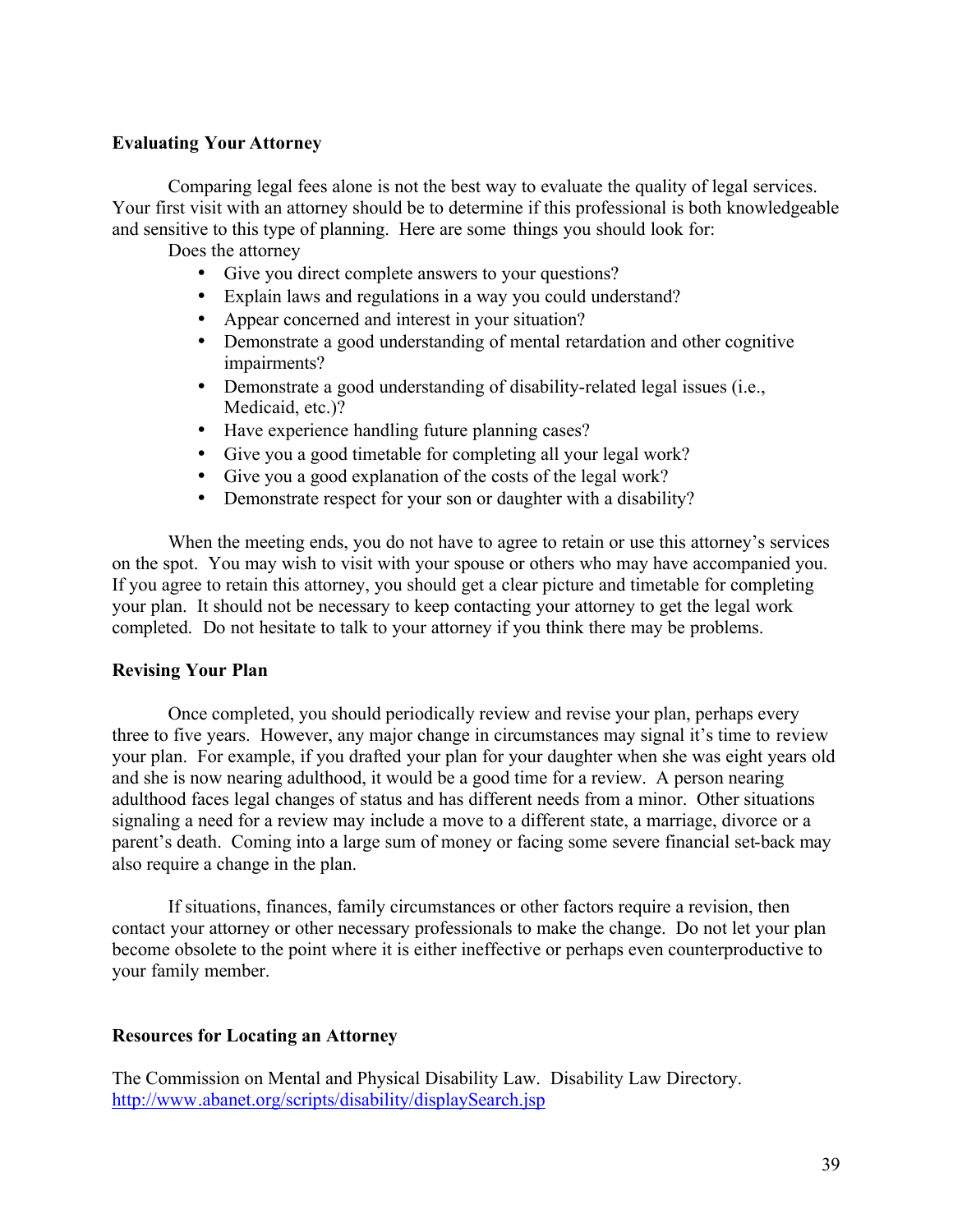**Evaluating Your Attorney**

Comparing legal fees alone is not the best way to evaluate the quality of legal services. Your first visit with an attorney should be to determine if this professional is both knowledgeable and sensitive to this type of planning. Here are some things you should look for:

Does the attorney

- Give you direct complete answers to your questions?
- Explain laws and regulations in a way you could understand?
- Appear concerned and interest in your situation?
- Demonstrate a good understanding of mental retardation and other cognitive impairments?
- Demonstrate a good understanding of disability-related legal issues (i.e., Medicaid, etc.)?
- Have experience handling future planning cases?
- Give you a good timetable for completing all your legal work?
- Give you a good explanation of the costs of the legal work?
- Demonstrate respect for your son or daughter with a disability?

When the meeting ends, you do not have to agree to retain or use this attorney's services on the spot. You may wish to visit with your spouse or others who may have accompanied you. If you agree to retain this attorney, you should get a clear picture and timetable for completing your plan. It should not be necessary to keep contacting your attorney to get the legal work completed. Do not hesitate to talk to your attorney if you think there may be problems.

**Revising Your Plan**

Once completed, you should periodically review and revise your plan, perhaps every three to five years. However, any major change in circumstances may signal it's time to review your plan. For example, if you drafted your plan for your daughter when she was eight years old and she is now nearing adulthood, it would be a good time for a review. A person nearing adulthood faces legal changes of status and has different needs from a minor. Other situations signaling a need for a review may include a move to a different state, a marriage, divorce or a parent's death. Coming into a large sum of money or facing some severe financial set-back may also require a change in the plan.

If situations, finances, family circumstances or other factors require a revision, then contact your attorney or other necessary professionals to make the change. Do not let your plan become obsolete to the point where it is either ineffective or perhaps even counterproductive to your family member.

**Resources for Locating an Attorney**

The Commission on Mental and Physical Disability Law. Disability Law Directory. http://www.abanet.org/scripts/disability/displaySearch.jsp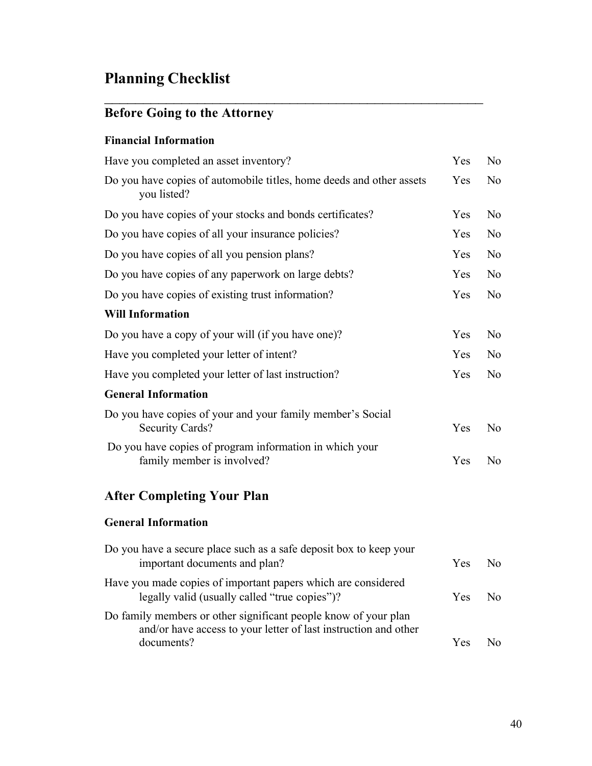# Planning Checklist

## Before Going to the Attorney

### Financial Information

| | | |
|---|---|---|
| Have you completed an asset inventory? | Yes | No |
| Do you have copies of automobile titles, home deeds and other assets you listed? | Yes | No |
| Do you have copies of your stocks and bonds certificates? | Yes | No |
| Do you have copies of all your insurance policies? | Yes | No |
| Do you have copies of all you pension plans? | Yes | No |
| Do you have copies of any paperwork on large debts? | Yes | No |
| Do you have copies of existing trust information? | Yes | No |

### Will Information

| | | |
|---|---|---|
| Do you have a copy of your will (if you have one)? | Yes | No |
| Have you completed your letter of intent? | Yes | No |
| Have you completed your letter of last instruction? | Yes | No |

### General Information

| | | |
|---|---|---|
| Do you have copies of your and your family member's Social Security Cards? | Yes | No |
| Do you have copies of program information in which your family member is involved? | Yes | No |

## After Completing Your Plan

### General Information

| | | |
|---|---|---|
| Do you have a secure place such as a safe deposit box to keep your important documents and plan? | Yes | No |
| Have you made copies of important papers which are considered legally valid (usually called "true copies")? | Yes | No |
| Do family members or other significant people know of your plan and/or have access to your letter of last instruction and other documents? | Yes | No |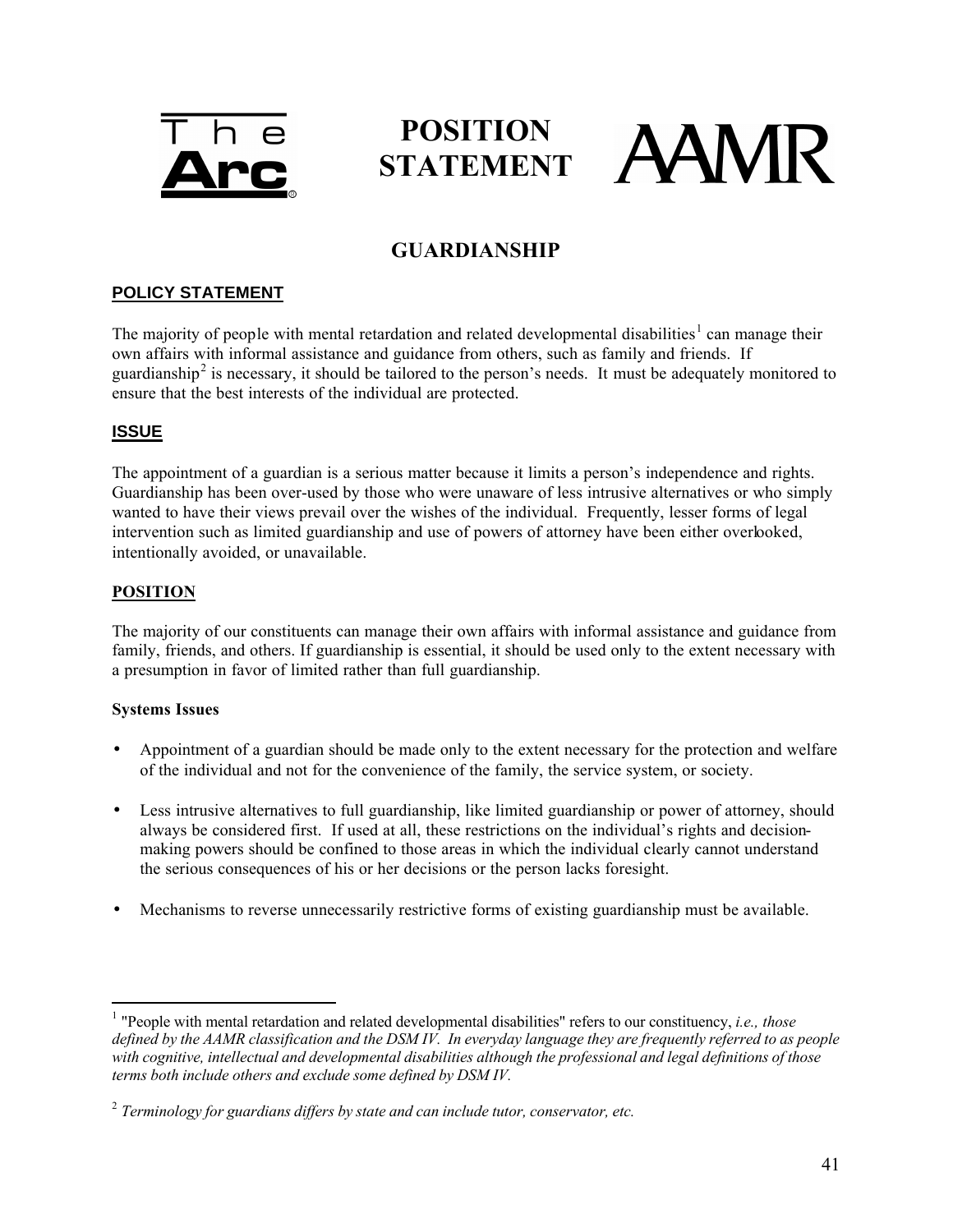The Arc

# POSITION STATEMENT

AAMR

## GUARDIANSHIP

### POLICY STATEMENT

The majority of people with mental retardation and related developmental disabilities[1] can manage their own affairs with informal assistance and guidance from others, such as family and friends. If guardianship[2] is necessary, it should be tailored to the person's needs. It must be adequately monitored to ensure that the best interests of the individual are protected.

### ISSUE

The appointment of a guardian is a serious matter because it limits a person's independence and rights. Guardianship has been over-used by those who were unaware of less intrusive alternatives or who simply wanted to have their views prevail over the wishes of the individual. Frequently, lesser forms of legal intervention such as limited guardianship and use of powers of attorney have been either overlooked, intentionally avoided, or unavailable.

### POSITION

The majority of our constituents can manage their own affairs with informal assistance and guidance from family, friends, and others. If guardianship is essential, it should be used only to the extent necessary with a presumption in favor of limited rather than full guardianship.

**Systems Issues**

- Appointment of a guardian should be made only to the extent necessary for the protection and welfare of the individual and not for the convenience of the family, the service system, or society.
- Less intrusive alternatives to full guardianship, like limited guardianship or power of attorney, should always be considered first. If used at all, these restrictions on the individual's rights and decision-making powers should be confined to those areas in which the individual clearly cannot understand the serious consequences of his or her decisions or the person lacks foresight.
- Mechanisms to reverse unnecessarily restrictive forms of existing guardianship must be available.

---

[1] "People with mental retardation and related developmental disabilities" refers to our constituency, *i.e., those defined by the AAMR classification and the DSM IV. In everyday language they are frequently referred to as people with cognitive, intellectual and developmental disabilities although the professional and legal definitions of those terms both include others and exclude some defined by DSM IV.*

[2] *Terminology for guardians differs by state and can include tutor, conservator, etc.*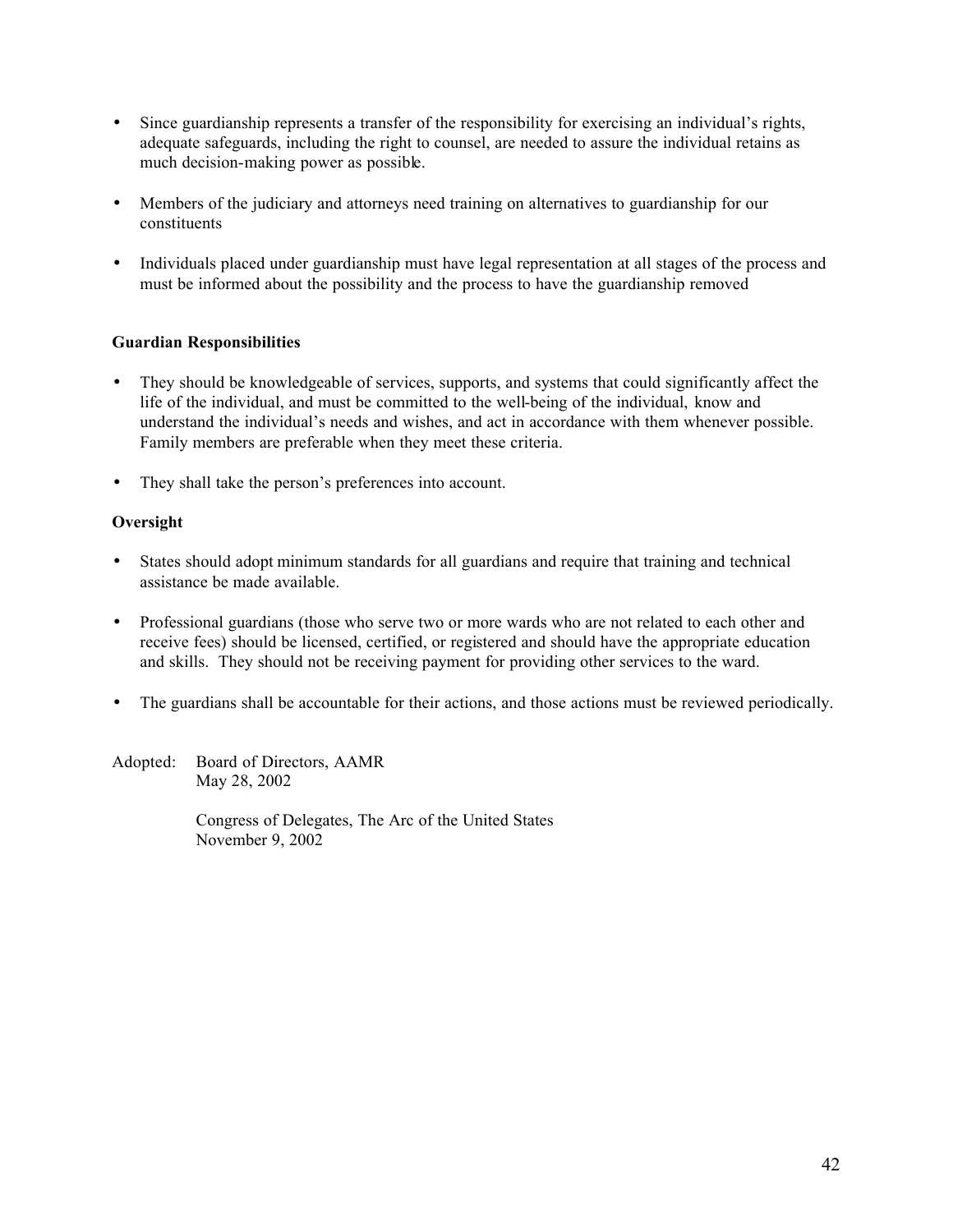- Since guardianship represents a transfer of the responsibility for exercising an individual's rights, adequate safeguards, including the right to counsel, are needed to assure the individual retains as much decision-making power as possible.

- Members of the judiciary and attorneys need training on alternatives to guardianship for our constituents

- Individuals placed under guardianship must have legal representation at all stages of the process and must be informed about the possibility and the process to have the guardianship removed

**Guardian Responsibilities**

- They should be knowledgeable of services, supports, and systems that could significantly affect the life of the individual, and must be committed to the well-being of the individual, know and understand the individual's needs and wishes, and act in accordance with them whenever possible. Family members are preferable when they meet these criteria.

- They shall take the person's preferences into account.

**Oversight**

- States should adopt minimum standards for all guardians and require that training and technical assistance be made available.

- Professional guardians (those who serve two or more wards who are not related to each other and receive fees) should be licensed, certified, or registered and should have the appropriate education and skills. They should not be receiving payment for providing other services to the ward.

- The guardians shall be accountable for their actions, and those actions must be reviewed periodically.

Adopted: Board of Directors, AAMR
May 28, 2002

Congress of Delegates, The Arc of the United States
November 9, 2002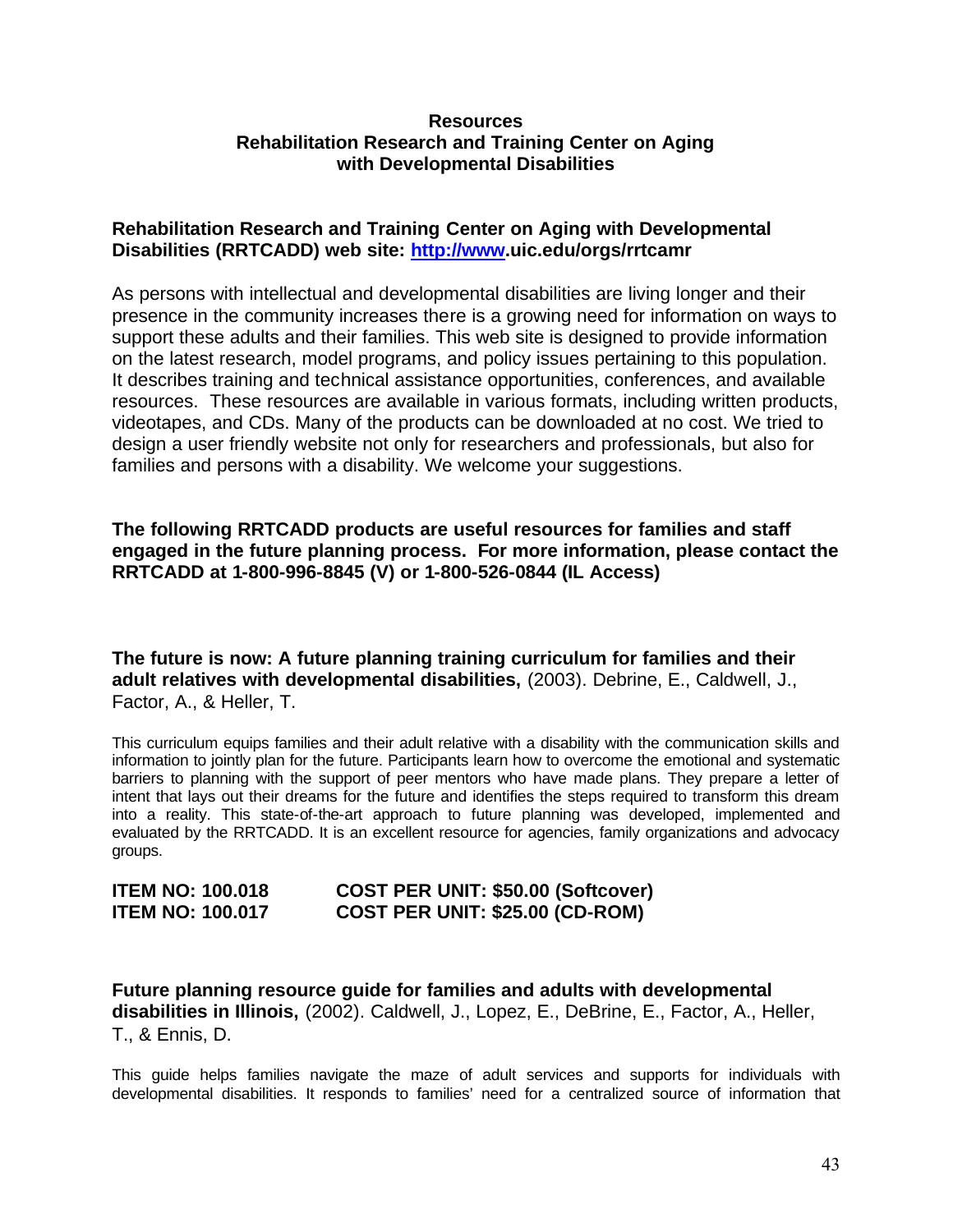## Resources
## Rehabilitation Research and Training Center on Aging with Developmental Disabilities

**Rehabilitation Research and Training Center on Aging with Developmental Disabilities (RRTCADD) web site: http://www.uic.edu/orgs/rrtcamr**

As persons with intellectual and developmental disabilities are living longer and their presence in the community increases there is a growing need for information on ways to support these adults and their families. This web site is designed to provide information on the latest research, model programs, and policy issues pertaining to this population. It describes training and technical assistance opportunities, conferences, and available resources. These resources are available in various formats, including written products, videotapes, and CDs. Many of the products can be downloaded at no cost. We tried to design a user friendly website not only for researchers and professionals, but also for families and persons with a disability. We welcome your suggestions.

**The following RRTCADD products are useful resources for families and staff engaged in the future planning process. For more information, please contact the RRTCADD at 1-800-996-8845 (V) or 1-800-526-0844 (IL Access)**

**The future is now: A future planning training curriculum for families and their adult relatives with developmental disabilities,** (2003). Debrine, E., Caldwell, J., Factor, A., & Heller, T.

This curriculum equips families and their adult relative with a disability with the communication skills and information to jointly plan for the future. Participants learn how to overcome the emotional and systematic barriers to planning with the support of peer mentors who have made plans. They prepare a letter of intent that lays out their dreams for the future and identifies the steps required to transform this dream into a reality. This state-of-the-art approach to future planning was developed, implemented and evaluated by the RRTCADD. It is an excellent resource for agencies, family organizations and advocacy groups.

**ITEM NO: 100.018** **COST PER UNIT: $50.00 (Softcover)**
**ITEM NO: 100.017** **COST PER UNIT: $25.00 (CD-ROM)**

**Future planning resource guide for families and adults with developmental disabilities in Illinois,** (2002). Caldwell, J., Lopez, E., DeBrine, E., Factor, A., Heller, T., & Ennis, D.

This guide helps families navigate the maze of adult services and supports for individuals with developmental disabilities. It responds to families' need for a centralized source of information that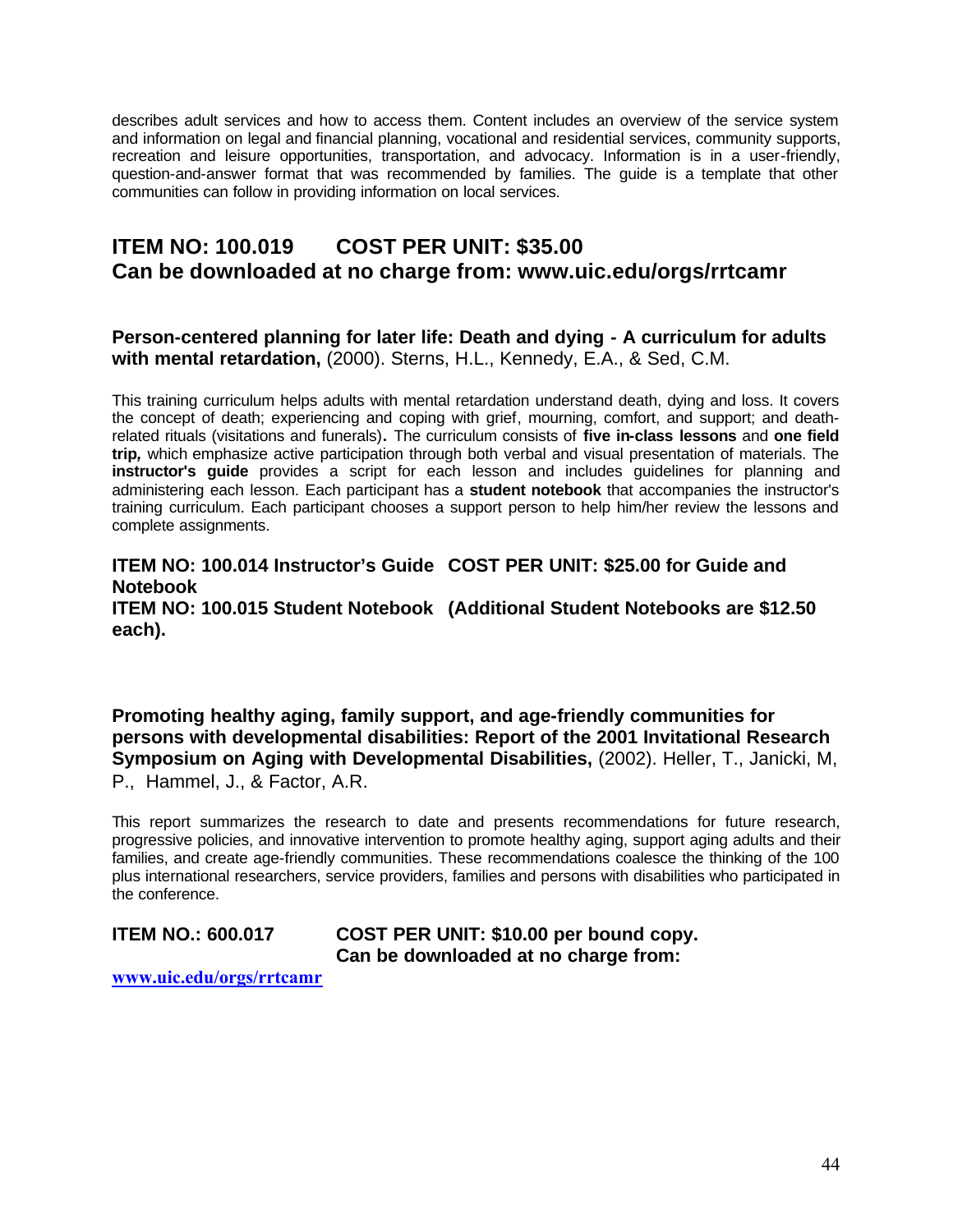describes adult services and how to access them. Content includes an overview of the service system and information on legal and financial planning, vocational and residential services, community supports, recreation and leisure opportunities, transportation, and advocacy. Information is in a user-friendly, question-and-answer format that was recommended by families. The guide is a template that other communities can follow in providing information on local services.

## ITEM NO: 100.019 COST PER UNIT: $35.00
## Can be downloaded at no charge from: www.uic.edu/orgs/rrtcamr

**Person-centered planning for later life: Death and dying - A curriculum for adults with mental retardation,** (2000). Sterns, H.L., Kennedy, E.A., & Sed, C.M.

This training curriculum helps adults with mental retardation understand death, dying and loss. It covers the concept of death; experiencing and coping with grief, mourning, comfort, and support; and death-related rituals (visitations and funerals)**.** The curriculum consists of **five in-class lessons** and **one field trip***,* which emphasize active participation through both verbal and visual presentation of materials. The **instructor's guide** provides a script for each lesson and includes guidelines for planning and administering each lesson. Each participant has a **student notebook** that accompanies the instructor's training curriculum. Each participant chooses a support person to help him/her review the lessons and complete assignments.

**ITEM NO: 100.014 Instructor's Guide COST PER UNIT: $25.00 for Guide and Notebook**
**ITEM NO: 100.015 Student Notebook (Additional Student Notebooks are $12.50 each).**

**Promoting healthy aging, family support, and age-friendly communities for persons with developmental disabilities: Report of the 2001 Invitational Research Symposium on Aging with Developmental Disabilities,** (2002). Heller, T., Janicki, M, P., Hammel, J., & Factor, A.R.

This report summarizes the research to date and presents recommendations for future research, progressive policies, and innovative intervention to promote healthy aging, support aging adults and their families, and create age-friendly communities. These recommendations coalesce the thinking of the 100 plus international researchers, service providers, families and persons with disabilities who participated in the conference.

**ITEM NO.: 600.017 COST PER UNIT: $10.00 per bound copy.**
**Can be downloaded at no charge from:**
**www.uic.edu/orgs/rrtcamr**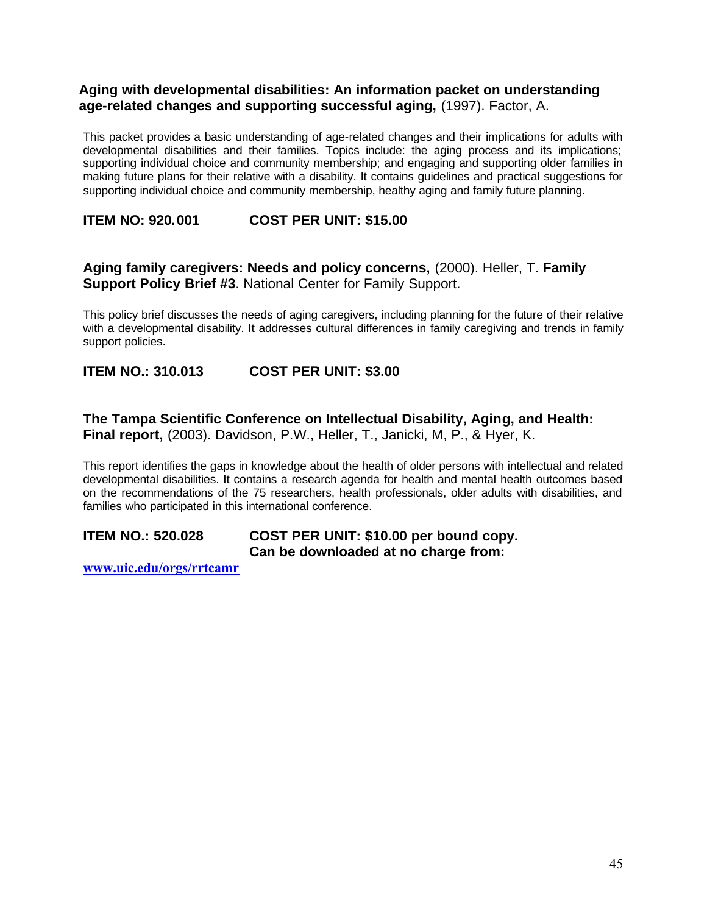**Aging with developmental disabilities: An information packet on understanding age-related changes and supporting successful aging,** (1997). Factor, A.

This packet provides a basic understanding of age-related changes and their implications for adults with developmental disabilities and their families. Topics include: the aging process and its implications; supporting individual choice and community membership; and engaging and supporting older families in making future plans for their relative with a disability. It contains guidelines and practical suggestions for supporting individual choice and community membership, healthy aging and family future planning.

**ITEM NO: 920.001 COST PER UNIT: $15.00**

**Aging family caregivers: Needs and policy concerns,** (2000). Heller, T. **Family Support Policy Brief #3**. National Center for Family Support.

This policy brief discusses the needs of aging caregivers, including planning for the future of their relative with a developmental disability. It addresses cultural differences in family caregiving and trends in family support policies.

**ITEM NO.: 310.013 COST PER UNIT: $3.00**

**The Tampa Scientific Conference on Intellectual Disability, Aging, and Health: Final report,** (2003). Davidson, P.W., Heller, T., Janicki, M, P., & Hyer, K.

This report identifies the gaps in knowledge about the health of older persons with intellectual and related developmental disabilities. It contains a research agenda for health and mental health outcomes based on the recommendations of the 75 researchers, health professionals, older adults with disabilities, and families who participated in this international conference.

**ITEM NO.: 520.028 COST PER UNIT: $10.00 per bound copy. Can be downloaded at no charge from:**

**www.uic.edu/orgs/rrtcamr**